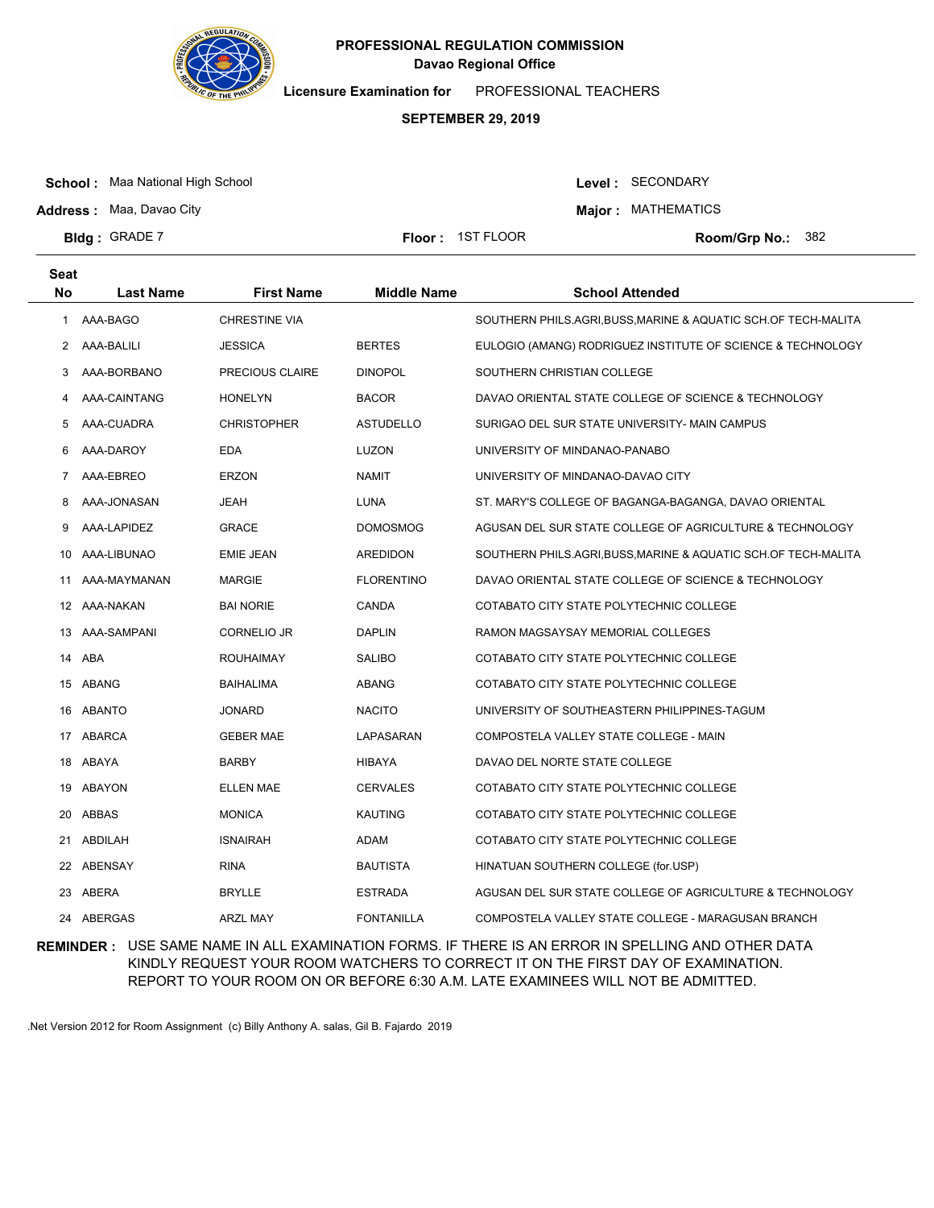# PROFESSIONAL REGULATION COMMISSION

**Davao Regional Office**

**Licensure Examination for** PROFESSIONAL TEACHERS

**SEPTEMBER 29, 2019**

**School :** Maa National High School

**Address :** Maa, Davao City

**Bldg :** GRADE 7

**Floor :** 1ST FLOOR

**Level :** SECONDARY

**Major :** MATHEMATICS

**Room/Grp No.:** 382

| Seat No | Last Name | First Name | Middle Name | School Attended |
|---|---|---|---|---|
| 1 | AAA-BAGO | CHRESTINE VIA | | SOUTHERN PHILS.AGRI,BUSS,MARINE & AQUATIC SCH.OF TECH-MALITA |
| 2 | AAA-BALILI | JESSICA | BERTES | EULOGIO (AMANG) RODRIGUEZ INSTITUTE OF SCIENCE & TECHNOLOGY |
| 3 | AAA-BORBANO | PRECIOUS CLAIRE | DINOPOL | SOUTHERN CHRISTIAN COLLEGE |
| 4 | AAA-CAINTANG | HONELYN | BACOR | DAVAO ORIENTAL STATE COLLEGE OF SCIENCE & TECHNOLOGY |
| 5 | AAA-CUADRA | CHRISTOPHER | ASTUDELLO | SURIGAO DEL SUR STATE UNIVERSITY- MAIN CAMPUS |
| 6 | AAA-DAROY | EDA | LUZON | UNIVERSITY OF MINDANAO-PANABO |
| 7 | AAA-EBREO | ERZON | NAMIT | UNIVERSITY OF MINDANAO-DAVAO CITY |
| 8 | AAA-JONASAN | JEAH | LUNA | ST. MARY'S COLLEGE OF BAGANGA-BAGANGA, DAVAO ORIENTAL |
| 9 | AAA-LAPIDEZ | GRACE | DOMOSMOG | AGUSAN DEL SUR STATE COLLEGE OF AGRICULTURE & TECHNOLOGY |
| 10 | AAA-LIBUNAO | EMIE JEAN | AREDIDON | SOUTHERN PHILS.AGRI,BUSS,MARINE & AQUATIC SCH.OF TECH-MALITA |
| 11 | AAA-MAYMANAN | MARGIE | FLORENTINO | DAVAO ORIENTAL STATE COLLEGE OF SCIENCE & TECHNOLOGY |
| 12 | AAA-NAKAN | BAI NORIE | CANDA | COTABATO CITY STATE POLYTECHNIC COLLEGE |
| 13 | AAA-SAMPANI | CORNELIO JR | DAPLIN | RAMON MAGSAYSAY MEMORIAL COLLEGES |
| 14 | ABA | ROUHAIMAY | SALIBO | COTABATO CITY STATE POLYTECHNIC COLLEGE |
| 15 | ABANG | BAIHALIMA | ABANG | COTABATO CITY STATE POLYTECHNIC COLLEGE |
| 16 | ABANTO | JONARD | NACITO | UNIVERSITY OF SOUTHEASTERN PHILIPPINES-TAGUM |
| 17 | ABARCA | GEBER MAE | LAPASARAN | COMPOSTELA VALLEY STATE COLLEGE - MAIN |
| 18 | ABAYA | BARBY | HIBAYA | DAVAO DEL NORTE STATE COLLEGE |
| 19 | ABAYON | ELLEN MAE | CERVALES | COTABATO CITY STATE POLYTECHNIC COLLEGE |
| 20 | ABBAS | MONICA | KAUTING | COTABATO CITY STATE POLYTECHNIC COLLEGE |
| 21 | ABDILAH | ISNAIRAH | ADAM | COTABATO CITY STATE POLYTECHNIC COLLEGE |
| 22 | ABENSAY | RINA | BAUTISTA | HINATUAN SOUTHERN COLLEGE (for.USP) |
| 23 | ABERA | BRYLLE | ESTRADA | AGUSAN DEL SUR STATE COLLEGE OF AGRICULTURE & TECHNOLOGY |
| 24 | ABERGAS | ARZL MAY | FONTANILLA | COMPOSTELA VALLEY STATE COLLEGE - MARAGUSAN BRANCH |

**REMINDER :** USE SAME NAME IN ALL EXAMINATION FORMS. IF THERE IS AN ERROR IN SPELLING AND OTHER DATA KINDLY REQUEST YOUR ROOM WATCHERS TO CORRECT IT ON THE FIRST DAY OF EXAMINATION. REPORT TO YOUR ROOM ON OR BEFORE 6:30 A.M. LATE EXAMINEES WILL NOT BE ADMITTED.

.Net Version 2012 for Room Assignment (c) Billy Anthony A. salas, Gil B. Fajardo 2019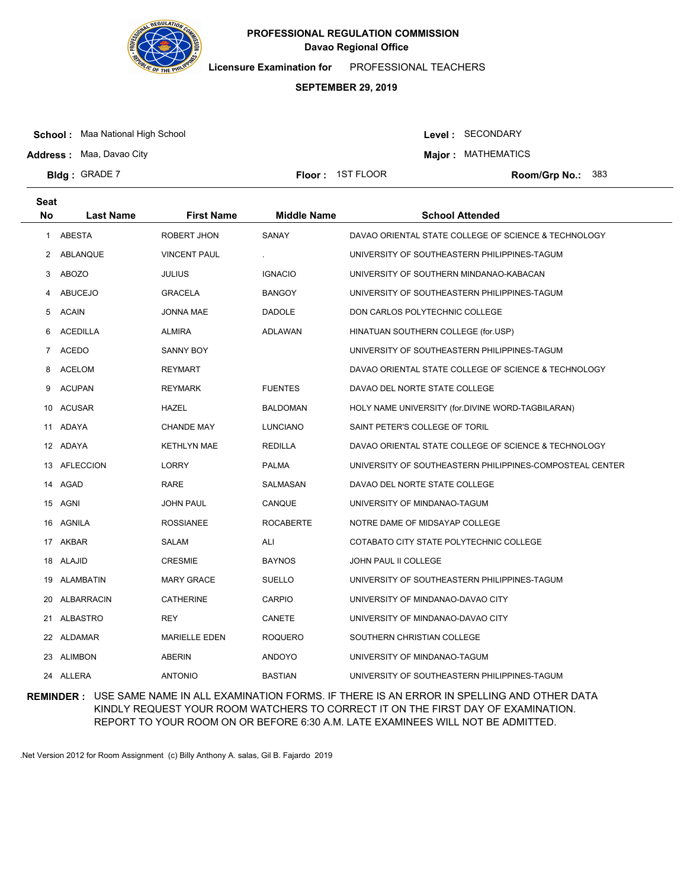# PROFESSIONAL REGULATION COMMISSION
## Davao Regional Office

**Licensure Examination for** PROFESSIONAL TEACHERS

**SEPTEMBER 29, 2019**

**School :** Maa National High School
**Address :** Maa, Davao City
**Bldg :** GRADE 7
**Floor :** 1ST FLOOR

**Level :** SECONDARY
**Major :** MATHEMATICS
**Room/Grp No.:** 383

| Seat No | Last Name | First Name | Middle Name | School Attended |
|---|---|---|---|---|
| 1 | ABESTA | ROBERT JHON | SANAY | DAVAO ORIENTAL STATE COLLEGE OF SCIENCE & TECHNOLOGY |
| 2 | ABLANQUE | VINCENT PAUL | . | UNIVERSITY OF SOUTHEASTERN PHILIPPINES-TAGUM |
| 3 | ABOZO | JULIUS | IGNACIO | UNIVERSITY OF SOUTHERN MINDANAO-KABACAN |
| 4 | ABUCEJO | GRACELA | BANGOY | UNIVERSITY OF SOUTHEASTERN PHILIPPINES-TAGUM |
| 5 | ACAIN | JONNA MAE | DADOLE | DON CARLOS POLYTECHNIC COLLEGE |
| 6 | ACEDILLA | ALMIRA | ADLAWAN | HINATUAN SOUTHERN COLLEGE (for.USP) |
| 7 | ACEDO | SANNY BOY | | UNIVERSITY OF SOUTHEASTERN PHILIPPINES-TAGUM |
| 8 | ACELOM | REYMART | | DAVAO ORIENTAL STATE COLLEGE OF SCIENCE & TECHNOLOGY |
| 9 | ACUPAN | REYMARK | FUENTES | DAVAO DEL NORTE STATE COLLEGE |
| 10 | ACUSAR | HAZEL | BALDOMAN | HOLY NAME UNIVERSITY (for.DIVINE WORD-TAGBILARAN) |
| 11 | ADAYA | CHANDE MAY | LUNCIANO | SAINT PETER'S COLLEGE OF TORIL |
| 12 | ADAYA | KETHLYN MAE | REDILLA | DAVAO ORIENTAL STATE COLLEGE OF SCIENCE & TECHNOLOGY |
| 13 | AFLECCION | LORRY | PALMA | UNIVERSITY OF SOUTHEASTERN PHILIPPINES-COMPOSTEAL CENTER |
| 14 | AGAD | RARE | SALMASAN | DAVAO DEL NORTE STATE COLLEGE |
| 15 | AGNI | JOHN PAUL | CANQUE | UNIVERSITY OF MINDANAO-TAGUM |
| 16 | AGNILA | ROSSIANEE | ROCABERTE | NOTRE DAME OF MIDSAYAP COLLEGE |
| 17 | AKBAR | SALAM | ALI | COTABATO CITY STATE POLYTECHNIC COLLEGE |
| 18 | ALAJID | CRESMIE | BAYNOS | JOHN PAUL II COLLEGE |
| 19 | ALAMBATIN | MARY GRACE | SUELLO | UNIVERSITY OF SOUTHEASTERN PHILIPPINES-TAGUM |
| 20 | ALBARRACIN | CATHERINE | CARPIO | UNIVERSITY OF MINDANAO-DAVAO CITY |
| 21 | ALBASTRO | REY | CANETE | UNIVERSITY OF MINDANAO-DAVAO CITY |
| 22 | ALDAMAR | MARIELLE EDEN | ROQUERO | SOUTHERN CHRISTIAN COLLEGE |
| 23 | ALIMBON | ABERIN | ANDOYO | UNIVERSITY OF MINDANAO-TAGUM |
| 24 | ALLERA | ANTONIO | BASTIAN | UNIVERSITY OF SOUTHEASTERN PHILIPPINES-TAGUM |

**REMINDER :** USE SAME NAME IN ALL EXAMINATION FORMS. IF THERE IS AN ERROR IN SPELLING AND OTHER DATA KINDLY REQUEST YOUR ROOM WATCHERS TO CORRECT IT ON THE FIRST DAY OF EXAMINATION. REPORT TO YOUR ROOM ON OR BEFORE 6:30 A.M. LATE EXAMINEES WILL NOT BE ADMITTED.

.Net Version 2012 for Room Assignment (c) Billy Anthony A. salas, Gil B. Fajardo 2019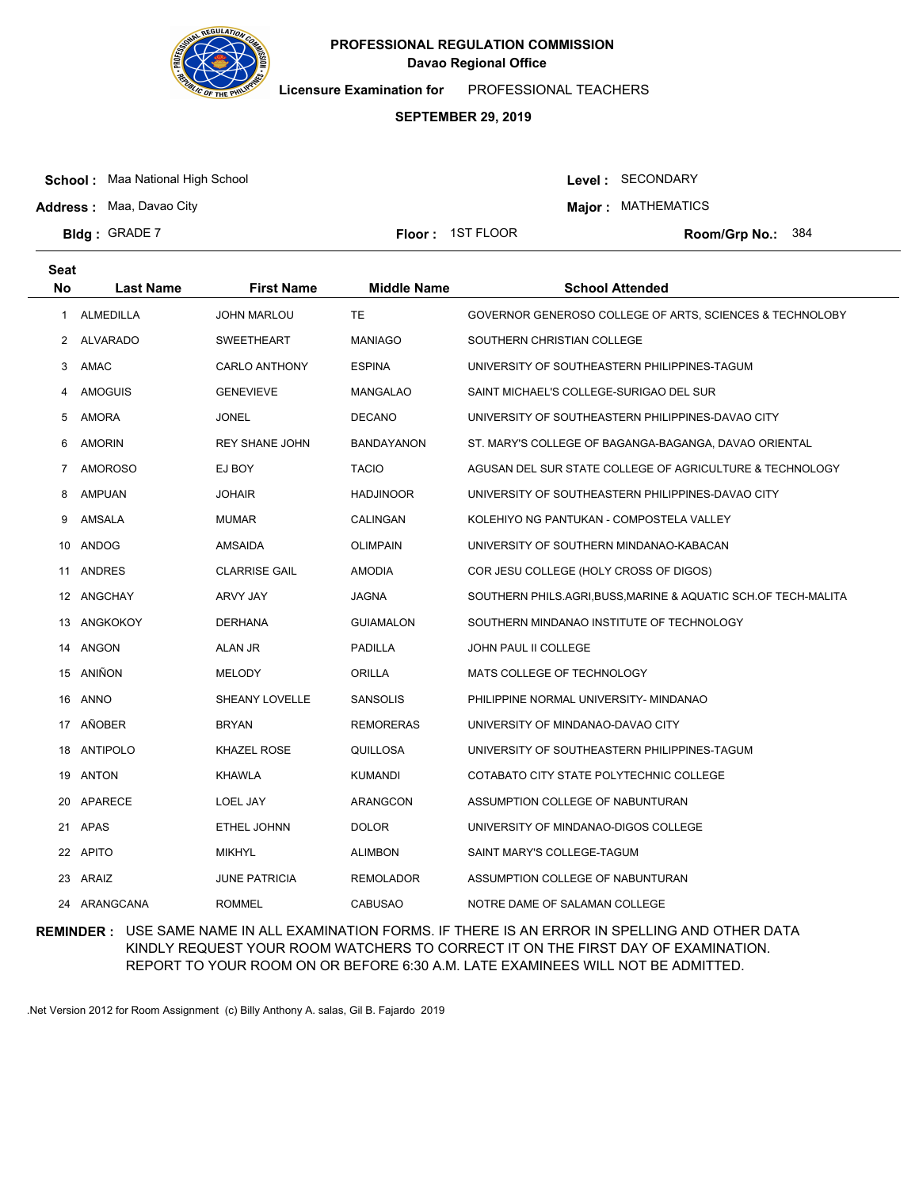**PROFESSIONAL REGULATION COMMISSION**
**Davao Regional Office**

**Licensure Examination for** PROFESSIONAL TEACHERS

**SEPTEMBER 29, 2019**

**School :** Maa National High School
**Address :** Maa, Davao City
**Bldg :** GRADE 7
**Floor :** 1ST FLOOR
**Level :** SECONDARY
**Major :** MATHEMATICS
**Room/Grp No.:** 384

| Seat No | Last Name | First Name | Middle Name | School Attended |
|---|---|---|---|---|
| 1 | ALMEDILLA | JOHN MARLOU | TE | GOVERNOR GENEROSO COLLEGE OF ARTS, SCIENCES & TECHNOLOBY |
| 2 | ALVARADO | SWEETHEART | MANIAGO | SOUTHERN CHRISTIAN COLLEGE |
| 3 | AMAC | CARLO ANTHONY | ESPINA | UNIVERSITY OF SOUTHEASTERN PHILIPPINES-TAGUM |
| 4 | AMOGUIS | GENEVIEVE | MANGALAO | SAINT MICHAEL'S COLLEGE-SURIGAO DEL SUR |
| 5 | AMORA | JONEL | DECANO | UNIVERSITY OF SOUTHEASTERN PHILIPPINES-DAVAO CITY |
| 6 | AMORIN | REY SHANE JOHN | BANDAYANON | ST. MARY'S COLLEGE OF BAGANGA-BAGANGA, DAVAO ORIENTAL |
| 7 | AMOROSO | EJ BOY | TACIO | AGUSAN DEL SUR STATE COLLEGE OF AGRICULTURE & TECHNOLOGY |
| 8 | AMPUAN | JOHAIR | HADJINOOR | UNIVERSITY OF SOUTHEASTERN PHILIPPINES-DAVAO CITY |
| 9 | AMSALA | MUMAR | CALINGAN | KOLEHIYO NG PANTUKAN - COMPOSTELA VALLEY |
| 10 | ANDOG | AMSAIDA | OLIMPAIN | UNIVERSITY OF SOUTHERN MINDANAO-KABACAN |
| 11 | ANDRES | CLARRISE GAIL | AMODIA | COR JESU COLLEGE (HOLY CROSS OF DIGOS) |
| 12 | ANGCHAY | ARVY JAY | JAGNA | SOUTHERN PHILS.AGRI,BUSS,MARINE & AQUATIC SCH.OF TECH-MALITA |
| 13 | ANGKOKOY | DERHANA | GUIAMALON | SOUTHERN MINDANAO INSTITUTE OF TECHNOLOGY |
| 14 | ANGON | ALAN JR | PADILLA | JOHN PAUL II COLLEGE |
| 15 | ANIÑON | MELODY | ORILLA | MATS COLLEGE OF TECHNOLOGY |
| 16 | ANNO | SHEANY LOVELLE | SANSOLIS | PHILIPPINE NORMAL UNIVERSITY- MINDANAO |
| 17 | AÑOBER | BRYAN | REMORERAS | UNIVERSITY OF MINDANAO-DAVAO CITY |
| 18 | ANTIPOLO | KHAZEL ROSE | QUILLOSA | UNIVERSITY OF SOUTHEASTERN PHILIPPINES-TAGUM |
| 19 | ANTON | KHAWLA | KUMANDI | COTABATO CITY STATE POLYTECHNIC COLLEGE |
| 20 | APARECE | LOEL JAY | ARANGCON | ASSUMPTION COLLEGE OF NABUNTURAN |
| 21 | APAS | ETHEL JOHNN | DOLOR | UNIVERSITY OF MINDANAO-DIGOS COLLEGE |
| 22 | APITO | MIKHYL | ALIMBON | SAINT MARY'S COLLEGE-TAGUM |
| 23 | ARAIZ | JUNE PATRICIA | REMOLADOR | ASSUMPTION COLLEGE OF NABUNTURAN |
| 24 | ARANGCANA | ROMMEL | CABUSAO | NOTRE DAME OF SALAMAN COLLEGE |

**REMINDER :** USE SAME NAME IN ALL EXAMINATION FORMS. IF THERE IS AN ERROR IN SPELLING AND OTHER DATA KINDLY REQUEST YOUR ROOM WATCHERS TO CORRECT IT ON THE FIRST DAY OF EXAMINATION. REPORT TO YOUR ROOM ON OR BEFORE 6:30 A.M. LATE EXAMINEES WILL NOT BE ADMITTED.

.Net Version 2012 for Room Assignment (c) Billy Anthony A. salas, Gil B. Fajardo 2019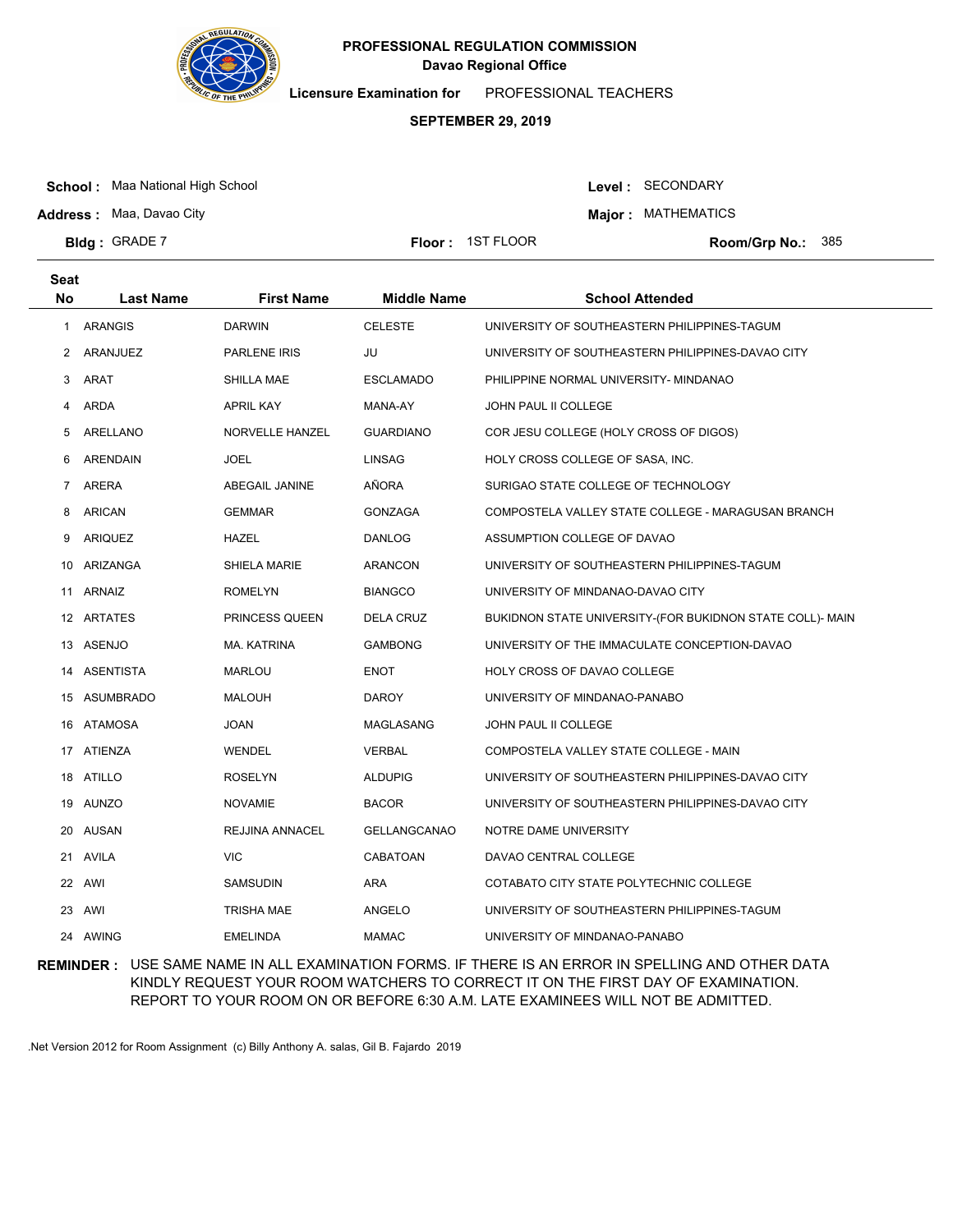**PROFESSIONAL REGULATION COMMISSION**
**Davao Regional Office**

**Licensure Examination for** PROFESSIONAL TEACHERS

**SEPTEMBER 29, 2019**

**School :** Maa National High School
**Address :** Maa, Davao City
**Bldg :** GRADE 7
**Floor :** 1ST FLOOR
**Level :** SECONDARY
**Major :** MATHEMATICS
**Room/Grp No.:** 385

| Seat No | Last Name | First Name | Middle Name | School Attended |
|---|---|---|---|---|
| 1 | ARANGIS | DARWIN | CELESTE | UNIVERSITY OF SOUTHEASTERN PHILIPPINES-TAGUM |
| 2 | ARANJUEZ | PARLENE IRIS | JU | UNIVERSITY OF SOUTHEASTERN PHILIPPINES-DAVAO CITY |
| 3 | ARAT | SHILLA MAE | ESCLAMADO | PHILIPPINE NORMAL UNIVERSITY- MINDANAO |
| 4 | ARDA | APRIL KAY | MANA-AY | JOHN PAUL II COLLEGE |
| 5 | ARELLANO | NORVELLE HANZEL | GUARDIANO | COR JESU COLLEGE (HOLY CROSS OF DIGOS) |
| 6 | ARENDAIN | JOEL | LINSAG | HOLY CROSS COLLEGE OF SASA, INC. |
| 7 | ARERA | ABEGAIL JANINE | AÑORA | SURIGAO STATE COLLEGE OF TECHNOLOGY |
| 8 | ARICAN | GEMMAR | GONZAGA | COMPOSTELA VALLEY STATE COLLEGE - MARAGUSAN BRANCH |
| 9 | ARIQUEZ | HAZEL | DANLOG | ASSUMPTION COLLEGE OF DAVAO |
| 10 | ARIZANGA | SHIELA MARIE | ARANCON | UNIVERSITY OF SOUTHEASTERN PHILIPPINES-TAGUM |
| 11 | ARNAIZ | ROMELYN | BIANGCO | UNIVERSITY OF MINDANAO-DAVAO CITY |
| 12 | ARTATES | PRINCESS QUEEN | DELA CRUZ | BUKIDNON STATE UNIVERSITY-(FOR BUKIDNON STATE COLL)- MAIN |
| 13 | ASENJO | MA. KATRINA | GAMBONG | UNIVERSITY OF THE IMMACULATE CONCEPTION-DAVAO |
| 14 | ASENTISTA | MARLOU | ENOT | HOLY CROSS OF DAVAO COLLEGE |
| 15 | ASUMBRADO | MALOUH | DAROY | UNIVERSITY OF MINDANAO-PANABO |
| 16 | ATAMOSA | JOAN | MAGLASANG | JOHN PAUL II COLLEGE |
| 17 | ATIENZA | WENDEL | VERBAL | COMPOSTELA VALLEY STATE COLLEGE - MAIN |
| 18 | ATILLO | ROSELYN | ALDUPIG | UNIVERSITY OF SOUTHEASTERN PHILIPPINES-DAVAO CITY |
| 19 | AUNZO | NOVAMIE | BACOR | UNIVERSITY OF SOUTHEASTERN PHILIPPINES-DAVAO CITY |
| 20 | AUSAN | REJJINA ANNACEL | GELLANGCANAO | NOTRE DAME UNIVERSITY |
| 21 | AVILA | VIC | CABATOAN | DAVAO CENTRAL COLLEGE |
| 22 | AWI | SAMSUDIN | ARA | COTABATO CITY STATE POLYTECHNIC COLLEGE |
| 23 | AWI | TRISHA MAE | ANGELO | UNIVERSITY OF SOUTHEASTERN PHILIPPINES-TAGUM |
| 24 | AWING | EMELINDA | MAMAC | UNIVERSITY OF MINDANAO-PANABO |

**REMINDER :** USE SAME NAME IN ALL EXAMINATION FORMS. IF THERE IS AN ERROR IN SPELLING AND OTHER DATA KINDLY REQUEST YOUR ROOM WATCHERS TO CORRECT IT ON THE FIRST DAY OF EXAMINATION. REPORT TO YOUR ROOM ON OR BEFORE 6:30 A.M. LATE EXAMINEES WILL NOT BE ADMITTED.

.Net Version 2012 for Room Assignment (c) Billy Anthony A. salas, Gil B. Fajardo 2019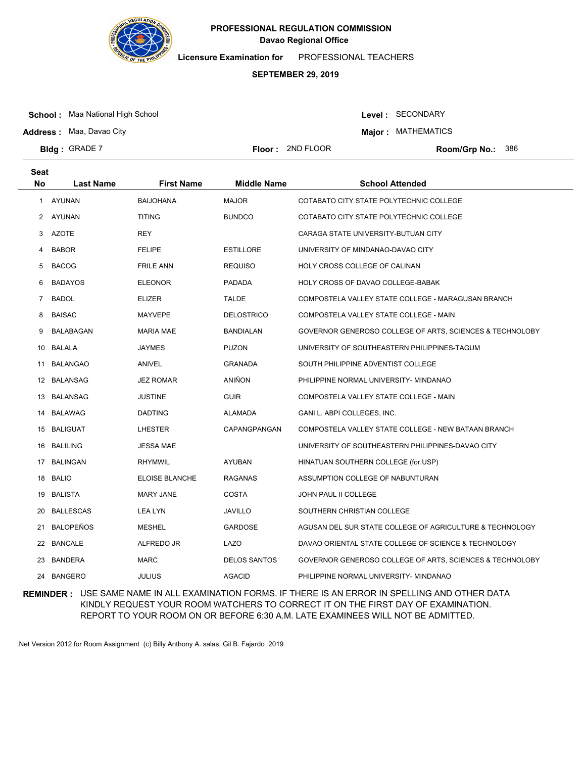**PROFESSIONAL REGULATION COMMISSION**
**Davao Regional Office**

**Licensure Examination for** PROFESSIONAL TEACHERS

**SEPTEMBER 29, 2019**

**School :** Maa National High School
**Address :** Maa, Davao City
**Bldg :** GRADE 7
**Floor :** 2ND FLOOR
**Level :** SECONDARY
**Major :** MATHEMATICS
**Room/Grp No.:** 386

| Seat No | Last Name | First Name | Middle Name | School Attended |
|---|---|---|---|---|
| 1 | AYUNAN | BAIJOHANA | MAJOR | COTABATO CITY STATE POLYTECHNIC COLLEGE |
| 2 | AYUNAN | TITING | BUNDCO | COTABATO CITY STATE POLYTECHNIC COLLEGE |
| 3 | AZOTE | REY | | CARAGA STATE UNIVERSITY-BUTUAN CITY |
| 4 | BABOR | FELIPE | ESTILLORE | UNIVERSITY OF MINDANAO-DAVAO CITY |
| 5 | BACOG | FRILE ANN | REQUISO | HOLY CROSS COLLEGE OF CALINAN |
| 6 | BADAYOS | ELEONOR | PADADA | HOLY CROSS OF DAVAO COLLEGE-BABAK |
| 7 | BADOL | ELIZER | TALDE | COMPOSTELA VALLEY STATE COLLEGE - MARAGUSAN BRANCH |
| 8 | BAISAC | MAYVEPE | DELOSTRICO | COMPOSTELA VALLEY STATE COLLEGE - MAIN |
| 9 | BALABAGAN | MARIA MAE | BANDIALAN | GOVERNOR GENEROSO COLLEGE OF ARTS, SCIENCES & TECHNOLOBY |
| 10 | BALALA | JAYMES | PUZON | UNIVERSITY OF SOUTHEASTERN PHILIPPINES-TAGUM |
| 11 | BALANGAO | ANIVEL | GRANADA | SOUTH PHILIPPINE ADVENTIST COLLEGE |
| 12 | BALANSAG | JEZ ROMAR | ANIÑON | PHILIPPINE NORMAL UNIVERSITY- MINDANAO |
| 13 | BALANSAG | JUSTINE | GUIR | COMPOSTELA VALLEY STATE COLLEGE - MAIN |
| 14 | BALAWAG | DADTING | ALAMADA | GANI L. ABPI COLLEGES, INC. |
| 15 | BALIGUAT | LHESTER | CAPANGPANGAN | COMPOSTELA VALLEY STATE COLLEGE - NEW BATAAN BRANCH |
| 16 | BALILING | JESSA MAE | | UNIVERSITY OF SOUTHEASTERN PHILIPPINES-DAVAO CITY |
| 17 | BALINGAN | RHYMWIL | AYUBAN | HINATUAN SOUTHERN COLLEGE (for.USP) |
| 18 | BALIO | ELOISE BLANCHE | RAGANAS | ASSUMPTION COLLEGE OF NABUNTURAN |
| 19 | BALISTA | MARY JANE | COSTA | JOHN PAUL II COLLEGE |
| 20 | BALLESCAS | LEA LYN | JAVILLO | SOUTHERN CHRISTIAN COLLEGE |
| 21 | BALOPEÑOS | MESHEL | GARDOSE | AGUSAN DEL SUR STATE COLLEGE OF AGRICULTURE & TECHNOLOGY |
| 22 | BANCALE | ALFREDO JR | LAZO | DAVAO ORIENTAL STATE COLLEGE OF SCIENCE & TECHNOLOGY |
| 23 | BANDERA | MARC | DELOS SANTOS | GOVERNOR GENEROSO COLLEGE OF ARTS, SCIENCES & TECHNOLOBY |
| 24 | BANGERO | JULIUS | AGACID | PHILIPPINE NORMAL UNIVERSITY- MINDANAO |

**REMINDER :** USE SAME NAME IN ALL EXAMINATION FORMS. IF THERE IS AN ERROR IN SPELLING AND OTHER DATA KINDLY REQUEST YOUR ROOM WATCHERS TO CORRECT IT ON THE FIRST DAY OF EXAMINATION. REPORT TO YOUR ROOM ON OR BEFORE 6:30 A.M. LATE EXAMINEES WILL NOT BE ADMITTED.

.Net Version 2012 for Room Assignment (c) Billy Anthony A. salas, Gil B. Fajardo 2019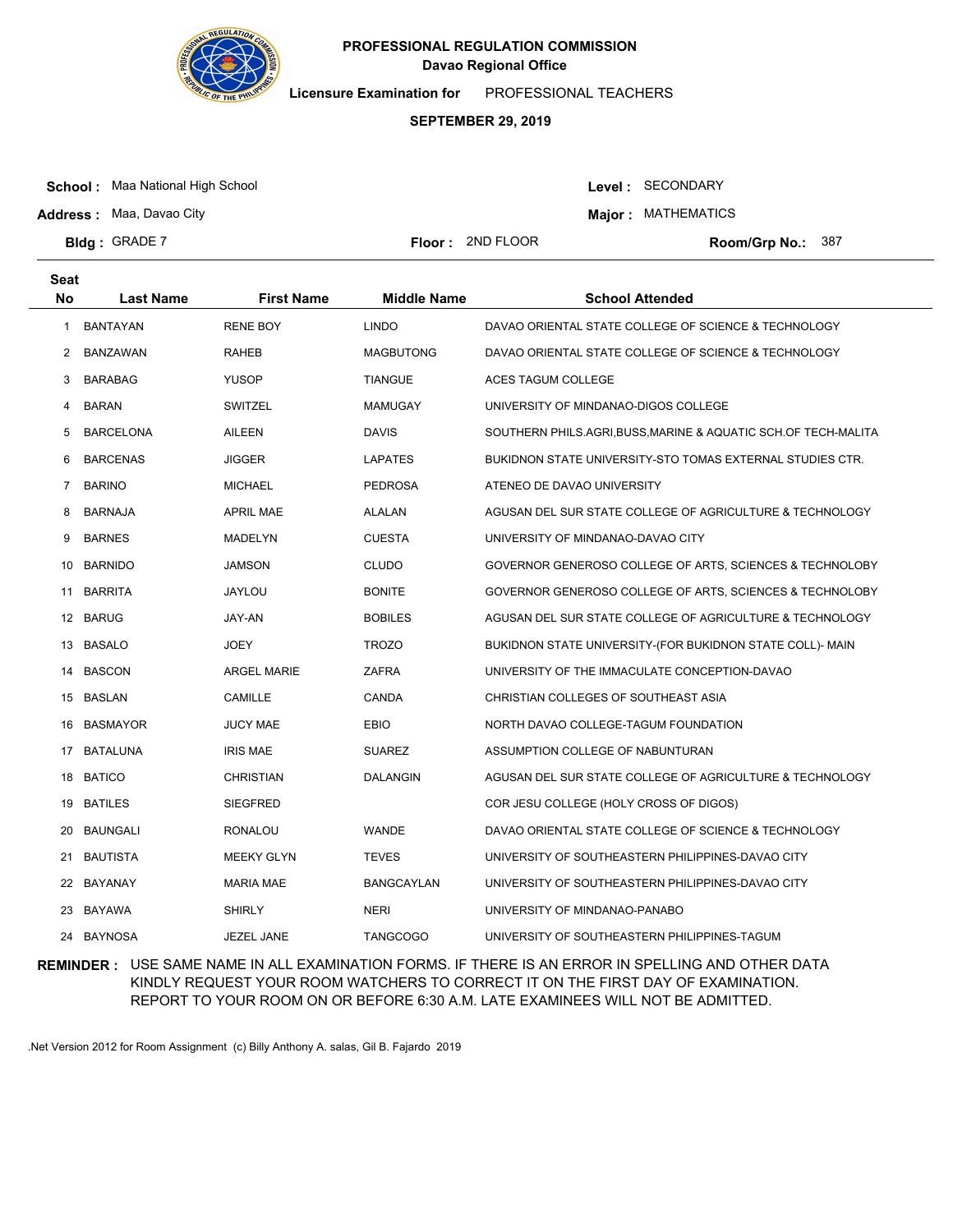**PROFESSIONAL REGULATION COMMISSION**
**Davao Regional Office**

**Licensure Examination for** PROFESSIONAL TEACHERS

**SEPTEMBER 29, 2019**

**School :** Maa National High School
**Address :** Maa, Davao City
**Bldg :** GRADE 7
**Floor :** 2ND FLOOR
**Level :** SECONDARY
**Major :** MATHEMATICS
**Room/Grp No.:** 387

| Seat No | Last Name | First Name | Middle Name | School Attended |
|---|---|---|---|---|
| 1 | BANTAYAN | RENE BOY | LINDO | DAVAO ORIENTAL STATE COLLEGE OF SCIENCE & TECHNOLOGY |
| 2 | BANZAWAN | RAHEB | MAGBUTONG | DAVAO ORIENTAL STATE COLLEGE OF SCIENCE & TECHNOLOGY |
| 3 | BARABAG | YUSOP | TIANGUE | ACES TAGUM COLLEGE |
| 4 | BARAN | SWITZEL | MAMUGAY | UNIVERSITY OF MINDANAO-DIGOS COLLEGE |
| 5 | BARCELONA | AILEEN | DAVIS | SOUTHERN PHILS.AGRI,BUSS,MARINE & AQUATIC SCH.OF TECH-MALITA |
| 6 | BARCENAS | JIGGER | LAPATES | BUKIDNON STATE UNIVERSITY-STO TOMAS EXTERNAL STUDIES CTR. |
| 7 | BARINO | MICHAEL | PEDROSA | ATENEO DE DAVAO UNIVERSITY |
| 8 | BARNAJA | APRIL MAE | ALALAN | AGUSAN DEL SUR STATE COLLEGE OF AGRICULTURE & TECHNOLOGY |
| 9 | BARNES | MADELYN | CUESTA | UNIVERSITY OF MINDANAO-DAVAO CITY |
| 10 | BARNIDO | JAMSON | CLUDO | GOVERNOR GENEROSO COLLEGE OF ARTS, SCIENCES & TECHNOLOBY |
| 11 | BARRITA | JAYLOU | BONITE | GOVERNOR GENEROSO COLLEGE OF ARTS, SCIENCES & TECHNOLOBY |
| 12 | BARUG | JAY-AN | BOBILES | AGUSAN DEL SUR STATE COLLEGE OF AGRICULTURE & TECHNOLOGY |
| 13 | BASALO | JOEY | TROZO | BUKIDNON STATE UNIVERSITY-(FOR BUKIDNON STATE COLL)- MAIN |
| 14 | BASCON | ARGEL MARIE | ZAFRA | UNIVERSITY OF THE IMMACULATE CONCEPTION-DAVAO |
| 15 | BASLAN | CAMILLE | CANDA | CHRISTIAN COLLEGES OF SOUTHEAST ASIA |
| 16 | BASMAYOR | JUCY MAE | EBIO | NORTH DAVAO COLLEGE-TAGUM FOUNDATION |
| 17 | BATALUNA | IRIS MAE | SUAREZ | ASSUMPTION COLLEGE OF NABUNTURAN |
| 18 | BATICO | CHRISTIAN | DALANGIN | AGUSAN DEL SUR STATE COLLEGE OF AGRICULTURE & TECHNOLOGY |
| 19 | BATILES | SIEGFRED | | COR JESU COLLEGE (HOLY CROSS OF DIGOS) |
| 20 | BAUNGALI | RONALOU | WANDE | DAVAO ORIENTAL STATE COLLEGE OF SCIENCE & TECHNOLOGY |
| 21 | BAUTISTA | MEEKY GLYN | TEVES | UNIVERSITY OF SOUTHEASTERN PHILIPPINES-DAVAO CITY |
| 22 | BAYANAY | MARIA MAE | BANGCAYLAN | UNIVERSITY OF SOUTHEASTERN PHILIPPINES-DAVAO CITY |
| 23 | BAYAWA | SHIRLY | NERI | UNIVERSITY OF MINDANAO-PANABO |
| 24 | BAYNOSA | JEZEL JANE | TANGCOGO | UNIVERSITY OF SOUTHEASTERN PHILIPPINES-TAGUM |

**REMINDER :** USE SAME NAME IN ALL EXAMINATION FORMS. IF THERE IS AN ERROR IN SPELLING AND OTHER DATA KINDLY REQUEST YOUR ROOM WATCHERS TO CORRECT IT ON THE FIRST DAY OF EXAMINATION. REPORT TO YOUR ROOM ON OR BEFORE 6:30 A.M. LATE EXAMINEES WILL NOT BE ADMITTED.

.Net Version 2012 for Room Assignment (c) Billy Anthony A. salas, Gil B. Fajardo 2019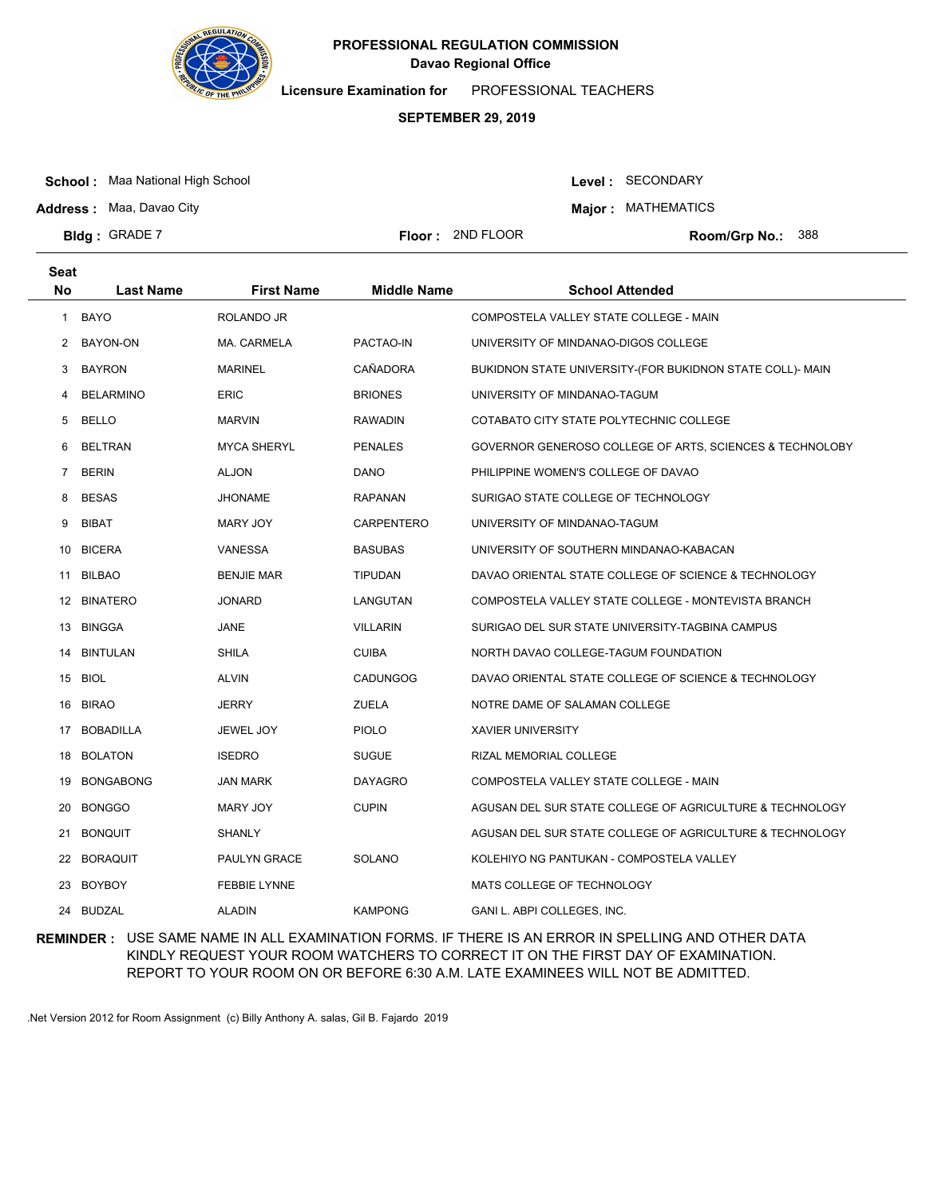**PROFESSIONAL REGULATION COMMISSION**
**Davao Regional Office**

**Licensure Examination for** PROFESSIONAL TEACHERS

**SEPTEMBER 29, 2019**

**School :** Maa National High School
**Address :** Maa, Davao City
**Bldg :** GRADE 7
**Floor :** 2ND FLOOR
**Level :** SECONDARY
**Major :** MATHEMATICS
**Room/Grp No.:** 388

| Seat No | Last Name | First Name | Middle Name | School Attended |
|---|---|---|---|---|
| 1 | BAYO | ROLANDO JR | | COMPOSTELA VALLEY STATE COLLEGE - MAIN |
| 2 | BAYON-ON | MA. CARMELA | PACTAO-IN | UNIVERSITY OF MINDANAO-DIGOS COLLEGE |
| 3 | BAYRON | MARINEL | CAÑADORA | BUKIDNON STATE UNIVERSITY-(FOR BUKIDNON STATE COLL)- MAIN |
| 4 | BELARMINO | ERIC | BRIONES | UNIVERSITY OF MINDANAO-TAGUM |
| 5 | BELLO | MARVIN | RAWADIN | COTABATO CITY STATE POLYTECHNIC COLLEGE |
| 6 | BELTRAN | MYCA SHERYL | PENALES | GOVERNOR GENEROSO COLLEGE OF ARTS, SCIENCES & TECHNOLOBY |
| 7 | BERIN | ALJON | DANO | PHILIPPINE WOMEN'S COLLEGE OF DAVAO |
| 8 | BESAS | JHONAME | RAPANAN | SURIGAO STATE COLLEGE OF TECHNOLOGY |
| 9 | BIBAT | MARY JOY | CARPENTERO | UNIVERSITY OF MINDANAO-TAGUM |
| 10 | BICERA | VANESSA | BASUBAS | UNIVERSITY OF SOUTHERN MINDANAO-KABACAN |
| 11 | BILBAO | BENJIE MAR | TIPUDAN | DAVAO ORIENTAL STATE COLLEGE OF SCIENCE & TECHNOLOGY |
| 12 | BINATERO | JONARD | LANGUTAN | COMPOSTELA VALLEY STATE COLLEGE - MONTEVISTA BRANCH |
| 13 | BINGGA | JANE | VILLARIN | SURIGAO DEL SUR STATE UNIVERSITY-TAGBINA CAMPUS |
| 14 | BINTULAN | SHILA | CUIBA | NORTH DAVAO COLLEGE-TAGUM FOUNDATION |
| 15 | BIOL | ALVIN | CADUNGOG | DAVAO ORIENTAL STATE COLLEGE OF SCIENCE & TECHNOLOGY |
| 16 | BIRAO | JERRY | ZUELA | NOTRE DAME OF SALAMAN COLLEGE |
| 17 | BOBADILLA | JEWEL JOY | PIOLO | XAVIER UNIVERSITY |
| 18 | BOLATON | ISEDRO | SUGUE | RIZAL MEMORIAL COLLEGE |
| 19 | BONGABONG | JAN MARK | DAYAGRO | COMPOSTELA VALLEY STATE COLLEGE - MAIN |
| 20 | BONGGO | MARY JOY | CUPIN | AGUSAN DEL SUR STATE COLLEGE OF AGRICULTURE & TECHNOLOGY |
| 21 | BONQUIT | SHANLY | | AGUSAN DEL SUR STATE COLLEGE OF AGRICULTURE & TECHNOLOGY |
| 22 | BORAQUIT | PAULYN GRACE | SOLANO | KOLEHIYO NG PANTUKAN - COMPOSTELA VALLEY |
| 23 | BOYBOY | FEBBIE LYNNE | | MATS COLLEGE OF TECHNOLOGY |
| 24 | BUDZAL | ALADIN | KAMPONG | GANI L. ABPI COLLEGES, INC. |

**REMINDER :** USE SAME NAME IN ALL EXAMINATION FORMS. IF THERE IS AN ERROR IN SPELLING AND OTHER DATA KINDLY REQUEST YOUR ROOM WATCHERS TO CORRECT IT ON THE FIRST DAY OF EXAMINATION. REPORT TO YOUR ROOM ON OR BEFORE 6:30 A.M. LATE EXAMINEES WILL NOT BE ADMITTED.

.Net Version 2012 for Room Assignment (c) Billy Anthony A. salas, Gil B. Fajardo 2019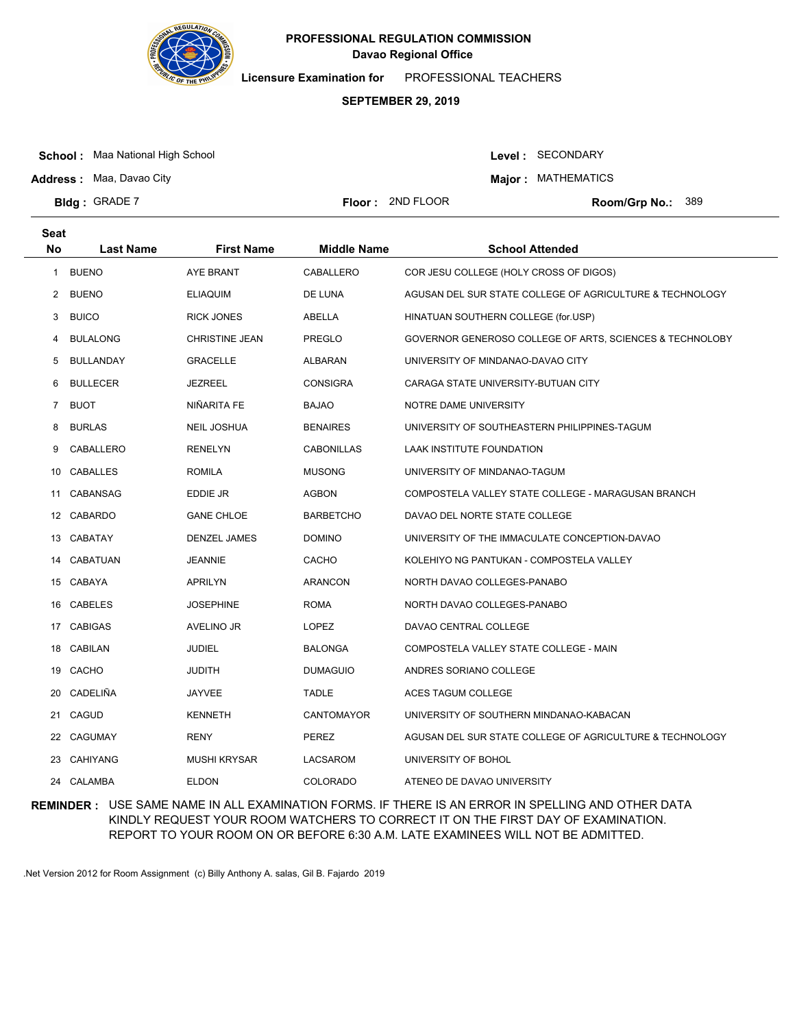**PROFESSIONAL REGULATION COMMISSION**
**Davao Regional Office**

**Licensure Examination for** PROFESSIONAL TEACHERS

**SEPTEMBER 29, 2019**

**School :** Maa National High School
**Address :** Maa, Davao City
**Bldg :** GRADE 7
**Floor :** 2ND FLOOR
**Level :** SECONDARY
**Major :** MATHEMATICS
**Room/Grp No.:** 389

| Seat No | Last Name | First Name | Middle Name | School Attended |
|---|---|---|---|---|
| 1 | BUENO | AYE BRANT | CABALLERO | COR JESU COLLEGE (HOLY CROSS OF DIGOS) |
| 2 | BUENO | ELIAQUIM | DE LUNA | AGUSAN DEL SUR STATE COLLEGE OF AGRICULTURE & TECHNOLOGY |
| 3 | BUICO | RICK JONES | ABELLA | HINATUAN SOUTHERN COLLEGE (for.USP) |
| 4 | BULALONG | CHRISTINE JEAN | PREGLO | GOVERNOR GENEROSO COLLEGE OF ARTS, SCIENCES & TECHNOLOBY |
| 5 | BULLANDAY | GRACELLE | ALBARAN | UNIVERSITY OF MINDANAO-DAVAO CITY |
| 6 | BULLECER | JEZREEL | CONSIGRA | CARAGA STATE UNIVERSITY-BUTUAN CITY |
| 7 | BUOT | NIÑARITA FE | BAJAO | NOTRE DAME UNIVERSITY |
| 8 | BURLAS | NEIL JOSHUA | BENAIRES | UNIVERSITY OF SOUTHEASTERN PHILIPPINES-TAGUM |
| 9 | CABALLERO | RENELYN | CABONILLAS | LAAK INSTITUTE FOUNDATION |
| 10 | CABALLES | ROMILA | MUSONG | UNIVERSITY OF MINDANAO-TAGUM |
| 11 | CABANSAG | EDDIE JR | AGBON | COMPOSTELA VALLEY STATE COLLEGE - MARAGUSAN BRANCH |
| 12 | CABARDO | GANE CHLOE | BARBETCHO | DAVAO DEL NORTE STATE COLLEGE |
| 13 | CABATAY | DENZEL JAMES | DOMINO | UNIVERSITY OF THE IMMACULATE CONCEPTION-DAVAO |
| 14 | CABATUAN | JEANNIE | CACHO | KOLEHIYO NG PANTUKAN - COMPOSTELA VALLEY |
| 15 | CABAYA | APRILYN | ARANCON | NORTH DAVAO COLLEGES-PANABO |
| 16 | CABELES | JOSEPHINE | ROMA | NORTH DAVAO COLLEGES-PANABO |
| 17 | CABIGAS | AVELINO JR | LOPEZ | DAVAO CENTRAL COLLEGE |
| 18 | CABILAN | JUDIEL | BALONGA | COMPOSTELA VALLEY STATE COLLEGE - MAIN |
| 19 | CACHO | JUDITH | DUMAGUIO | ANDRES SORIANO COLLEGE |
| 20 | CADELIÑA | JAYVEE | TADLE | ACES TAGUM COLLEGE |
| 21 | CAGUD | KENNETH | CANTOMAYOR | UNIVERSITY OF SOUTHERN MINDANAO-KABACAN |
| 22 | CAGUMAY | RENY | PEREZ | AGUSAN DEL SUR STATE COLLEGE OF AGRICULTURE & TECHNOLOGY |
| 23 | CAHIYANG | MUSHI KRYSAR | LACSAROM | UNIVERSITY OF BOHOL |
| 24 | CALAMBA | ELDON | COLORADO | ATENEO DE DAVAO UNIVERSITY |

**REMINDER :** USE SAME NAME IN ALL EXAMINATION FORMS. IF THERE IS AN ERROR IN SPELLING AND OTHER DATA KINDLY REQUEST YOUR ROOM WATCHERS TO CORRECT IT ON THE FIRST DAY OF EXAMINATION. REPORT TO YOUR ROOM ON OR BEFORE 6:30 A.M. LATE EXAMINEES WILL NOT BE ADMITTED.

.Net Version 2012 for Room Assignment (c) Billy Anthony A. salas, Gil B. Fajardo 2019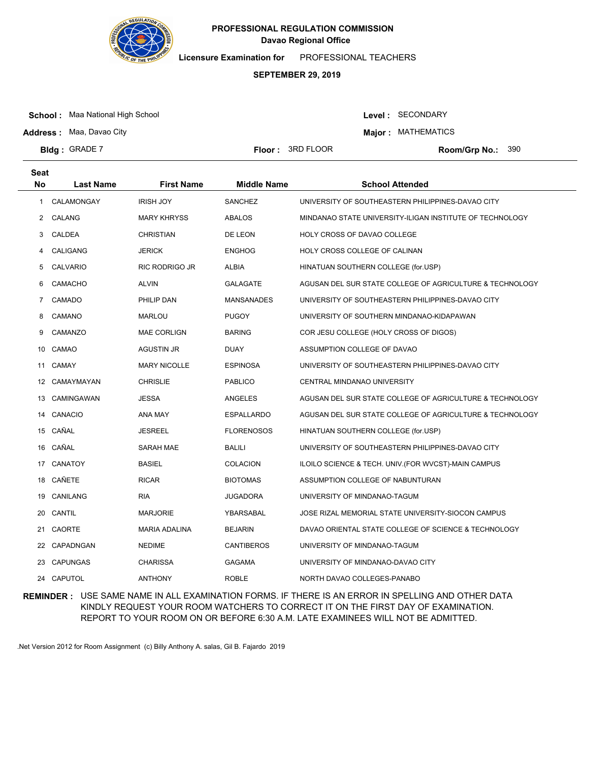**PROFESSIONAL REGULATION COMMISSION**
**Davao Regional Office**

**Licensure Examination for** PROFESSIONAL TEACHERS

**SEPTEMBER 29, 2019**

**School :** Maa National High School
**Address :** Maa, Davao City
**Bldg :** GRADE 7
**Floor :** 3RD FLOOR
**Level :** SECONDARY
**Major :** MATHEMATICS
**Room/Grp No.:** 390

| Seat No | Last Name | First Name | Middle Name | School Attended |
|---|---|---|---|---|
| 1 | CALAMONGAY | IRISH JOY | SANCHEZ | UNIVERSITY OF SOUTHEASTERN PHILIPPINES-DAVAO CITY |
| 2 | CALANG | MARY KHRYSS | ABALOS | MINDANAO STATE UNIVERSITY-ILIGAN INSTITUTE OF TECHNOLOGY |
| 3 | CALDEA | CHRISTIAN | DE LEON | HOLY CROSS OF DAVAO COLLEGE |
| 4 | CALIGANG | JERICK | ENGHOG | HOLY CROSS COLLEGE OF CALINAN |
| 5 | CALVARIO | RIC RODRIGO JR | ALBIA | HINATUAN SOUTHERN COLLEGE (for.USP) |
| 6 | CAMACHO | ALVIN | GALAGATE | AGUSAN DEL SUR STATE COLLEGE OF AGRICULTURE & TECHNOLOGY |
| 7 | CAMADO | PHILIP DAN | MANSANADES | UNIVERSITY OF SOUTHEASTERN PHILIPPINES-DAVAO CITY |
| 8 | CAMANO | MARLOU | PUGOY | UNIVERSITY OF SOUTHERN MINDANAO-KIDAPAWAN |
| 9 | CAMANZO | MAE CORLIGN | BARING | COR JESU COLLEGE (HOLY CROSS OF DIGOS) |
| 10 | CAMAO | AGUSTIN JR | DUAY | ASSUMPTION COLLEGE OF DAVAO |
| 11 | CAMAY | MARY NICOLLE | ESPINOSA | UNIVERSITY OF SOUTHEASTERN PHILIPPINES-DAVAO CITY |
| 12 | CAMAYMAYAN | CHRISLIE | PABLICO | CENTRAL MINDANAO UNIVERSITY |
| 13 | CAMINGAWAN | JESSA | ANGELES | AGUSAN DEL SUR STATE COLLEGE OF AGRICULTURE & TECHNOLOGY |
| 14 | CANACIO | ANA MAY | ESPALLARDO | AGUSAN DEL SUR STATE COLLEGE OF AGRICULTURE & TECHNOLOGY |
| 15 | CAÑAL | JESREEL | FLORENOSOS | HINATUAN SOUTHERN COLLEGE (for.USP) |
| 16 | CAÑAL | SARAH MAE | BALILI | UNIVERSITY OF SOUTHEASTERN PHILIPPINES-DAVAO CITY |
| 17 | CANATOY | BASIEL | COLACION | ILOILO SCIENCE & TECH. UNIV.(FOR WVCST)-MAIN CAMPUS |
| 18 | CAÑETE | RICAR | BIOTOMAS | ASSUMPTION COLLEGE OF NABUNTURAN |
| 19 | CANILANG | RIA | JUGADORA | UNIVERSITY OF MINDANAO-TAGUM |
| 20 | CANTIL | MARJORIE | YBARSABAL | JOSE RIZAL MEMORIAL STATE UNIVERSITY-SIOCON CAMPUS |
| 21 | CAORTE | MARIA ADALINA | BEJARIN | DAVAO ORIENTAL STATE COLLEGE OF SCIENCE & TECHNOLOGY |
| 22 | CAPADNGAN | NEDIME | CANTIBEROS | UNIVERSITY OF MINDANAO-TAGUM |
| 23 | CAPUNGAS | CHARISSA | GAGAMA | UNIVERSITY OF MINDANAO-DAVAO CITY |
| 24 | CAPUTOL | ANTHONY | ROBLE | NORTH DAVAO COLLEGES-PANABO |

**REMINDER :** USE SAME NAME IN ALL EXAMINATION FORMS. IF THERE IS AN ERROR IN SPELLING AND OTHER DATA KINDLY REQUEST YOUR ROOM WATCHERS TO CORRECT IT ON THE FIRST DAY OF EXAMINATION. REPORT TO YOUR ROOM ON OR BEFORE 6:30 A.M. LATE EXAMINEES WILL NOT BE ADMITTED.

.Net Version 2012 for Room Assignment (c) Billy Anthony A. salas, Gil B. Fajardo 2019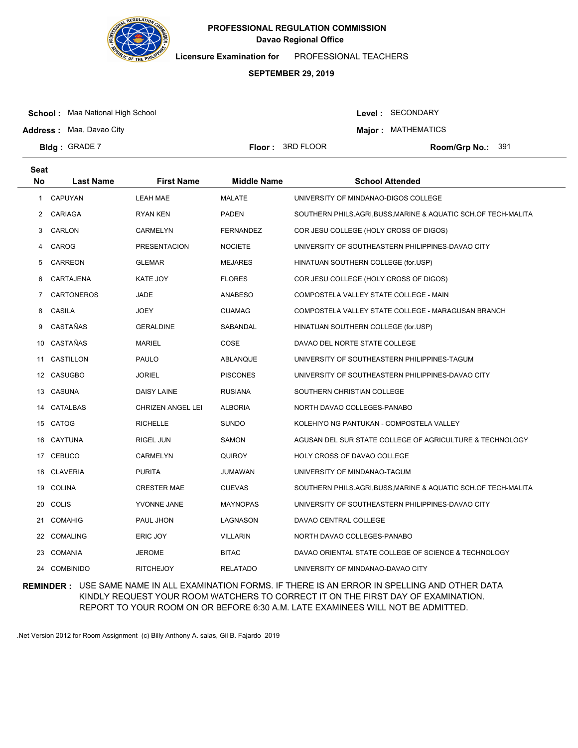**PROFESSIONAL REGULATION COMMISSION**
**Davao Regional Office**

**Licensure Examination for** PROFESSIONAL TEACHERS

**SEPTEMBER 29, 2019**

**School :** Maa National High School
**Address :** Maa, Davao City
**Bldg :** GRADE 7

**Floor :** 3RD FLOOR

**Level :** SECONDARY
**Major :** MATHEMATICS
**Room/Grp No.:** 391

| Seat No | Last Name | First Name | Middle Name | School Attended |
|---|---|---|---|---|
| 1 | CAPUYAN | LEAH MAE | MALATE | UNIVERSITY OF MINDANAO-DIGOS COLLEGE |
| 2 | CARIAGA | RYAN KEN | PADEN | SOUTHERN PHILS.AGRI,BUSS,MARINE & AQUATIC SCH.OF TECH-MALITA |
| 3 | CARLON | CARMELYN | FERNANDEZ | COR JESU COLLEGE (HOLY CROSS OF DIGOS) |
| 4 | CAROG | PRESENTACION | NOCIETE | UNIVERSITY OF SOUTHEASTERN PHILIPPINES-DAVAO CITY |
| 5 | CARREON | GLEMAR | MEJARES | HINATUAN SOUTHERN COLLEGE (for.USP) |
| 6 | CARTAJENA | KATE JOY | FLORES | COR JESU COLLEGE (HOLY CROSS OF DIGOS) |
| 7 | CARTONEROS | JADE | ANABESO | COMPOSTELA VALLEY STATE COLLEGE - MAIN |
| 8 | CASILA | JOEY | CUAMAG | COMPOSTELA VALLEY STATE COLLEGE - MARAGUSAN BRANCH |
| 9 | CASTAÑAS | GERALDINE | SABANDAL | HINATUAN SOUTHERN COLLEGE (for.USP) |
| 10 | CASTAÑAS | MARIEL | COSE | DAVAO DEL NORTE STATE COLLEGE |
| 11 | CASTILLON | PAULO | ABLANQUE | UNIVERSITY OF SOUTHEASTERN PHILIPPINES-TAGUM |
| 12 | CASUGBO | JORIEL | PISCONES | UNIVERSITY OF SOUTHEASTERN PHILIPPINES-DAVAO CITY |
| 13 | CASUNA | DAISY LAINE | RUSIANA | SOUTHERN CHRISTIAN COLLEGE |
| 14 | CATALBAS | CHRIZEN ANGEL LEI | ALBORIA | NORTH DAVAO COLLEGES-PANABO |
| 15 | CATOG | RICHELLE | SUNDO | KOLEHIYO NG PANTUKAN - COMPOSTELA VALLEY |
| 16 | CAYTUNA | RIGEL JUN | SAMON | AGUSAN DEL SUR STATE COLLEGE OF AGRICULTURE & TECHNOLOGY |
| 17 | CEBUCO | CARMELYN | QUIROY | HOLY CROSS OF DAVAO COLLEGE |
| 18 | CLAVERIA | PURITA | JUMAWAN | UNIVERSITY OF MINDANAO-TAGUM |
| 19 | COLINA | CRESTER MAE | CUEVAS | SOUTHERN PHILS.AGRI,BUSS,MARINE & AQUATIC SCH.OF TECH-MALITA |
| 20 | COLIS | YVONNE JANE | MAYNOPAS | UNIVERSITY OF SOUTHEASTERN PHILIPPINES-DAVAO CITY |
| 21 | COMAHIG | PAUL JHON | LAGNASON | DAVAO CENTRAL COLLEGE |
| 22 | COMALING | ERIC JOY | VILLARIN | NORTH DAVAO COLLEGES-PANABO |
| 23 | COMANIA | JEROME | BITAC | DAVAO ORIENTAL STATE COLLEGE OF SCIENCE & TECHNOLOGY |
| 24 | COMBINIDO | RITCHEJOY | RELATADO | UNIVERSITY OF MINDANAO-DAVAO CITY |

**REMINDER :** USE SAME NAME IN ALL EXAMINATION FORMS. IF THERE IS AN ERROR IN SPELLING AND OTHER DATA KINDLY REQUEST YOUR ROOM WATCHERS TO CORRECT IT ON THE FIRST DAY OF EXAMINATION. REPORT TO YOUR ROOM ON OR BEFORE 6:30 A.M. LATE EXAMINEES WILL NOT BE ADMITTED.

.Net Version 2012 for Room Assignment (c) Billy Anthony A. salas, Gil B. Fajardo 2019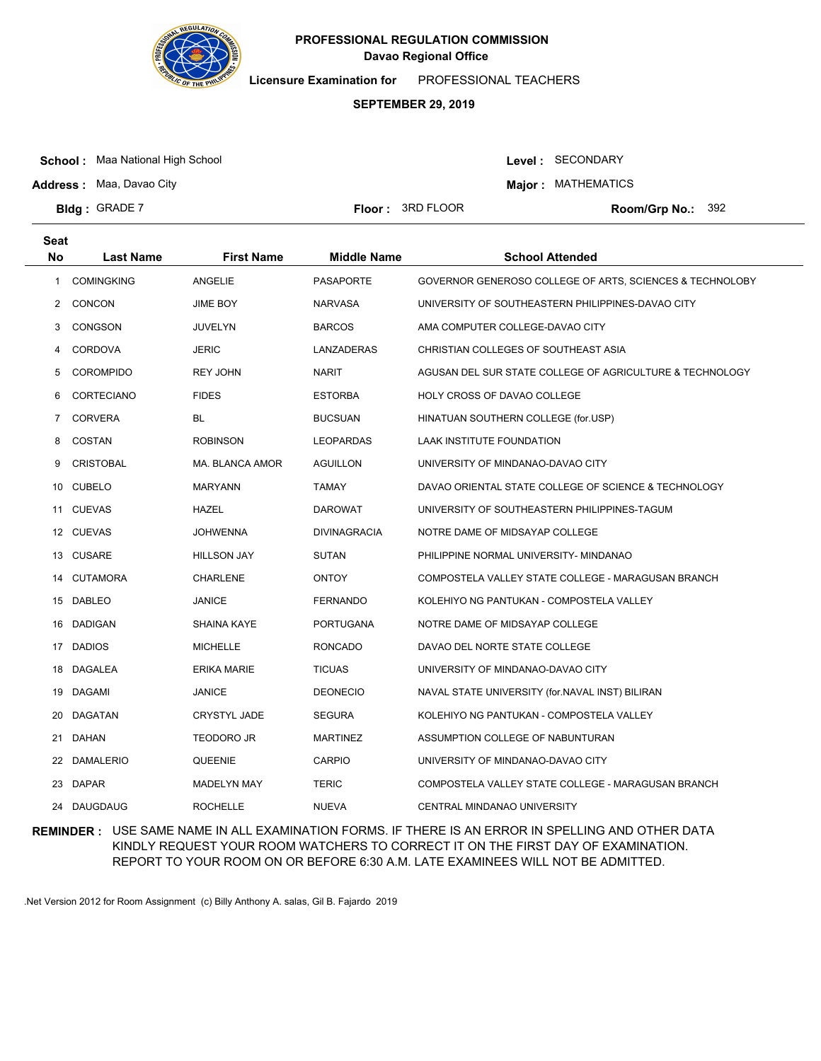**PROFESSIONAL REGULATION COMMISSION**
**Davao Regional Office**

**Licensure Examination for** PROFESSIONAL TEACHERS

**SEPTEMBER 29, 2019**

**School :** Maa National High School
**Address :** Maa, Davao City
**Bldg :** GRADE 7
**Floor :** 3RD FLOOR
**Level :** SECONDARY
**Major :** MATHEMATICS
**Room/Grp No.:** 392

| Seat No | Last Name | First Name | Middle Name | School Attended |
|---|---|---|---|---|
| 1 | COMINGKING | ANGELIE | PASAPORTE | GOVERNOR GENEROSO COLLEGE OF ARTS, SCIENCES & TECHNOLOBY |
| 2 | CONCON | JIME BOY | NARVASA | UNIVERSITY OF SOUTHEASTERN PHILIPPINES-DAVAO CITY |
| 3 | CONGSON | JUVELYN | BARCOS | AMA COMPUTER COLLEGE-DAVAO CITY |
| 4 | CORDOVA | JERIC | LANZADERAS | CHRISTIAN COLLEGES OF SOUTHEAST ASIA |
| 5 | COROMPIDO | REY JOHN | NARIT | AGUSAN DEL SUR STATE COLLEGE OF AGRICULTURE & TECHNOLOGY |
| 6 | CORTECIANO | FIDES | ESTORBA | HOLY CROSS OF DAVAO COLLEGE |
| 7 | CORVERA | BL | BUCSUAN | HINATUAN SOUTHERN COLLEGE (for.USP) |
| 8 | COSTAN | ROBINSON | LEOPARDAS | LAAK INSTITUTE FOUNDATION |
| 9 | CRISTOBAL | MA. BLANCA AMOR | AGUILLON | UNIVERSITY OF MINDANAO-DAVAO CITY |
| 10 | CUBELO | MARYANN | TAMAY | DAVAO ORIENTAL STATE COLLEGE OF SCIENCE & TECHNOLOGY |
| 11 | CUEVAS | HAZEL | DAROWAT | UNIVERSITY OF SOUTHEASTERN PHILIPPINES-TAGUM |
| 12 | CUEVAS | JOHWENNA | DIVINAGRACIA | NOTRE DAME OF MIDSAYAP COLLEGE |
| 13 | CUSARE | HILLSON JAY | SUTAN | PHILIPPINE NORMAL UNIVERSITY- MINDANAO |
| 14 | CUTAMORA | CHARLENE | ONTOY | COMPOSTELA VALLEY STATE COLLEGE - MARAGUSAN BRANCH |
| 15 | DABLEO | JANICE | FERNANDO | KOLEHIYO NG PANTUKAN - COMPOSTELA VALLEY |
| 16 | DADIGAN | SHAINA KAYE | PORTUGANA | NOTRE DAME OF MIDSAYAP COLLEGE |
| 17 | DADIOS | MICHELLE | RONCADO | DAVAO DEL NORTE STATE COLLEGE |
| 18 | DAGALEA | ERIKA MARIE | TICUAS | UNIVERSITY OF MINDANAO-DAVAO CITY |
| 19 | DAGAMI | JANICE | DEONECIO | NAVAL STATE UNIVERSITY (for.NAVAL INST) BILIRAN |
| 20 | DAGATAN | CRYSTYL JADE | SEGURA | KOLEHIYO NG PANTUKAN - COMPOSTELA VALLEY |
| 21 | DAHAN | TEODORO JR | MARTINEZ | ASSUMPTION COLLEGE OF NABUNTURAN |
| 22 | DAMALERIO | QUEENIE | CARPIO | UNIVERSITY OF MINDANAO-DAVAO CITY |
| 23 | DAPAR | MADELYN MAY | TERIC | COMPOSTELA VALLEY STATE COLLEGE - MARAGUSAN BRANCH |
| 24 | DAUGDAUG | ROCHELLE | NUEVA | CENTRAL MINDANAO UNIVERSITY |

**REMINDER :** USE SAME NAME IN ALL EXAMINATION FORMS. IF THERE IS AN ERROR IN SPELLING AND OTHER DATA KINDLY REQUEST YOUR ROOM WATCHERS TO CORRECT IT ON THE FIRST DAY OF EXAMINATION. REPORT TO YOUR ROOM ON OR BEFORE 6:30 A.M. LATE EXAMINEES WILL NOT BE ADMITTED.

.Net Version 2012 for Room Assignment (c) Billy Anthony A. salas, Gil B. Fajardo 2019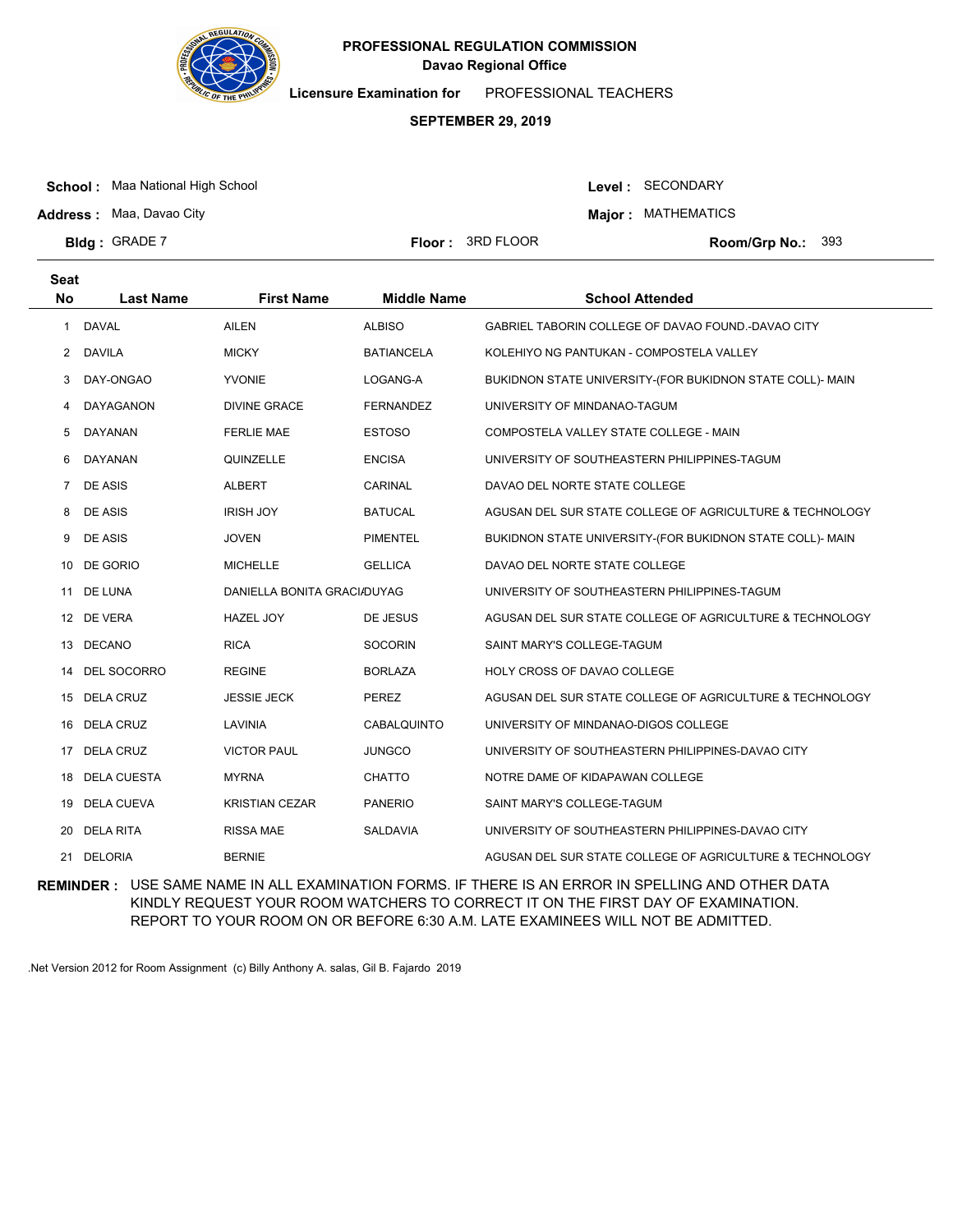**PROFESSIONAL REGULATION COMMISSION**
**Davao Regional Office**

**Licensure Examination for** PROFESSIONAL TEACHERS

**SEPTEMBER 29, 2019**

**School :** Maa National High School
**Address :** Maa, Davao City
**Bldg :** GRADE 7
**Floor :** 3RD FLOOR
**Level :** SECONDARY
**Major :** MATHEMATICS
**Room/Grp No.:** 393

| Seat No | Last Name | First Name | Middle Name | School Attended |
|---|---|---|---|---|
| 1 | DAVAL | AILEN | ALBISO | GABRIEL TABORIN COLLEGE OF DAVAO FOUND.-DAVAO CITY |
| 2 | DAVILA | MICKY | BATIANCELA | KOLEHIYO NG PANTUKAN - COMPOSTELA VALLEY |
| 3 | DAY-ONGAO | YVONIE | LOGANG-A | BUKIDNON STATE UNIVERSITY-(FOR BUKIDNON STATE COLL)- MAIN |
| 4 | DAYAGANON | DIVINE GRACE | FERNANDEZ | UNIVERSITY OF MINDANAO-TAGUM |
| 5 | DAYANAN | FERLIE MAE | ESTOSO | COMPOSTELA VALLEY STATE COLLEGE - MAIN |
| 6 | DAYANAN | QUINZELLE | ENCISA | UNIVERSITY OF SOUTHEASTERN PHILIPPINES-TAGUM |
| 7 | DE ASIS | ALBERT | CARINAL | DAVAO DEL NORTE STATE COLLEGE |
| 8 | DE ASIS | IRISH JOY | BATUCAL | AGUSAN DEL SUR STATE COLLEGE OF AGRICULTURE & TECHNOLOGY |
| 9 | DE ASIS | JOVEN | PIMENTEL | BUKIDNON STATE UNIVERSITY-(FOR BUKIDNON STATE COLL)- MAIN |
| 10 | DE GORIO | MICHELLE | GELLICA | DAVAO DEL NORTE STATE COLLEGE |
| 11 | DE LUNA | DANIELLA BONITA GRACIA | DUYAG | UNIVERSITY OF SOUTHEASTERN PHILIPPINES-TAGUM |
| 12 | DE VERA | HAZEL JOY | DE JESUS | AGUSAN DEL SUR STATE COLLEGE OF AGRICULTURE & TECHNOLOGY |
| 13 | DECANO | RICA | SOCORIN | SAINT MARY'S COLLEGE-TAGUM |
| 14 | DEL SOCORRO | REGINE | BORLAZA | HOLY CROSS OF DAVAO COLLEGE |
| 15 | DELA CRUZ | JESSIE JECK | PEREZ | AGUSAN DEL SUR STATE COLLEGE OF AGRICULTURE & TECHNOLOGY |
| 16 | DELA CRUZ | LAVINIA | CABALQUINTO | UNIVERSITY OF MINDANAO-DIGOS COLLEGE |
| 17 | DELA CRUZ | VICTOR PAUL | JUNGCO | UNIVERSITY OF SOUTHEASTERN PHILIPPINES-DAVAO CITY |
| 18 | DELA CUESTA | MYRNA | CHATTO | NOTRE DAME OF KIDAPAWAN COLLEGE |
| 19 | DELA CUEVA | KRISTIAN CEZAR | PANERIO | SAINT MARY'S COLLEGE-TAGUM |
| 20 | DELA RITA | RISSA MAE | SALDAVIA | UNIVERSITY OF SOUTHEASTERN PHILIPPINES-DAVAO CITY |
| 21 | DELORIA | BERNIE | | AGUSAN DEL SUR STATE COLLEGE OF AGRICULTURE & TECHNOLOGY |

**REMINDER :** USE SAME NAME IN ALL EXAMINATION FORMS. IF THERE IS AN ERROR IN SPELLING AND OTHER DATA KINDLY REQUEST YOUR ROOM WATCHERS TO CORRECT IT ON THE FIRST DAY OF EXAMINATION. REPORT TO YOUR ROOM ON OR BEFORE 6:30 A.M. LATE EXAMINEES WILL NOT BE ADMITTED.

.Net Version 2012 for Room Assignment (c) Billy Anthony A. salas, Gil B. Fajardo 2019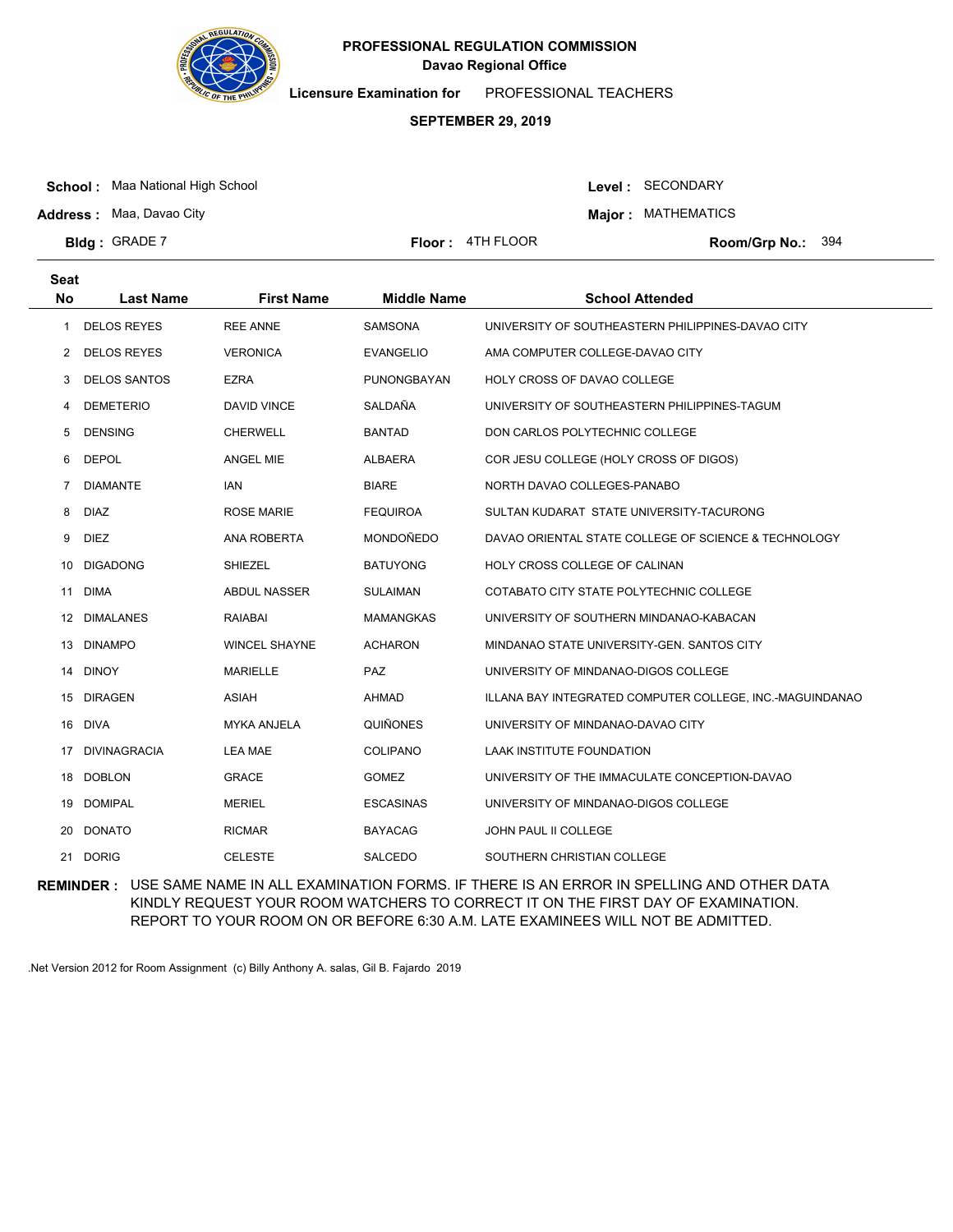**PROFESSIONAL REGULATION COMMISSION**
**Davao Regional Office**

**Licensure Examination for** PROFESSIONAL TEACHERS

**SEPTEMBER 29, 2019**

**School :** Maa National High School
**Address :** Maa, Davao City
**Bldg :** GRADE 7
**Floor :** 4TH FLOOR
**Level :** SECONDARY
**Major :** MATHEMATICS
**Room/Grp No.:** 394

| Seat No | Last Name | First Name | Middle Name | School Attended |
|---|---|---|---|---|
| 1 | DELOS REYES | REE ANNE | SAMSONA | UNIVERSITY OF SOUTHEASTERN PHILIPPINES-DAVAO CITY |
| 2 | DELOS REYES | VERONICA | EVANGELIO | AMA COMPUTER COLLEGE-DAVAO CITY |
| 3 | DELOS SANTOS | EZRA | PUNONGBAYAN | HOLY CROSS OF DAVAO COLLEGE |
| 4 | DEMETERIO | DAVID VINCE | SALDAÑA | UNIVERSITY OF SOUTHEASTERN PHILIPPINES-TAGUM |
| 5 | DENSING | CHERWELL | BANTAD | DON CARLOS POLYTECHNIC COLLEGE |
| 6 | DEPOL | ANGEL MIE | ALBAERA | COR JESU COLLEGE (HOLY CROSS OF DIGOS) |
| 7 | DIAMANTE | IAN | BIARE | NORTH DAVAO COLLEGES-PANABO |
| 8 | DIAZ | ROSE MARIE | FEQUIROA | SULTAN KUDARAT STATE UNIVERSITY-TACURONG |
| 9 | DIEZ | ANA ROBERTA | MONDOÑEDO | DAVAO ORIENTAL STATE COLLEGE OF SCIENCE & TECHNOLOGY |
| 10 | DIGADONG | SHIEZEL | BATUYONG | HOLY CROSS COLLEGE OF CALINAN |
| 11 | DIMA | ABDUL NASSER | SULAIMAN | COTABATO CITY STATE POLYTECHNIC COLLEGE |
| 12 | DIMALANES | RAIABAI | MAMANGKAS | UNIVERSITY OF SOUTHERN MINDANAO-KABACAN |
| 13 | DINAMPO | WINCEL SHAYNE | ACHARON | MINDANAO STATE UNIVERSITY-GEN. SANTOS CITY |
| 14 | DINOY | MARIELLE | PAZ | UNIVERSITY OF MINDANAO-DIGOS COLLEGE |
| 15 | DIRAGEN | ASIAH | AHMAD | ILLANA BAY INTEGRATED COMPUTER COLLEGE, INC.-MAGUINDANAO |
| 16 | DIVA | MYKA ANJELA | QUIÑONES | UNIVERSITY OF MINDANAO-DAVAO CITY |
| 17 | DIVINAGRACIA | LEA MAE | COLIPANO | LAAK INSTITUTE FOUNDATION |
| 18 | DOBLON | GRACE | GOMEZ | UNIVERSITY OF THE IMMACULATE CONCEPTION-DAVAO |
| 19 | DOMIPAL | MERIEL | ESCASINAS | UNIVERSITY OF MINDANAO-DIGOS COLLEGE |
| 20 | DONATO | RICMAR | BAYACAG | JOHN PAUL II COLLEGE |
| 21 | DORIG | CELESTE | SALCEDO | SOUTHERN CHRISTIAN COLLEGE |

**REMINDER :** USE SAME NAME IN ALL EXAMINATION FORMS. IF THERE IS AN ERROR IN SPELLING AND OTHER DATA KINDLY REQUEST YOUR ROOM WATCHERS TO CORRECT IT ON THE FIRST DAY OF EXAMINATION. REPORT TO YOUR ROOM ON OR BEFORE 6:30 A.M. LATE EXAMINEES WILL NOT BE ADMITTED.

.Net Version 2012 for Room Assignment (c) Billy Anthony A. salas, Gil B. Fajardo 2019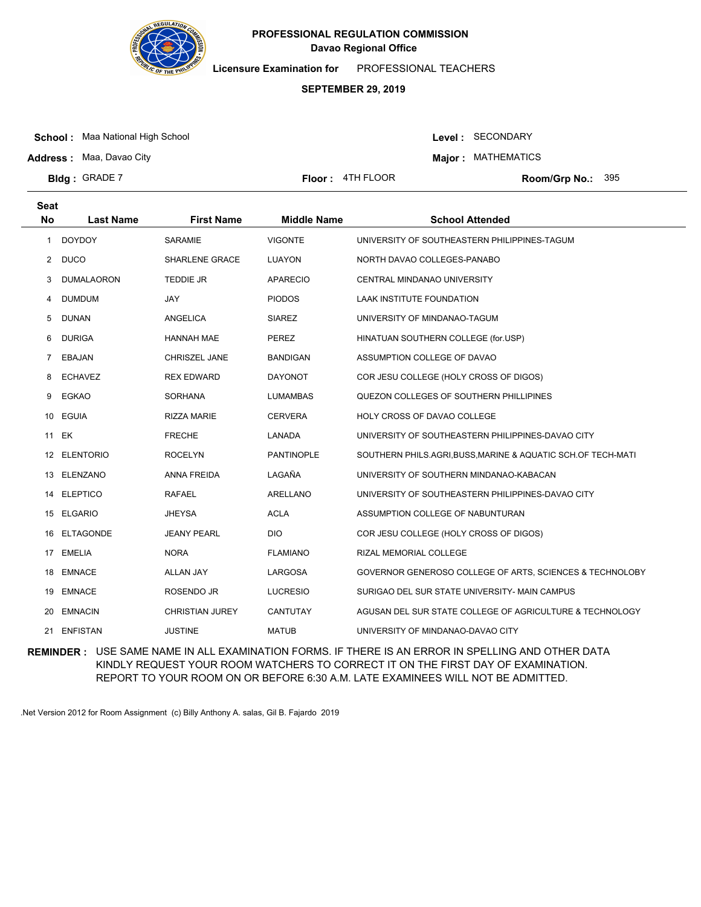**PROFESSIONAL REGULATION COMMISSION**
**Davao Regional Office**

**Licensure Examination for** PROFESSIONAL TEACHERS

**SEPTEMBER 29, 2019**

**School :** Maa National High School
**Address :** Maa, Davao City
**Bldg :** GRADE 7
**Floor :** 4TH FLOOR
**Level :** SECONDARY
**Major :** MATHEMATICS
**Room/Grp No.:** 395

| Seat No | Last Name | First Name | Middle Name | School Attended |
|---|---|---|---|---|
| 1 | DOYDOY | SARAMIE | VIGONTE | UNIVERSITY OF SOUTHEASTERN PHILIPPINES-TAGUM |
| 2 | DUCO | SHARLENE GRACE | LUAYON | NORTH DAVAO COLLEGES-PANABO |
| 3 | DUMALAORON | TEDDIE JR | APARECIO | CENTRAL MINDANAO UNIVERSITY |
| 4 | DUMDUM | JAY | PIODOS | LAAK INSTITUTE FOUNDATION |
| 5 | DUNAN | ANGELICA | SIAREZ | UNIVERSITY OF MINDANAO-TAGUM |
| 6 | DURIGA | HANNAH MAE | PEREZ | HINATUAN SOUTHERN COLLEGE (for.USP) |
| 7 | EBAJAN | CHRISZEL JANE | BANDIGAN | ASSUMPTION COLLEGE OF DAVAO |
| 8 | ECHAVEZ | REX EDWARD | DAYONOT | COR JESU COLLEGE (HOLY CROSS OF DIGOS) |
| 9 | EGKAO | SORHANA | LUMAMBAS | QUEZON COLLEGES OF SOUTHERN PHILLIPINES |
| 10 | EGUIA | RIZZA MARIE | CERVERA | HOLY CROSS OF DAVAO COLLEGE |
| 11 | EK | FRECHE | LANADA | UNIVERSITY OF SOUTHEASTERN PHILIPPINES-DAVAO CITY |
| 12 | ELENTORIO | ROCELYN | PANTINOPLE | SOUTHERN PHILS.AGRI,BUSS,MARINE & AQUATIC SCH.OF TECH-MATI |
| 13 | ELENZANO | ANNA FREIDA | LAGAÑA | UNIVERSITY OF SOUTHERN MINDANAO-KABACAN |
| 14 | ELEPTICO | RAFAEL | ARELLANO | UNIVERSITY OF SOUTHEASTERN PHILIPPINES-DAVAO CITY |
| 15 | ELGARIO | JHEYSA | ACLA | ASSUMPTION COLLEGE OF NABUNTURAN |
| 16 | ELTAGONDE | JEANY PEARL | DIO | COR JESU COLLEGE (HOLY CROSS OF DIGOS) |
| 17 | EMELIA | NORA | FLAMIANO | RIZAL MEMORIAL COLLEGE |
| 18 | EMNACE | ALLAN JAY | LARGOSA | GOVERNOR GENEROSO COLLEGE OF ARTS, SCIENCES & TECHNOLOBY |
| 19 | EMNACE | ROSENDO JR | LUCRESIO | SURIGAO DEL SUR STATE UNIVERSITY- MAIN CAMPUS |
| 20 | EMNACIN | CHRISTIAN JUREY | CANTUTAY | AGUSAN DEL SUR STATE COLLEGE OF AGRICULTURE & TECHNOLOGY |
| 21 | ENFISTAN | JUSTINE | MATUB | UNIVERSITY OF MINDANAO-DAVAO CITY |

**REMINDER :** USE SAME NAME IN ALL EXAMINATION FORMS. IF THERE IS AN ERROR IN SPELLING AND OTHER DATA KINDLY REQUEST YOUR ROOM WATCHERS TO CORRECT IT ON THE FIRST DAY OF EXAMINATION. REPORT TO YOUR ROOM ON OR BEFORE 6:30 A.M. LATE EXAMINEES WILL NOT BE ADMITTED.

.Net Version 2012 for Room Assignment (c) Billy Anthony A. salas, Gil B. Fajardo 2019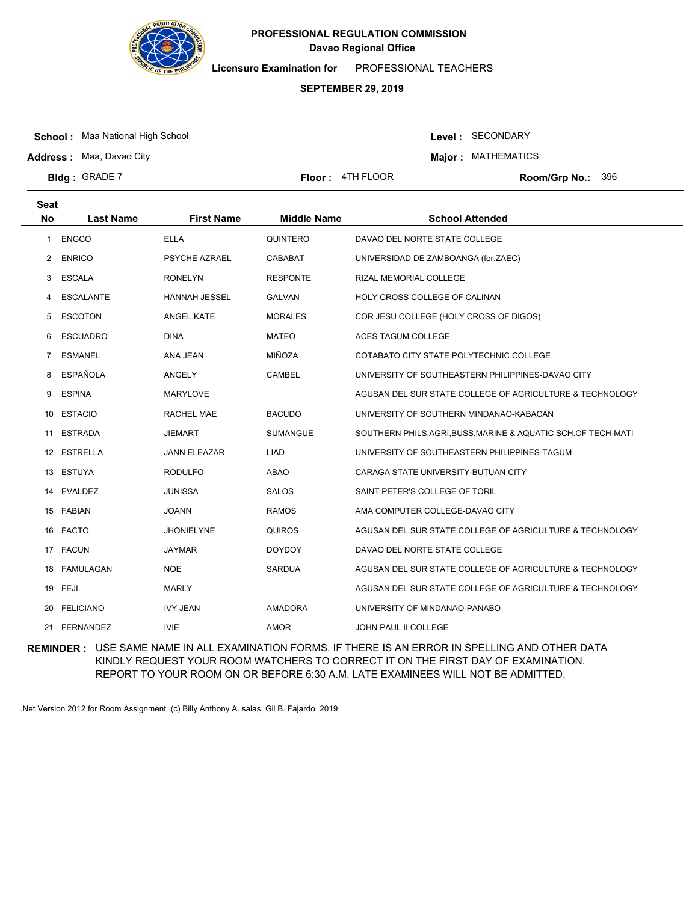**PROFESSIONAL REGULATION COMMISSION**
**Davao Regional Office**

**Licensure Examination for** PROFESSIONAL TEACHERS

**SEPTEMBER 29, 2019**

**School :** Maa National High School
**Address :** Maa, Davao City
**Bldg :** GRADE 7
**Floor :** 4TH FLOOR
**Level :** SECONDARY
**Major :** MATHEMATICS
**Room/Grp No.:** 396

| Seat No | Last Name | First Name | Middle Name | School Attended |
|---|---|---|---|---|
| 1 | ENGCO | ELLA | QUINTERO | DAVAO DEL NORTE STATE COLLEGE |
| 2 | ENRICO | PSYCHE AZRAEL | CABABAT | UNIVERSIDAD DE ZAMBOANGA (for.ZAEC) |
| 3 | ESCALA | RONELYN | RESPONTE | RIZAL MEMORIAL COLLEGE |
| 4 | ESCALANTE | HANNAH JESSEL | GALVAN | HOLY CROSS COLLEGE OF CALINAN |
| 5 | ESCOTON | ANGEL KATE | MORALES | COR JESU COLLEGE (HOLY CROSS OF DIGOS) |
| 6 | ESCUADRO | DINA | MATEO | ACES TAGUM COLLEGE |
| 7 | ESMANEL | ANA JEAN | MIÑOZA | COTABATO CITY STATE POLYTECHNIC COLLEGE |
| 8 | ESPAÑOLA | ANGELY | CAMBEL | UNIVERSITY OF SOUTHEASTERN PHILIPPINES-DAVAO CITY |
| 9 | ESPINA | MARYLOVE | | AGUSAN DEL SUR STATE COLLEGE OF AGRICULTURE & TECHNOLOGY |
| 10 | ESTACIO | RACHEL MAE | BACUDO | UNIVERSITY OF SOUTHERN MINDANAO-KABACAN |
| 11 | ESTRADA | JIEMART | SUMANGUE | SOUTHERN PHILS.AGRI,BUSS,MARINE & AQUATIC SCH.OF TECH-MATI |
| 12 | ESTRELLA | JANN ELEAZAR | LIAD | UNIVERSITY OF SOUTHEASTERN PHILIPPINES-TAGUM |
| 13 | ESTUYA | RODULFO | ABAO | CARAGA STATE UNIVERSITY-BUTUAN CITY |
| 14 | EVALDEZ | JUNISSA | SALOS | SAINT PETER'S COLLEGE OF TORIL |
| 15 | FABIAN | JOANN | RAMOS | AMA COMPUTER COLLEGE-DAVAO CITY |
| 16 | FACTO | JHONIELYNE | QUIROS | AGUSAN DEL SUR STATE COLLEGE OF AGRICULTURE & TECHNOLOGY |
| 17 | FACUN | JAYMAR | DOYDOY | DAVAO DEL NORTE STATE COLLEGE |
| 18 | FAMULAGAN | NOE | SARDUA | AGUSAN DEL SUR STATE COLLEGE OF AGRICULTURE & TECHNOLOGY |
| 19 | FEJI | MARLY | | AGUSAN DEL SUR STATE COLLEGE OF AGRICULTURE & TECHNOLOGY |
| 20 | FELICIANO | IVY JEAN | AMADORA | UNIVERSITY OF MINDANAO-PANABO |
| 21 | FERNANDEZ | IVIE | AMOR | JOHN PAUL II COLLEGE |

**REMINDER :** USE SAME NAME IN ALL EXAMINATION FORMS. IF THERE IS AN ERROR IN SPELLING AND OTHER DATA KINDLY REQUEST YOUR ROOM WATCHERS TO CORRECT IT ON THE FIRST DAY OF EXAMINATION. REPORT TO YOUR ROOM ON OR BEFORE 6:30 A.M. LATE EXAMINEES WILL NOT BE ADMITTED.

.Net Version 2012 for Room Assignment (c) Billy Anthony A. salas, Gil B. Fajardo 2019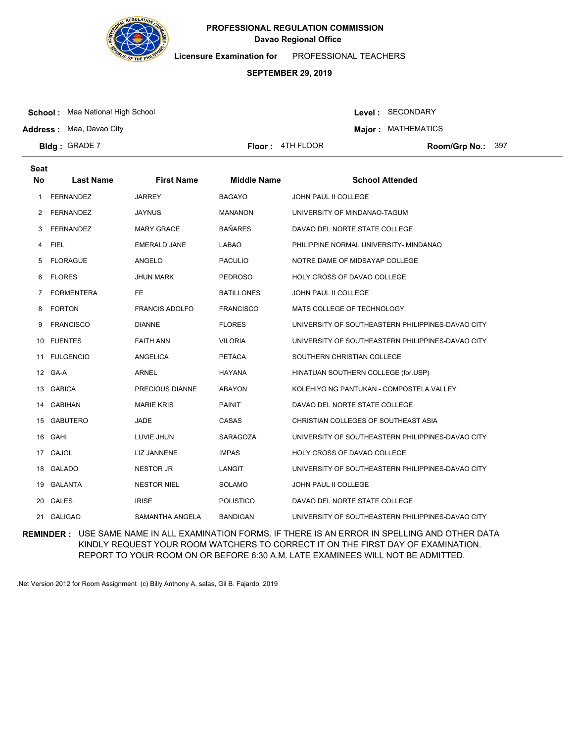**PROFESSIONAL REGULATION COMMISSION**
**Davao Regional Office**

**Licensure Examination for** PROFESSIONAL TEACHERS

**SEPTEMBER 29, 2019**

**School :** Maa National High School
**Address :** Maa, Davao City
**Bldg :** GRADE 7
**Floor :** 4TH FLOOR
**Level :** SECONDARY
**Major :** MATHEMATICS
**Room/Grp No.:** 397

| Seat No | Last Name | First Name | Middle Name | School Attended |
|---|---|---|---|---|
| 1 | FERNANDEZ | JARREY | BAGAYO | JOHN PAUL II COLLEGE |
| 2 | FERNANDEZ | JAYNUS | MANANON | UNIVERSITY OF MINDANAO-TAGUM |
| 3 | FERNANDEZ | MARY GRACE | BAÑARES | DAVAO DEL NORTE STATE COLLEGE |
| 4 | FIEL | EMERALD JANE | LABAO | PHILIPPINE NORMAL UNIVERSITY- MINDANAO |
| 5 | FLORAGUE | ANGELO | PACULIO | NOTRE DAME OF MIDSAYAP COLLEGE |
| 6 | FLORES | JHUN MARK | PEDROSO | HOLY CROSS OF DAVAO COLLEGE |
| 7 | FORMENTERA | FE | BATILLONES | JOHN PAUL II COLLEGE |
| 8 | FORTON | FRANCIS ADOLFO | FRANCISCO | MATS COLLEGE OF TECHNOLOGY |
| 9 | FRANCISCO | DIANNE | FLORES | UNIVERSITY OF SOUTHEASTERN PHILIPPINES-DAVAO CITY |
| 10 | FUENTES | FAITH ANN | VILORIA | UNIVERSITY OF SOUTHEASTERN PHILIPPINES-DAVAO CITY |
| 11 | FULGENCIO | ANGELICA | PETACA | SOUTHERN CHRISTIAN COLLEGE |
| 12 | GA-A | ARNEL | HAYANA | HINATUAN SOUTHERN COLLEGE (for.USP) |
| 13 | GABICA | PRECIOUS DIANNE | ABAYON | KOLEHIYO NG PANTUKAN - COMPOSTELA VALLEY |
| 14 | GABIHAN | MARIE KRIS | PAINIT | DAVAO DEL NORTE STATE COLLEGE |
| 15 | GABUTERO | JADE | CASAS | CHRISTIAN COLLEGES OF SOUTHEAST ASIA |
| 16 | GAHI | LUVIE JHUN | SARAGOZA | UNIVERSITY OF SOUTHEASTERN PHILIPPINES-DAVAO CITY |
| 17 | GAJOL | LIZ JANNENE | IMPAS | HOLY CROSS OF DAVAO COLLEGE |
| 18 | GALADO | NESTOR JR | LANGIT | UNIVERSITY OF SOUTHEASTERN PHILIPPINES-DAVAO CITY |
| 19 | GALANTA | NESTOR NIEL | SOLAMO | JOHN PAUL II COLLEGE |
| 20 | GALES | IRISE | POLISTICO | DAVAO DEL NORTE STATE COLLEGE |
| 21 | GALIGAO | SAMANTHA ANGELA | BANDIGAN | UNIVERSITY OF SOUTHEASTERN PHILIPPINES-DAVAO CITY |

**REMINDER :** USE SAME NAME IN ALL EXAMINATION FORMS. IF THERE IS AN ERROR IN SPELLING AND OTHER DATA KINDLY REQUEST YOUR ROOM WATCHERS TO CORRECT IT ON THE FIRST DAY OF EXAMINATION. REPORT TO YOUR ROOM ON OR BEFORE 6:30 A.M. LATE EXAMINEES WILL NOT BE ADMITTED.

.Net Version 2012 for Room Assignment (c) Billy Anthony A. salas, Gil B. Fajardo 2019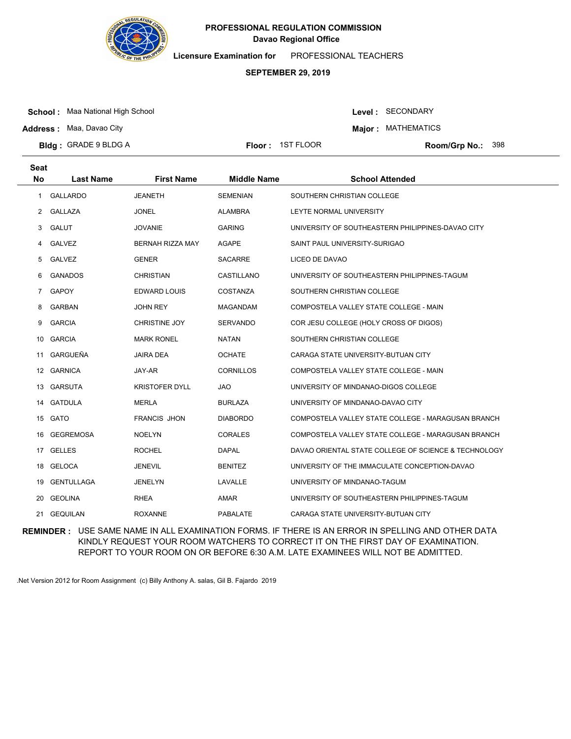**PROFESSIONAL REGULATION COMMISSION**
**Davao Regional Office**

**Licensure Examination for** PROFESSIONAL TEACHERS

**SEPTEMBER 29, 2019**

**School :** Maa National High School
**Address :** Maa, Davao City
**Bldg :** GRADE 9 BLDG A
**Floor :** 1ST FLOOR
**Level :** SECONDARY
**Major :** MATHEMATICS
**Room/Grp No.:** 398

| Seat No | Last Name | First Name | Middle Name | School Attended |
|---|---|---|---|---|
| 1 | GALLARDO | JEANETH | SEMENIAN | SOUTHERN CHRISTIAN COLLEGE |
| 2 | GALLAZA | JONEL | ALAMBRA | LEYTE NORMAL UNIVERSITY |
| 3 | GALUT | JOVANIE | GARING | UNIVERSITY OF SOUTHEASTERN PHILIPPINES-DAVAO CITY |
| 4 | GALVEZ | BERNAH RIZZA MAY | AGAPE | SAINT PAUL UNIVERSITY-SURIGAO |
| 5 | GALVEZ | GENER | SACARRE | LICEO DE DAVAO |
| 6 | GANADOS | CHRISTIAN | CASTILLANO | UNIVERSITY OF SOUTHEASTERN PHILIPPINES-TAGUM |
| 7 | GAPOY | EDWARD LOUIS | COSTANZA | SOUTHERN CHRISTIAN COLLEGE |
| 8 | GARBAN | JOHN REY | MAGANDAM | COMPOSTELA VALLEY STATE COLLEGE - MAIN |
| 9 | GARCIA | CHRISTINE JOY | SERVANDO | COR JESU COLLEGE (HOLY CROSS OF DIGOS) |
| 10 | GARCIA | MARK RONEL | NATAN | SOUTHERN CHRISTIAN COLLEGE |
| 11 | GARGUEÑA | JAIRA DEA | OCHATE | CARAGA STATE UNIVERSITY-BUTUAN CITY |
| 12 | GARNICA | JAY-AR | CORNILLOS | COMPOSTELA VALLEY STATE COLLEGE - MAIN |
| 13 | GARSUTA | KRISTOFER DYLL | JAO | UNIVERSITY OF MINDANAO-DIGOS COLLEGE |
| 14 | GATDULA | MERLA | BURLAZA | UNIVERSITY OF MINDANAO-DAVAO CITY |
| 15 | GATO | FRANCIS JHON | DIABORDO | COMPOSTELA VALLEY STATE COLLEGE - MARAGUSAN BRANCH |
| 16 | GEGREMOSA | NOELYN | CORALES | COMPOSTELA VALLEY STATE COLLEGE - MARAGUSAN BRANCH |
| 17 | GELLES | ROCHEL | DAPAL | DAVAO ORIENTAL STATE COLLEGE OF SCIENCE & TECHNOLOGY |
| 18 | GELOCA | JENEVIL | BENITEZ | UNIVERSITY OF THE IMMACULATE CONCEPTION-DAVAO |
| 19 | GENTULLAGA | JENELYN | LAVALLE | UNIVERSITY OF MINDANAO-TAGUM |
| 20 | GEOLINA | RHEA | AMAR | UNIVERSITY OF SOUTHEASTERN PHILIPPINES-TAGUM |
| 21 | GEQUILAN | ROXANNE | PABALATE | CARAGA STATE UNIVERSITY-BUTUAN CITY |

**REMINDER :** USE SAME NAME IN ALL EXAMINATION FORMS. IF THERE IS AN ERROR IN SPELLING AND OTHER DATA KINDLY REQUEST YOUR ROOM WATCHERS TO CORRECT IT ON THE FIRST DAY OF EXAMINATION. REPORT TO YOUR ROOM ON OR BEFORE 6:30 A.M. LATE EXAMINEES WILL NOT BE ADMITTED.

.Net Version 2012 for Room Assignment (c) Billy Anthony A. salas, Gil B. Fajardo 2019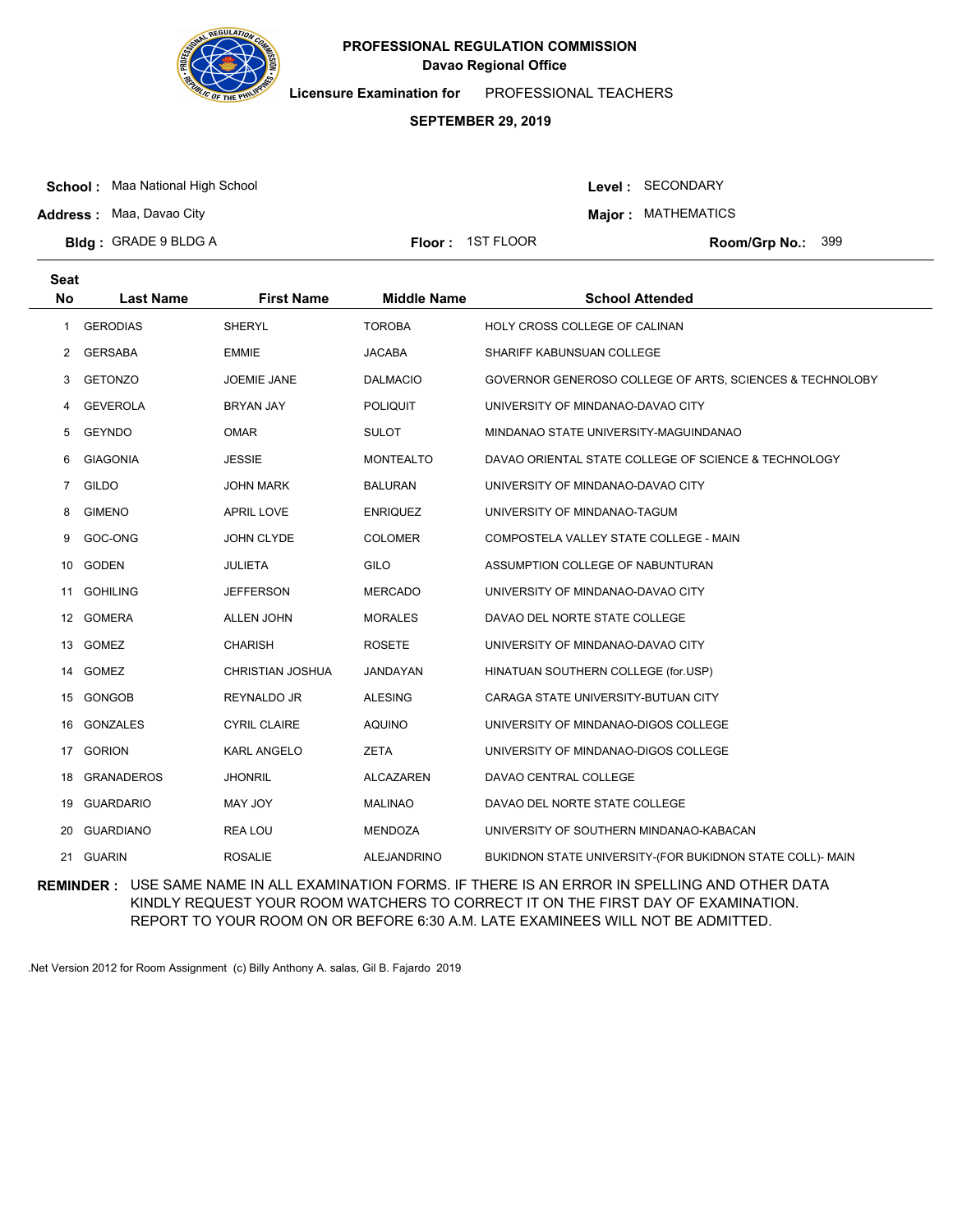**PROFESSIONAL REGULATION COMMISSION**
**Davao Regional Office**

**Licensure Examination for** PROFESSIONAL TEACHERS

**SEPTEMBER 29, 2019**

**School :** Maa National High School
**Address :** Maa, Davao City
**Bldg :** GRADE 9 BLDG A
**Floor :** 1ST FLOOR
**Level :** SECONDARY
**Major :** MATHEMATICS
**Room/Grp No.:** 399

| Seat No | Last Name | First Name | Middle Name | School Attended |
|---|---|---|---|---|
| 1 | GERODIAS | SHERYL | TOROBA | HOLY CROSS COLLEGE OF CALINAN |
| 2 | GERSABA | EMMIE | JACABA | SHARIFF KABUNSUAN COLLEGE |
| 3 | GETONZO | JOEMIE JANE | DALMACIO | GOVERNOR GENEROSO COLLEGE OF ARTS, SCIENCES & TECHNOLOBY |
| 4 | GEVEROLA | BRYAN JAY | POLIQUIT | UNIVERSITY OF MINDANAO-DAVAO CITY |
| 5 | GEYNDO | OMAR | SULOT | MINDANAO STATE UNIVERSITY-MAGUINDANAO |
| 6 | GIAGONIA | JESSIE | MONTEALTO | DAVAO ORIENTAL STATE COLLEGE OF SCIENCE & TECHNOLOGY |
| 7 | GILDO | JOHN MARK | BALURAN | UNIVERSITY OF MINDANAO-DAVAO CITY |
| 8 | GIMENO | APRIL LOVE | ENRIQUEZ | UNIVERSITY OF MINDANAO-TAGUM |
| 9 | GOC-ONG | JOHN CLYDE | COLOMER | COMPOSTELA VALLEY STATE COLLEGE - MAIN |
| 10 | GODEN | JULIETA | GILO | ASSUMPTION COLLEGE OF NABUNTURAN |
| 11 | GOHILING | JEFFERSON | MERCADO | UNIVERSITY OF MINDANAO-DAVAO CITY |
| 12 | GOMERA | ALLEN JOHN | MORALES | DAVAO DEL NORTE STATE COLLEGE |
| 13 | GOMEZ | CHARISH | ROSETE | UNIVERSITY OF MINDANAO-DAVAO CITY |
| 14 | GOMEZ | CHRISTIAN JOSHUA | JANDAYAN | HINATUAN SOUTHERN COLLEGE (for.USP) |
| 15 | GONGOB | REYNALDO JR | ALESING | CARAGA STATE UNIVERSITY-BUTUAN CITY |
| 16 | GONZALES | CYRIL CLAIRE | AQUINO | UNIVERSITY OF MINDANAO-DIGOS COLLEGE |
| 17 | GORION | KARL ANGELO | ZETA | UNIVERSITY OF MINDANAO-DIGOS COLLEGE |
| 18 | GRANADEROS | JHONRIL | ALCAZAREN | DAVAO CENTRAL COLLEGE |
| 19 | GUARDARIO | MAY JOY | MALINAO | DAVAO DEL NORTE STATE COLLEGE |
| 20 | GUARDIANO | REA LOU | MENDOZA | UNIVERSITY OF SOUTHERN MINDANAO-KABACAN |
| 21 | GUARIN | ROSALIE | ALEJANDRINO | BUKIDNON STATE UNIVERSITY-(FOR BUKIDNON STATE COLL)- MAIN |

**REMINDER :** USE SAME NAME IN ALL EXAMINATION FORMS. IF THERE IS AN ERROR IN SPELLING AND OTHER DATA KINDLY REQUEST YOUR ROOM WATCHERS TO CORRECT IT ON THE FIRST DAY OF EXAMINATION. REPORT TO YOUR ROOM ON OR BEFORE 6:30 A.M. LATE EXAMINEES WILL NOT BE ADMITTED.

.Net Version 2012 for Room Assignment (c) Billy Anthony A. salas, Gil B. Fajardo 2019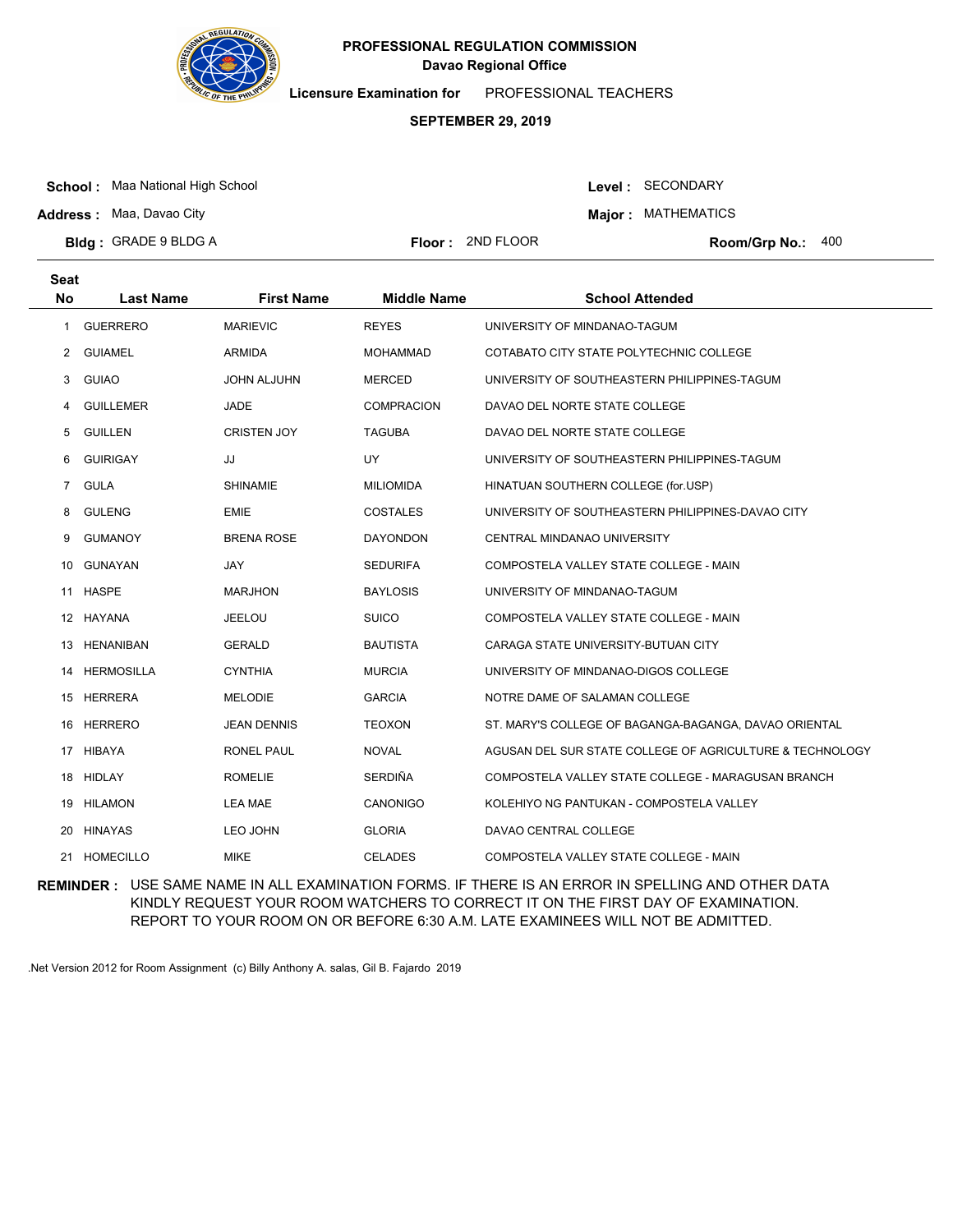**PROFESSIONAL REGULATION COMMISSION**
**Davao Regional Office**

**Licensure Examination for** PROFESSIONAL TEACHERS

**SEPTEMBER 29, 2019**

**School :** Maa National High School
**Address :** Maa, Davao City
**Bldg :** GRADE 9 BLDG A
**Floor :** 2ND FLOOR
**Level :** SECONDARY
**Major :** MATHEMATICS
**Room/Grp No.:** 400

| Seat No | Last Name | First Name | Middle Name | School Attended |
|---|---|---|---|---|
| 1 | GUERRERO | MARIEVIC | REYES | UNIVERSITY OF MINDANAO-TAGUM |
| 2 | GUIAMEL | ARMIDA | MOHAMMAD | COTABATO CITY STATE POLYTECHNIC COLLEGE |
| 3 | GUIAO | JOHN ALJUHN | MERCED | UNIVERSITY OF SOUTHEASTERN PHILIPPINES-TAGUM |
| 4 | GUILLEMER | JADE | COMPRACION | DAVAO DEL NORTE STATE COLLEGE |
| 5 | GUILLEN | CRISTEN JOY | TAGUBA | DAVAO DEL NORTE STATE COLLEGE |
| 6 | GUIRIGAY | JJ | UY | UNIVERSITY OF SOUTHEASTERN PHILIPPINES-TAGUM |
| 7 | GULA | SHINAMIE | MILIOMIDA | HINATUAN SOUTHERN COLLEGE (for.USP) |
| 8 | GULENG | EMIE | COSTALES | UNIVERSITY OF SOUTHEASTERN PHILIPPINES-DAVAO CITY |
| 9 | GUMANOY | BRENA ROSE | DAYONDON | CENTRAL MINDANAO UNIVERSITY |
| 10 | GUNAYAN | JAY | SEDURIFA | COMPOSTELA VALLEY STATE COLLEGE - MAIN |
| 11 | HASPE | MARJHON | BAYLOSIS | UNIVERSITY OF MINDANAO-TAGUM |
| 12 | HAYANA | JEELOU | SUICO | COMPOSTELA VALLEY STATE COLLEGE - MAIN |
| 13 | HENANIBAN | GERALD | BAUTISTA | CARAGA STATE UNIVERSITY-BUTUAN CITY |
| 14 | HERMOSILLA | CYNTHIA | MURCIA | UNIVERSITY OF MINDANAO-DIGOS COLLEGE |
| 15 | HERRERA | MELODIE | GARCIA | NOTRE DAME OF SALAMAN COLLEGE |
| 16 | HERRERO | JEAN DENNIS | TEOXON | ST. MARY'S COLLEGE OF BAGANGA-BAGANGA, DAVAO ORIENTAL |
| 17 | HIBAYA | RONEL PAUL | NOVAL | AGUSAN DEL SUR STATE COLLEGE OF AGRICULTURE & TECHNOLOGY |
| 18 | HIDLAY | ROMELIE | SERDIÑA | COMPOSTELA VALLEY STATE COLLEGE - MARAGUSAN BRANCH |
| 19 | HILAMON | LEA MAE | CANONIGO | KOLEHIYO NG PANTUKAN - COMPOSTELA VALLEY |
| 20 | HINAYAS | LEO JOHN | GLORIA | DAVAO CENTRAL COLLEGE |
| 21 | HOMECILLO | MIKE | CELADES | COMPOSTELA VALLEY STATE COLLEGE - MAIN |

**REMINDER :** USE SAME NAME IN ALL EXAMINATION FORMS. IF THERE IS AN ERROR IN SPELLING AND OTHER DATA KINDLY REQUEST YOUR ROOM WATCHERS TO CORRECT IT ON THE FIRST DAY OF EXAMINATION. REPORT TO YOUR ROOM ON OR BEFORE 6:30 A.M. LATE EXAMINEES WILL NOT BE ADMITTED.

.Net Version 2012 for Room Assignment (c) Billy Anthony A. salas, Gil B. Fajardo 2019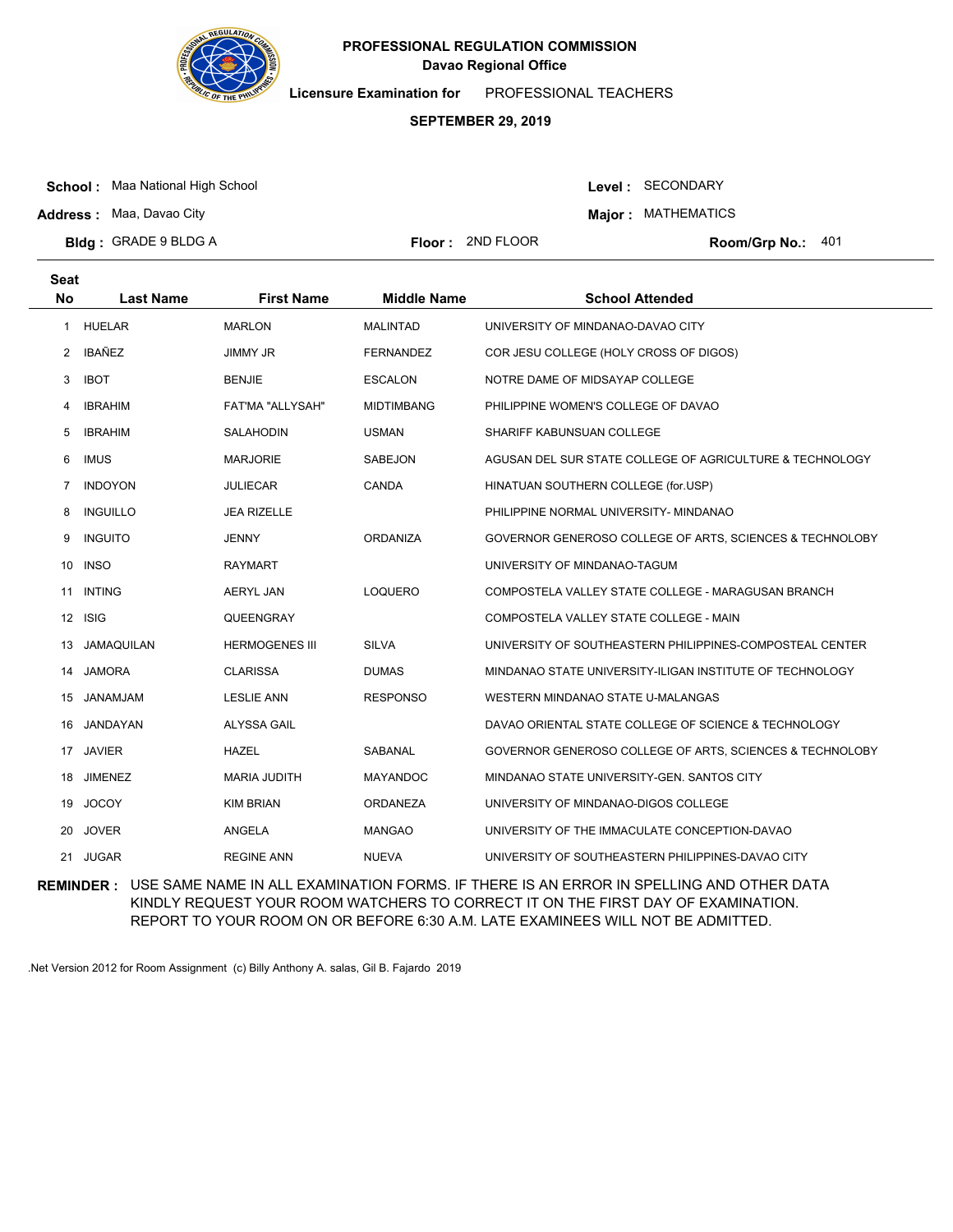**PROFESSIONAL REGULATION COMMISSION**
**Davao Regional Office**

**Licensure Examination for** PROFESSIONAL TEACHERS

**SEPTEMBER 29, 2019**

**School :** Maa National High School
**Address :** Maa, Davao City
**Bldg :** GRADE 9 BLDG A
**Floor :** 2ND FLOOR
**Level :** SECONDARY
**Major :** MATHEMATICS
**Room/Grp No.:** 401

| Seat No | Last Name | First Name | Middle Name | School Attended |
|---|---|---|---|---|
| 1 | HUELAR | MARLON | MALINTAD | UNIVERSITY OF MINDANAO-DAVAO CITY |
| 2 | IBAÑEZ | JIMMY JR | FERNANDEZ | COR JESU COLLEGE (HOLY CROSS OF DIGOS) |
| 3 | IBOT | BENJIE | ESCALON | NOTRE DAME OF MIDSAYAP COLLEGE |
| 4 | IBRAHIM | FAT'MA "ALLYSAH" | MIDTIMBANG | PHILIPPINE WOMEN'S COLLEGE OF DAVAO |
| 5 | IBRAHIM | SALAHODIN | USMAN | SHARIFF KABUNSUAN COLLEGE |
| 6 | IMUS | MARJORIE | SABEJON | AGUSAN DEL SUR STATE COLLEGE OF AGRICULTURE & TECHNOLOGY |
| 7 | INDOYON | JULIECAR | CANDA | HINATUAN SOUTHERN COLLEGE (for.USP) |
| 8 | INGUILLO | JEA RIZELLE | | PHILIPPINE NORMAL UNIVERSITY- MINDANAO |
| 9 | INGUITO | JENNY | ORDANIZA | GOVERNOR GENEROSO COLLEGE OF ARTS, SCIENCES & TECHNOLOBY |
| 10 | INSO | RAYMART | | UNIVERSITY OF MINDANAO-TAGUM |
| 11 | INTING | AERYL JAN | LOQUERO | COMPOSTELA VALLEY STATE COLLEGE - MARAGUSAN BRANCH |
| 12 | ISIG | QUEENGRAY | | COMPOSTELA VALLEY STATE COLLEGE - MAIN |
| 13 | JAMAQUILAN | HERMOGENES III | SILVA | UNIVERSITY OF SOUTHEASTERN PHILIPPINES-COMPOSTEAL CENTER |
| 14 | JAMORA | CLARISSA | DUMAS | MINDANAO STATE UNIVERSITY-ILIGAN INSTITUTE OF TECHNOLOGY |
| 15 | JANAMJAM | LESLIE ANN | RESPONSO | WESTERN MINDANAO STATE U-MALANGAS |
| 16 | JANDAYAN | ALYSSA GAIL | | DAVAO ORIENTAL STATE COLLEGE OF SCIENCE & TECHNOLOGY |
| 17 | JAVIER | HAZEL | SABANAL | GOVERNOR GENEROSO COLLEGE OF ARTS, SCIENCES & TECHNOLOBY |
| 18 | JIMENEZ | MARIA JUDITH | MAYANDOC | MINDANAO STATE UNIVERSITY-GEN. SANTOS CITY |
| 19 | JOCOY | KIM BRIAN | ORDANEZA | UNIVERSITY OF MINDANAO-DIGOS COLLEGE |
| 20 | JOVER | ANGELA | MANGAO | UNIVERSITY OF THE IMMACULATE CONCEPTION-DAVAO |
| 21 | JUGAR | REGINE ANN | NUEVA | UNIVERSITY OF SOUTHEASTERN PHILIPPINES-DAVAO CITY |

**REMINDER :** USE SAME NAME IN ALL EXAMINATION FORMS. IF THERE IS AN ERROR IN SPELLING AND OTHER DATA KINDLY REQUEST YOUR ROOM WATCHERS TO CORRECT IT ON THE FIRST DAY OF EXAMINATION. REPORT TO YOUR ROOM ON OR BEFORE 6:30 A.M. LATE EXAMINEES WILL NOT BE ADMITTED.

.Net Version 2012 for Room Assignment (c) Billy Anthony A. salas, Gil B. Fajardo 2019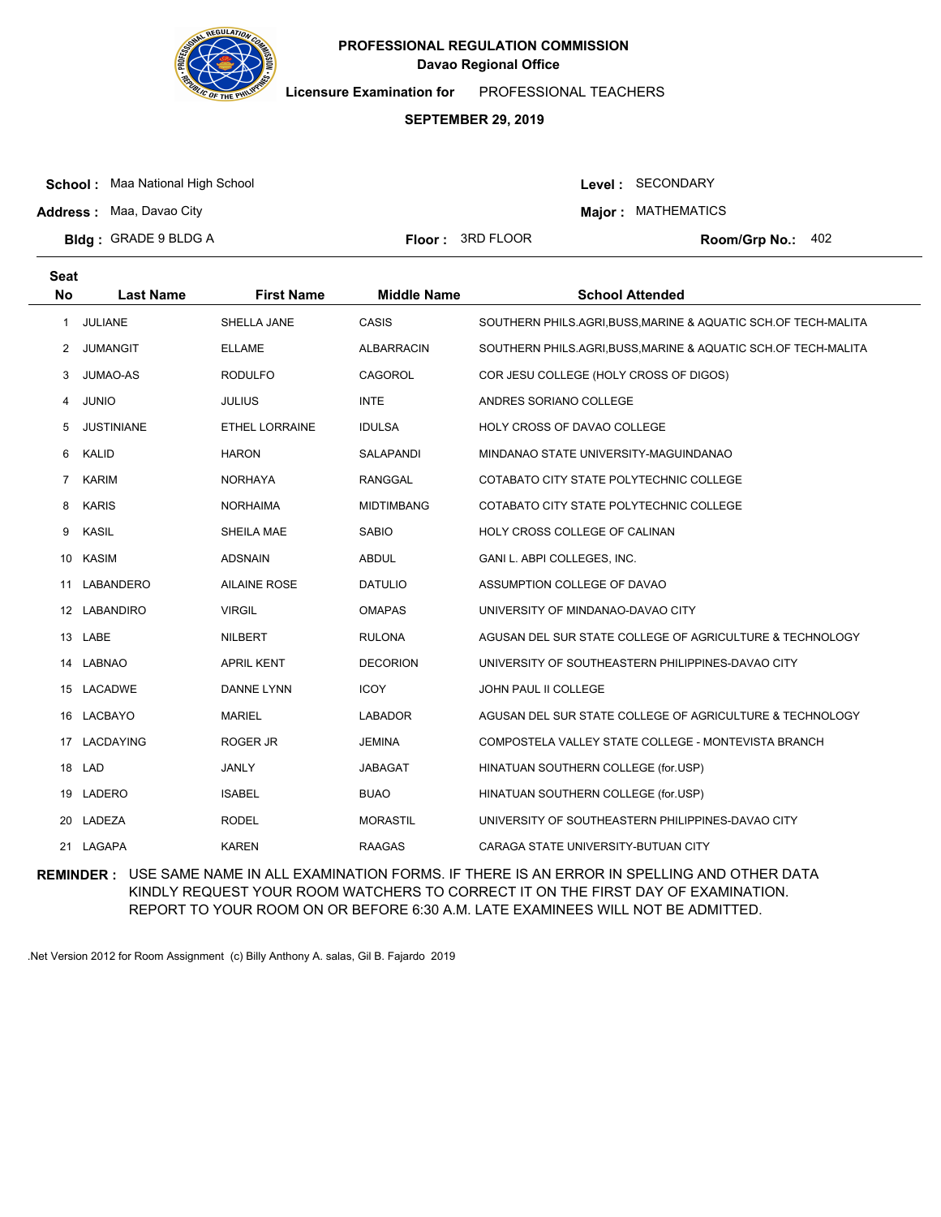**PROFESSIONAL REGULATION COMMISSION**
**Davao Regional Office**

**Licensure Examination for** PROFESSIONAL TEACHERS

**SEPTEMBER 29, 2019**

**School :** Maa National High School
**Address :** Maa, Davao City
**Bldg :** GRADE 9 BLDG A
**Floor :** 3RD FLOOR
**Level :** SECONDARY
**Major :** MATHEMATICS
**Room/Grp No.:** 402

| Seat No | Last Name | First Name | Middle Name | School Attended |
|---|---|---|---|---|
| 1 | JULIANE | SHELLA JANE | CASIS | SOUTHERN PHILS.AGRI,BUSS,MARINE & AQUATIC SCH.OF TECH-MALITA |
| 2 | JUMANGIT | ELLAME | ALBARRACIN | SOUTHERN PHILS.AGRI,BUSS,MARINE & AQUATIC SCH.OF TECH-MALITA |
| 3 | JUMAO-AS | RODULFO | CAGOROL | COR JESU COLLEGE (HOLY CROSS OF DIGOS) |
| 4 | JUNIO | JULIUS | INTE | ANDRES SORIANO COLLEGE |
| 5 | JUSTINIANE | ETHEL LORRAINE | IDULSA | HOLY CROSS OF DAVAO COLLEGE |
| 6 | KALID | HARON | SALAPANDI | MINDANAO STATE UNIVERSITY-MAGUINDANAO |
| 7 | KARIM | NORHAYA | RANGGAL | COTABATO CITY STATE POLYTECHNIC COLLEGE |
| 8 | KARIS | NORHAIMA | MIDTIMBANG | COTABATO CITY STATE POLYTECHNIC COLLEGE |
| 9 | KASIL | SHEILA MAE | SABIO | HOLY CROSS COLLEGE OF CALINAN |
| 10 | KASIM | ADSNAIN | ABDUL | GANI L. ABPI COLLEGES, INC. |
| 11 | LABANDERO | AILAINE ROSE | DATULIO | ASSUMPTION COLLEGE OF DAVAO |
| 12 | LABANDIRO | VIRGIL | OMAPAS | UNIVERSITY OF MINDANAO-DAVAO CITY |
| 13 | LABE | NILBERT | RULONA | AGUSAN DEL SUR STATE COLLEGE OF AGRICULTURE & TECHNOLOGY |
| 14 | LABNAO | APRIL KENT | DECORION | UNIVERSITY OF SOUTHEASTERN PHILIPPINES-DAVAO CITY |
| 15 | LACADWE | DANNE LYNN | ICOY | JOHN PAUL II COLLEGE |
| 16 | LACBAYO | MARIEL | LABADOR | AGUSAN DEL SUR STATE COLLEGE OF AGRICULTURE & TECHNOLOGY |
| 17 | LACDAYING | ROGER JR | JEMINA | COMPOSTELA VALLEY STATE COLLEGE - MONTEVISTA BRANCH |
| 18 | LAD | JANLY | JABAGAT | HINATUAN SOUTHERN COLLEGE (for.USP) |
| 19 | LADERO | ISABEL | BUAO | HINATUAN SOUTHERN COLLEGE (for.USP) |
| 20 | LADEZA | RODEL | MORASTIL | UNIVERSITY OF SOUTHEASTERN PHILIPPINES-DAVAO CITY |
| 21 | LAGAPA | KAREN | RAAGAS | CARAGA STATE UNIVERSITY-BUTUAN CITY |

**REMINDER :** USE SAME NAME IN ALL EXAMINATION FORMS. IF THERE IS AN ERROR IN SPELLING AND OTHER DATA KINDLY REQUEST YOUR ROOM WATCHERS TO CORRECT IT ON THE FIRST DAY OF EXAMINATION. REPORT TO YOUR ROOM ON OR BEFORE 6:30 A.M. LATE EXAMINEES WILL NOT BE ADMITTED.

.Net Version 2012 for Room Assignment (c) Billy Anthony A. salas, Gil B. Fajardo 2019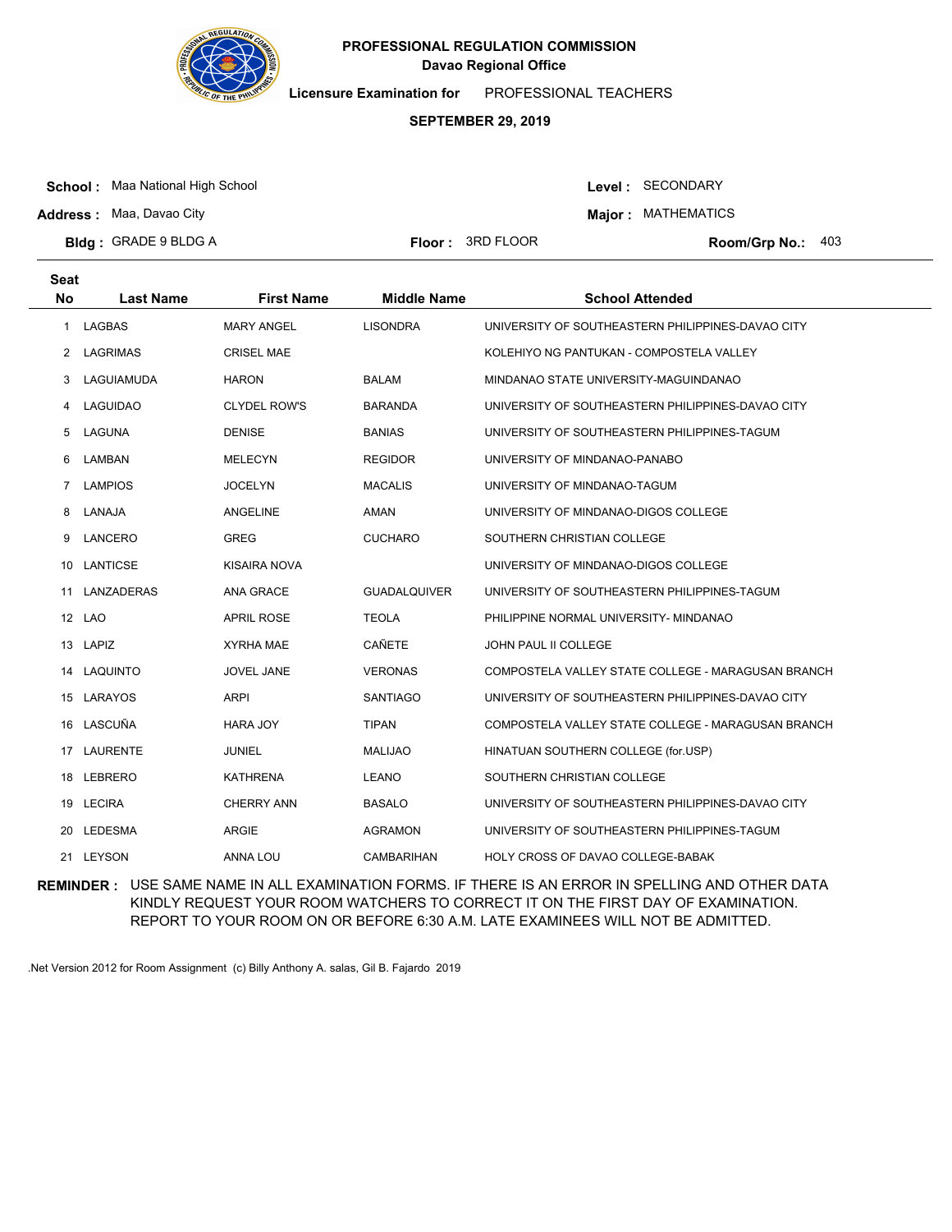**PROFESSIONAL REGULATION COMMISSION**
**Davao Regional Office**

**Licensure Examination for** PROFESSIONAL TEACHERS

**SEPTEMBER 29, 2019**

**School :** Maa National High School
**Address :** Maa, Davao City
**Bldg :** GRADE 9 BLDG A
**Floor :** 3RD FLOOR
**Level :** SECONDARY
**Major :** MATHEMATICS
**Room/Grp No.:** 403

| Seat No | Last Name | First Name | Middle Name | School Attended |
|---|---|---|---|---|
| 1 | LAGBAS | MARY ANGEL | LISONDRA | UNIVERSITY OF SOUTHEASTERN PHILIPPINES-DAVAO CITY |
| 2 | LAGRIMAS | CRISEL MAE | | KOLEHIYO NG PANTUKAN - COMPOSTELA VALLEY |
| 3 | LAGUIAMUDA | HARON | BALAM | MINDANAO STATE UNIVERSITY-MAGUINDANAO |
| 4 | LAGUIDAO | CLYDEL ROW'S | BARANDA | UNIVERSITY OF SOUTHEASTERN PHILIPPINES-DAVAO CITY |
| 5 | LAGUNA | DENISE | BANIAS | UNIVERSITY OF SOUTHEASTERN PHILIPPINES-TAGUM |
| 6 | LAMBAN | MELECYN | REGIDOR | UNIVERSITY OF MINDANAO-PANABO |
| 7 | LAMPIOS | JOCELYN | MACALIS | UNIVERSITY OF MINDANAO-TAGUM |
| 8 | LANAJA | ANGELINE | AMAN | UNIVERSITY OF MINDANAO-DIGOS COLLEGE |
| 9 | LANCERO | GREG | CUCHARO | SOUTHERN CHRISTIAN COLLEGE |
| 10 | LANTICSE | KISAIRA NOVA | | UNIVERSITY OF MINDANAO-DIGOS COLLEGE |
| 11 | LANZADERAS | ANA GRACE | GUADALQUIVER | UNIVERSITY OF SOUTHEASTERN PHILIPPINES-TAGUM |
| 12 | LAO | APRIL ROSE | TEOLA | PHILIPPINE NORMAL UNIVERSITY- MINDANAO |
| 13 | LAPIZ | XYRHA MAE | CAÑETE | JOHN PAUL II COLLEGE |
| 14 | LAQUINTO | JOVEL JANE | VERONAS | COMPOSTELA VALLEY STATE COLLEGE - MARAGUSAN BRANCH |
| 15 | LARAYOS | ARPI | SANTIAGO | UNIVERSITY OF SOUTHEASTERN PHILIPPINES-DAVAO CITY |
| 16 | LASCUÑA | HARA JOY | TIPAN | COMPOSTELA VALLEY STATE COLLEGE - MARAGUSAN BRANCH |
| 17 | LAURENTE | JUNIEL | MALIJAO | HINATUAN SOUTHERN COLLEGE (for.USP) |
| 18 | LEBRERO | KATHRENA | LEANO | SOUTHERN CHRISTIAN COLLEGE |
| 19 | LECIRA | CHERRY ANN | BASALO | UNIVERSITY OF SOUTHEASTERN PHILIPPINES-DAVAO CITY |
| 20 | LEDESMA | ARGIE | AGRAMON | UNIVERSITY OF SOUTHEASTERN PHILIPPINES-TAGUM |
| 21 | LEYSON | ANNA LOU | CAMBARIHAN | HOLY CROSS OF DAVAO COLLEGE-BABAK |

**REMINDER :** USE SAME NAME IN ALL EXAMINATION FORMS. IF THERE IS AN ERROR IN SPELLING AND OTHER DATA KINDLY REQUEST YOUR ROOM WATCHERS TO CORRECT IT ON THE FIRST DAY OF EXAMINATION. REPORT TO YOUR ROOM ON OR BEFORE 6:30 A.M. LATE EXAMINEES WILL NOT BE ADMITTED.

.Net Version 2012 for Room Assignment (c) Billy Anthony A. salas, Gil B. Fajardo 2019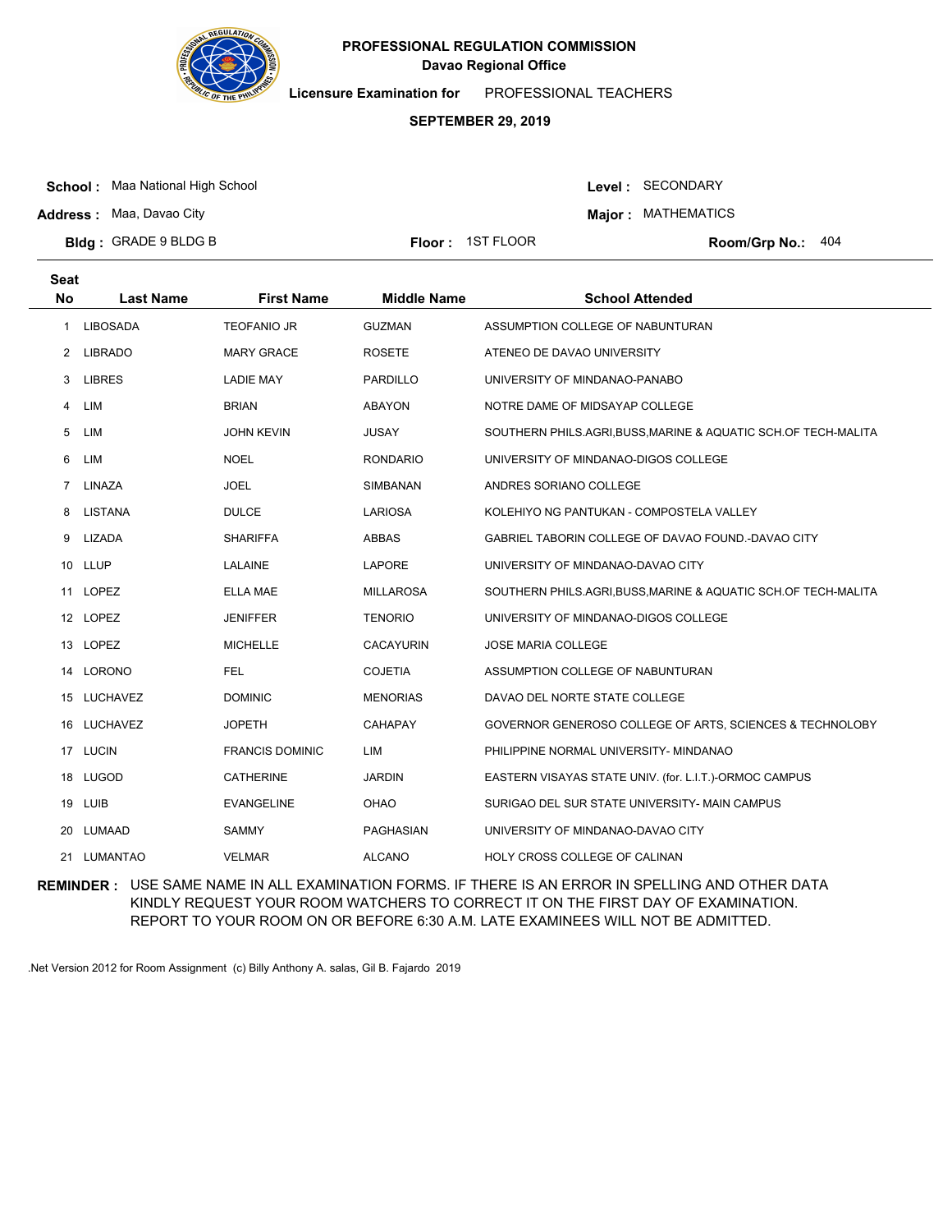**PROFESSIONAL REGULATION COMMISSION**
**Davao Regional Office**

**Licensure Examination for** PROFESSIONAL TEACHERS

**SEPTEMBER 29, 2019**

**School :** Maa National High School
**Address :** Maa, Davao City
**Bldg :** GRADE 9 BLDG B
**Floor :** 1ST FLOOR

**Level :** SECONDARY
**Major :** MATHEMATICS
**Room/Grp No.:** 404

| Seat No | Last Name | First Name | Middle Name | School Attended |
|---|---|---|---|---|
| 1 | LIBOSADA | TEOFANIO JR | GUZMAN | ASSUMPTION COLLEGE OF NABUNTURAN |
| 2 | LIBRADO | MARY GRACE | ROSETE | ATENEO DE DAVAO UNIVERSITY |
| 3 | LIBRES | LADIE MAY | PARDILLO | UNIVERSITY OF MINDANAO-PANABO |
| 4 | LIM | BRIAN | ABAYON | NOTRE DAME OF MIDSAYAP COLLEGE |
| 5 | LIM | JOHN KEVIN | JUSAY | SOUTHERN PHILS.AGRI,BUSS,MARINE & AQUATIC SCH.OF TECH-MALITA |
| 6 | LIM | NOEL | RONDARIO | UNIVERSITY OF MINDANAO-DIGOS COLLEGE |
| 7 | LINAZA | JOEL | SIMBANAN | ANDRES SORIANO COLLEGE |
| 8 | LISTANA | DULCE | LARIOSA | KOLEHIYO NG PANTUKAN - COMPOSTELA VALLEY |
| 9 | LIZADA | SHARIFFA | ABBAS | GABRIEL TABORIN COLLEGE OF DAVAO FOUND.-DAVAO CITY |
| 10 | LLUP | LALAINE | LAPORE | UNIVERSITY OF MINDANAO-DAVAO CITY |
| 11 | LOPEZ | ELLA MAE | MILLAROSA | SOUTHERN PHILS.AGRI,BUSS,MARINE & AQUATIC SCH.OF TECH-MALITA |
| 12 | LOPEZ | JENIFFER | TENORIO | UNIVERSITY OF MINDANAO-DIGOS COLLEGE |
| 13 | LOPEZ | MICHELLE | CACAYURIN | JOSE MARIA COLLEGE |
| 14 | LORONO | FEL | COJETIA | ASSUMPTION COLLEGE OF NABUNTURAN |
| 15 | LUCHAVEZ | DOMINIC | MENORIAS | DAVAO DEL NORTE STATE COLLEGE |
| 16 | LUCHAVEZ | JOPETH | CAHAPAY | GOVERNOR GENEROSO COLLEGE OF ARTS, SCIENCES & TECHNOLOBY |
| 17 | LUCIN | FRANCIS DOMINIC | LIM | PHILIPPINE NORMAL UNIVERSITY- MINDANAO |
| 18 | LUGOD | CATHERINE | JARDIN | EASTERN VISAYAS STATE UNIV. (for. L.I.T.)-ORMOC CAMPUS |
| 19 | LUIB | EVANGELINE | OHAO | SURIGAO DEL SUR STATE UNIVERSITY- MAIN CAMPUS |
| 20 | LUMAAD | SAMMY | PAGHASIAN | UNIVERSITY OF MINDANAO-DAVAO CITY |
| 21 | LUMANTAO | VELMAR | ALCANO | HOLY CROSS COLLEGE OF CALINAN |

**REMINDER :** USE SAME NAME IN ALL EXAMINATION FORMS. IF THERE IS AN ERROR IN SPELLING AND OTHER DATA KINDLY REQUEST YOUR ROOM WATCHERS TO CORRECT IT ON THE FIRST DAY OF EXAMINATION. REPORT TO YOUR ROOM ON OR BEFORE 6:30 A.M. LATE EXAMINEES WILL NOT BE ADMITTED.

.Net Version 2012 for Room Assignment (c) Billy Anthony A. salas, Gil B. Fajardo 2019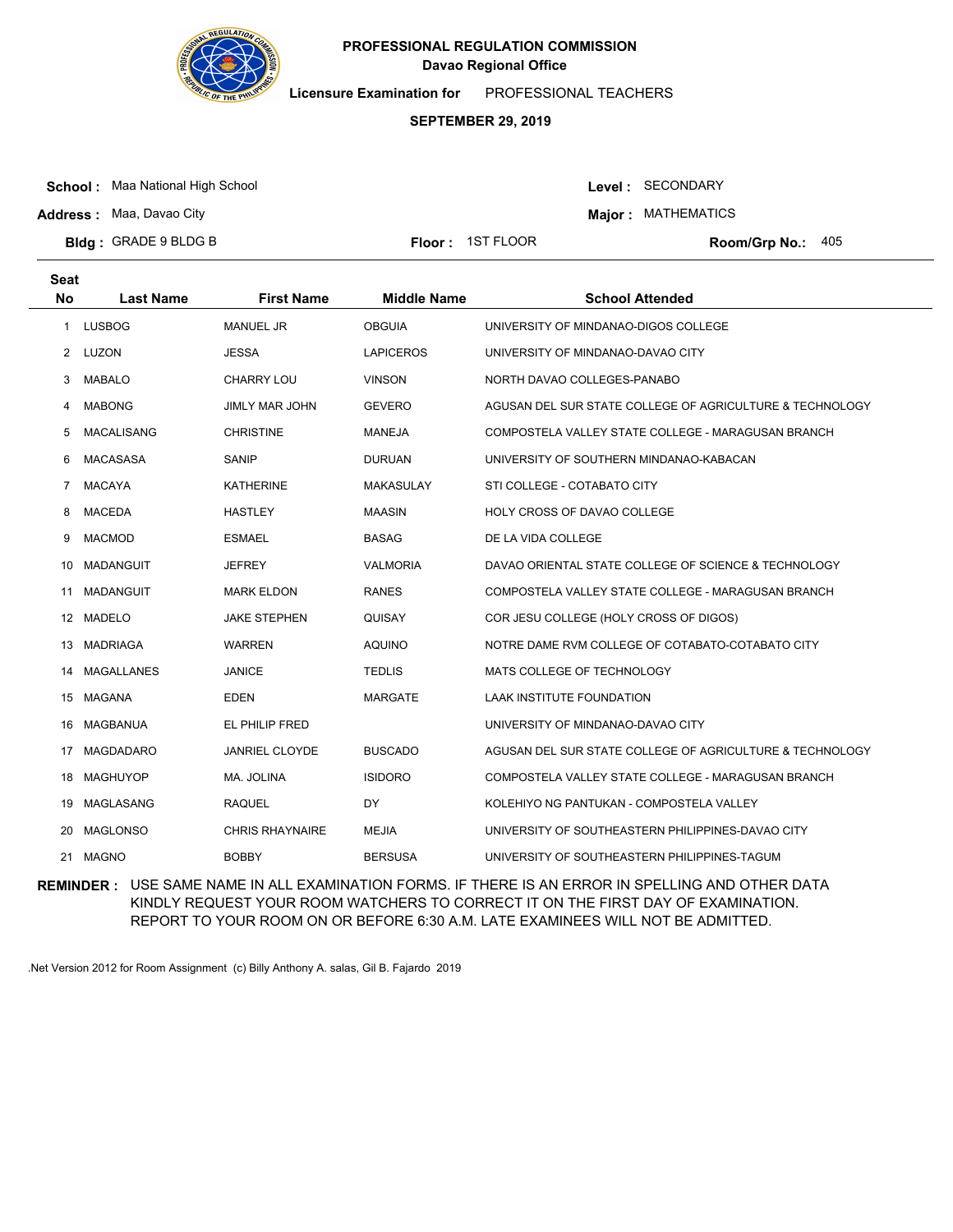**PROFESSIONAL REGULATION COMMISSION**
**Davao Regional Office**

**Licensure Examination for** PROFESSIONAL TEACHERS

**SEPTEMBER 29, 2019**

**School :** Maa National High School
**Address :** Maa, Davao City
**Bldg :** GRADE 9 BLDG B

**Floor :** 1ST FLOOR

**Level :** SECONDARY
**Major :** MATHEMATICS
**Room/Grp No.:** 405

| Seat No | Last Name | First Name | Middle Name | School Attended |
|---|---|---|---|---|
| 1 | LUSBOG | MANUEL JR | OBGUIA | UNIVERSITY OF MINDANAO-DIGOS COLLEGE |
| 2 | LUZON | JESSA | LAPICEROS | UNIVERSITY OF MINDANAO-DAVAO CITY |
| 3 | MABALO | CHARRY LOU | VINSON | NORTH DAVAO COLLEGES-PANABO |
| 4 | MABONG | JIMLY MAR JOHN | GEVERO | AGUSAN DEL SUR STATE COLLEGE OF AGRICULTURE & TECHNOLOGY |
| 5 | MACALISANG | CHRISTINE | MANEJA | COMPOSTELA VALLEY STATE COLLEGE - MARAGUSAN BRANCH |
| 6 | MACASASA | SANIP | DURUAN | UNIVERSITY OF SOUTHERN MINDANAO-KABACAN |
| 7 | MACAYA | KATHERINE | MAKASULAY | STI COLLEGE - COTABATO CITY |
| 8 | MACEDA | HASTLEY | MAASIN | HOLY CROSS OF DAVAO COLLEGE |
| 9 | MACMOD | ESMAEL | BASAG | DE LA VIDA COLLEGE |
| 10 | MADANGUIT | JEFREY | VALMORIA | DAVAO ORIENTAL STATE COLLEGE OF SCIENCE & TECHNOLOGY |
| 11 | MADANGUIT | MARK ELDON | RANES | COMPOSTELA VALLEY STATE COLLEGE - MARAGUSAN BRANCH |
| 12 | MADELO | JAKE STEPHEN | QUISAY | COR JESU COLLEGE (HOLY CROSS OF DIGOS) |
| 13 | MADRIAGA | WARREN | AQUINO | NOTRE DAME RVM COLLEGE OF COTABATO-COTABATO CITY |
| 14 | MAGALLANES | JANICE | TEDLIS | MATS COLLEGE OF TECHNOLOGY |
| 15 | MAGANA | EDEN | MARGATE | LAAK INSTITUTE FOUNDATION |
| 16 | MAGBANUA | EL PHILIP FRED | | UNIVERSITY OF MINDANAO-DAVAO CITY |
| 17 | MAGDADARO | JANRIEL CLOYDE | BUSCADO | AGUSAN DEL SUR STATE COLLEGE OF AGRICULTURE & TECHNOLOGY |
| 18 | MAGHUYOP | MA. JOLINA | ISIDORO | COMPOSTELA VALLEY STATE COLLEGE - MARAGUSAN BRANCH |
| 19 | MAGLASANG | RAQUEL | DY | KOLEHIYO NG PANTUKAN - COMPOSTELA VALLEY |
| 20 | MAGLONSO | CHRIS RHAYNAIRE | MEJIA | UNIVERSITY OF SOUTHEASTERN PHILIPPINES-DAVAO CITY |
| 21 | MAGNO | BOBBY | BERSUSA | UNIVERSITY OF SOUTHEASTERN PHILIPPINES-TAGUM |

**REMINDER :** USE SAME NAME IN ALL EXAMINATION FORMS. IF THERE IS AN ERROR IN SPELLING AND OTHER DATA KINDLY REQUEST YOUR ROOM WATCHERS TO CORRECT IT ON THE FIRST DAY OF EXAMINATION. REPORT TO YOUR ROOM ON OR BEFORE 6:30 A.M. LATE EXAMINEES WILL NOT BE ADMITTED.

.Net Version 2012 for Room Assignment (c) Billy Anthony A. salas, Gil B. Fajardo 2019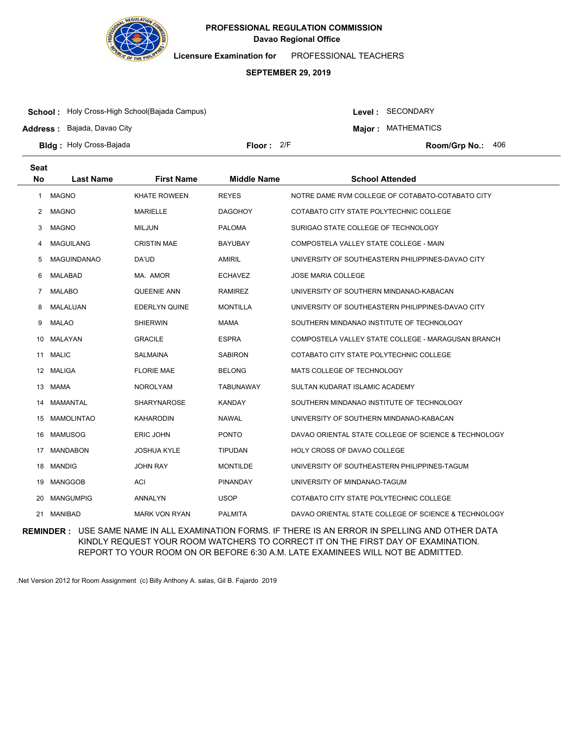**PROFESSIONAL REGULATION COMMISSION**
**Davao Regional Office**

**Licensure Examination for** PROFESSIONAL TEACHERS

**SEPTEMBER 29, 2019**

**School :** Holy Cross-High School(Bajada Campus)
**Address :** Bajada, Davao City
**Bldg :** Holy Cross-Bajada
**Floor :** 2/F
**Level :** SECONDARY
**Major :** MATHEMATICS
**Room/Grp No.:** 406

| Seat No | Last Name | First Name | Middle Name | School Attended |
|---|---|---|---|---|
| 1 | MAGNO | KHATE ROWEEN | REYES | NOTRE DAME RVM COLLEGE OF COTABATO-COTABATO CITY |
| 2 | MAGNO | MARIELLE | DAGOHOY | COTABATO CITY STATE POLYTECHNIC COLLEGE |
| 3 | MAGNO | MILJUN | PALOMA | SURIGAO STATE COLLEGE OF TECHNOLOGY |
| 4 | MAGUILANG | CRISTIN MAE | BAYUBAY | COMPOSTELA VALLEY STATE COLLEGE - MAIN |
| 5 | MAGUINDANAO | DA'UD | AMIRIL | UNIVERSITY OF SOUTHEASTERN PHILIPPINES-DAVAO CITY |
| 6 | MALABAD | MA. AMOR | ECHAVEZ | JOSE MARIA COLLEGE |
| 7 | MALABO | QUEENIE ANN | RAMIREZ | UNIVERSITY OF SOUTHERN MINDANAO-KABACAN |
| 8 | MALALUAN | EDERLYN QUINE | MONTILLA | UNIVERSITY OF SOUTHEASTERN PHILIPPINES-DAVAO CITY |
| 9 | MALAO | SHIERWIN | MAMA | SOUTHERN MINDANAO INSTITUTE OF TECHNOLOGY |
| 10 | MALAYAN | GRACILE | ESPRA | COMPOSTELA VALLEY STATE COLLEGE - MARAGUSAN BRANCH |
| 11 | MALIC | SALMAINA | SABIRON | COTABATO CITY STATE POLYTECHNIC COLLEGE |
| 12 | MALIGA | FLORIE MAE | BELONG | MATS COLLEGE OF TECHNOLOGY |
| 13 | MAMA | NOROLYAM | TABUNAWAY | SULTAN KUDARAT ISLAMIC ACADEMY |
| 14 | MAMANTAL | SHARYNAROSE | KANDAY | SOUTHERN MINDANAO INSTITUTE OF TECHNOLOGY |
| 15 | MAMOLINTAO | KAHARODIN | NAWAL | UNIVERSITY OF SOUTHERN MINDANAO-KABACAN |
| 16 | MAMUSOG | ERIC JOHN | PONTO | DAVAO ORIENTAL STATE COLLEGE OF SCIENCE & TECHNOLOGY |
| 17 | MANDABON | JOSHUA KYLE | TIPUDAN | HOLY CROSS OF DAVAO COLLEGE |
| 18 | MANDIG | JOHN RAY | MONTILDE | UNIVERSITY OF SOUTHEASTERN PHILIPPINES-TAGUM |
| 19 | MANGGOB | ACI | PINANDAY | UNIVERSITY OF MINDANAO-TAGUM |
| 20 | MANGUMPIG | ANNALYN | USOP | COTABATO CITY STATE POLYTECHNIC COLLEGE |
| 21 | MANIBAD | MARK VON RYAN | PALMITA | DAVAO ORIENTAL STATE COLLEGE OF SCIENCE & TECHNOLOGY |

**REMINDER :** USE SAME NAME IN ALL EXAMINATION FORMS. IF THERE IS AN ERROR IN SPELLING AND OTHER DATA KINDLY REQUEST YOUR ROOM WATCHERS TO CORRECT IT ON THE FIRST DAY OF EXAMINATION. REPORT TO YOUR ROOM ON OR BEFORE 6:30 A.M. LATE EXAMINEES WILL NOT BE ADMITTED.

.Net Version 2012 for Room Assignment (c) Billy Anthony A. salas, Gil B. Fajardo 2019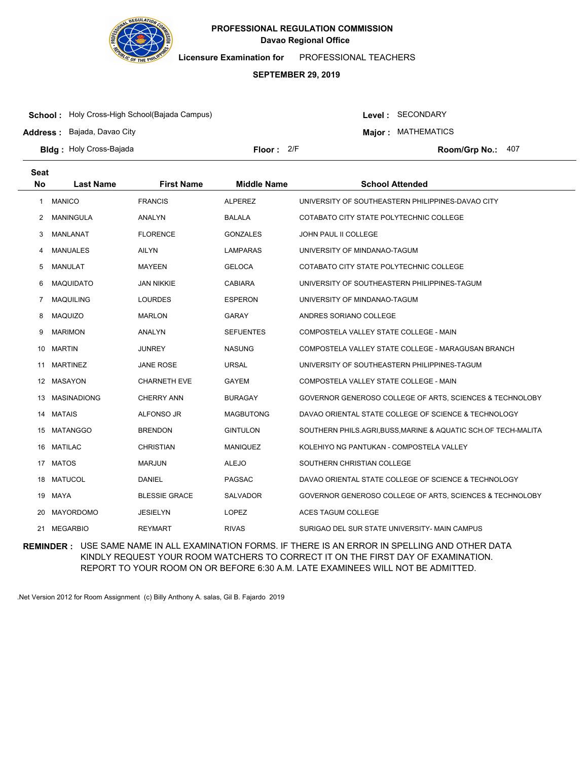**PROFESSIONAL REGULATION COMMISSION**
**Davao Regional Office**

**Licensure Examination for** PROFESSIONAL TEACHERS

**SEPTEMBER 29, 2019**

**School :** Holy Cross-High School(Bajada Campus)
**Level :** SECONDARY

**Address :** Bajada, Davao City
**Major :** MATHEMATICS

**Bldg :** Holy Cross-Bajada
**Floor :** 2/F
**Room/Grp No.:** 407

| Seat No | Last Name | First Name | Middle Name | School Attended |
|---|---|---|---|---|
| 1 | MANICO | FRANCIS | ALPEREZ | UNIVERSITY OF SOUTHEASTERN PHILIPPINES-DAVAO CITY |
| 2 | MANINGULA | ANALYN | BALALA | COTABATO CITY STATE POLYTECHNIC COLLEGE |
| 3 | MANLANAT | FLORENCE | GONZALES | JOHN PAUL II COLLEGE |
| 4 | MANUALES | AILYN | LAMPARAS | UNIVERSITY OF MINDANAO-TAGUM |
| 5 | MANULAT | MAYEEN | GELOCA | COTABATO CITY STATE POLYTECHNIC COLLEGE |
| 6 | MAQUIDATO | JAN NIKKIE | CABIARA | UNIVERSITY OF SOUTHEASTERN PHILIPPINES-TAGUM |
| 7 | MAQUILING | LOURDES | ESPERON | UNIVERSITY OF MINDANAO-TAGUM |
| 8 | MAQUIZO | MARLON | GARAY | ANDRES SORIANO COLLEGE |
| 9 | MARIMON | ANALYN | SEFUENTES | COMPOSTELA VALLEY STATE COLLEGE - MAIN |
| 10 | MARTIN | JUNREY | NASUNG | COMPOSTELA VALLEY STATE COLLEGE - MARAGUSAN BRANCH |
| 11 | MARTINEZ | JANE ROSE | URSAL | UNIVERSITY OF SOUTHEASTERN PHILIPPINES-TAGUM |
| 12 | MASAYON | CHARNETH EVE | GAYEM | COMPOSTELA VALLEY STATE COLLEGE - MAIN |
| 13 | MASINADIONG | CHERRY ANN | BURAGAY | GOVERNOR GENEROSO COLLEGE OF ARTS, SCIENCES & TECHNOLOBY |
| 14 | MATAIS | ALFONSO JR | MAGBUTONG | DAVAO ORIENTAL STATE COLLEGE OF SCIENCE & TECHNOLOGY |
| 15 | MATANGGO | BRENDON | GINTULON | SOUTHERN PHILS.AGRI,BUSS,MARINE & AQUATIC SCH.OF TECH-MALITA |
| 16 | MATILAC | CHRISTIAN | MANIQUEZ | KOLEHIYO NG PANTUKAN - COMPOSTELA VALLEY |
| 17 | MATOS | MARJUN | ALEJO | SOUTHERN CHRISTIAN COLLEGE |
| 18 | MATUCOL | DANIEL | PAGSAC | DAVAO ORIENTAL STATE COLLEGE OF SCIENCE & TECHNOLOGY |
| 19 | MAYA | BLESSIE GRACE | SALVADOR | GOVERNOR GENEROSO COLLEGE OF ARTS, SCIENCES & TECHNOLOBY |
| 20 | MAYORDOMO | JESIELYN | LOPEZ | ACES TAGUM COLLEGE |
| 21 | MEGARBIO | REYMART | RIVAS | SURIGAO DEL SUR STATE UNIVERSITY- MAIN CAMPUS |

**REMINDER :** USE SAME NAME IN ALL EXAMINATION FORMS. IF THERE IS AN ERROR IN SPELLING AND OTHER DATA KINDLY REQUEST YOUR ROOM WATCHERS TO CORRECT IT ON THE FIRST DAY OF EXAMINATION. REPORT TO YOUR ROOM ON OR BEFORE 6:30 A.M. LATE EXAMINEES WILL NOT BE ADMITTED.

.Net Version 2012 for Room Assignment (c) Billy Anthony A. salas, Gil B. Fajardo 2019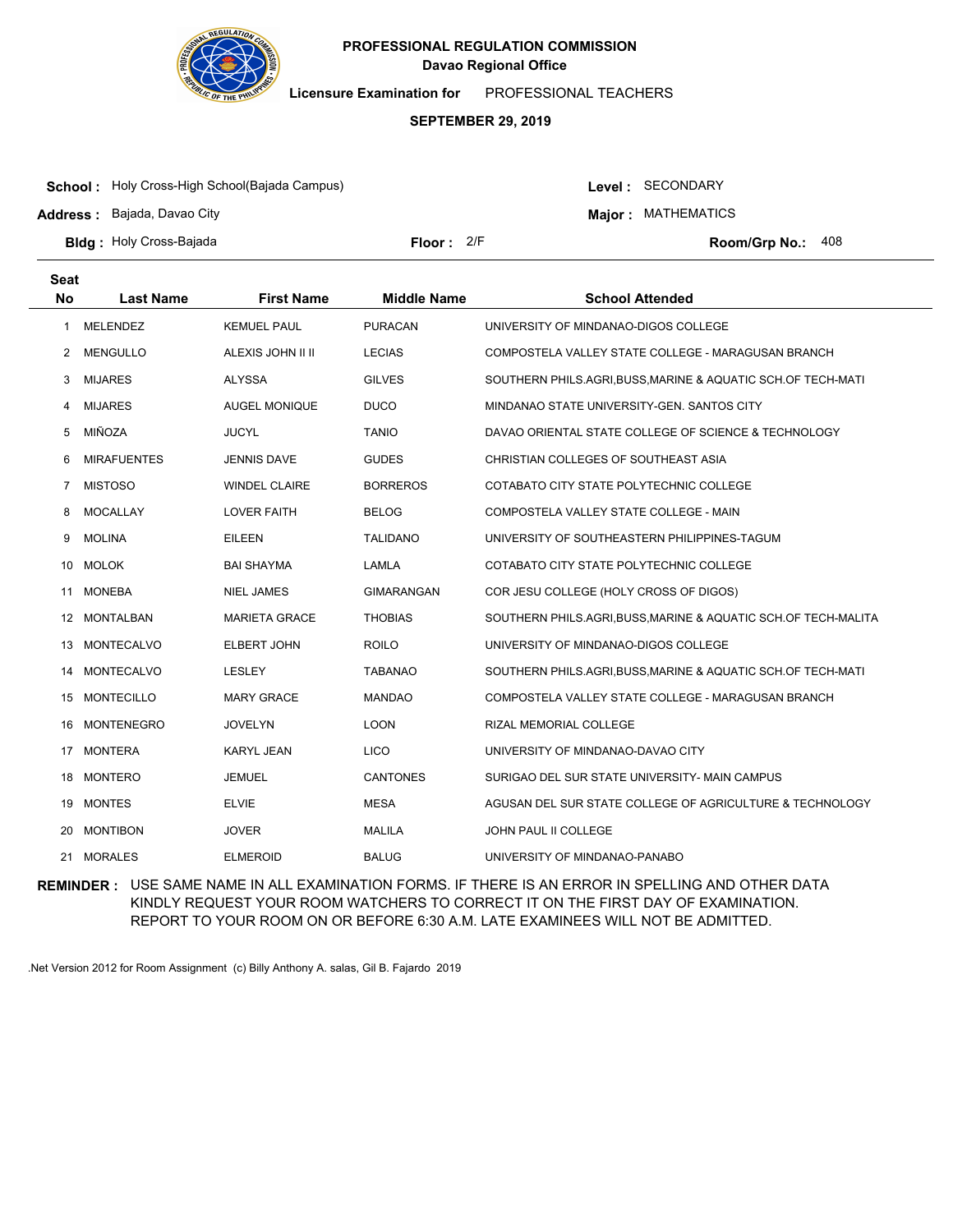**PROFESSIONAL REGULATION COMMISSION**
**Davao Regional Office**

**Licensure Examination for** PROFESSIONAL TEACHERS

**SEPTEMBER 29, 2019**

**School :** Holy Cross-High School(Bajada Campus)
**Address :** Bajada, Davao City
**Bldg :** Holy Cross-Bajada
**Floor :** 2/F

**Level :** SECONDARY
**Major :** MATHEMATICS
**Room/Grp No.:** 408

| Seat No | Last Name | First Name | Middle Name | School Attended |
|---|---|---|---|---|
| 1 | MELENDEZ | KEMUEL PAUL | PURACAN | UNIVERSITY OF MINDANAO-DIGOS COLLEGE |
| 2 | MENGULLO | ALEXIS JOHN II II | LECIAS | COMPOSTELA VALLEY STATE COLLEGE - MARAGUSAN BRANCH |
| 3 | MIJARES | ALYSSA | GILVES | SOUTHERN PHILS.AGRI,BUSS,MARINE & AQUATIC SCH.OF TECH-MATI |
| 4 | MIJARES | AUGEL MONIQUE | DUCO | MINDANAO STATE UNIVERSITY-GEN. SANTOS CITY |
| 5 | MIÑOZA | JUCYL | TANIO | DAVAO ORIENTAL STATE COLLEGE OF SCIENCE & TECHNOLOGY |
| 6 | MIRAFUENTES | JENNIS DAVE | GUDES | CHRISTIAN COLLEGES OF SOUTHEAST ASIA |
| 7 | MISTOSO | WINDEL CLAIRE | BORREROS | COTABATO CITY STATE POLYTECHNIC COLLEGE |
| 8 | MOCALLAY | LOVER FAITH | BELOG | COMPOSTELA VALLEY STATE COLLEGE - MAIN |
| 9 | MOLINA | EILEEN | TALIDANO | UNIVERSITY OF SOUTHEASTERN PHILIPPINES-TAGUM |
| 10 | MOLOK | BAI SHAYMA | LAMLA | COTABATO CITY STATE POLYTECHNIC COLLEGE |
| 11 | MONEBA | NIEL JAMES | GIMARANGAN | COR JESU COLLEGE (HOLY CROSS OF DIGOS) |
| 12 | MONTALBAN | MARIETA GRACE | THOBIAS | SOUTHERN PHILS.AGRI,BUSS,MARINE & AQUATIC SCH.OF TECH-MALITA |
| 13 | MONTECALVO | ELBERT JOHN | ROILO | UNIVERSITY OF MINDANAO-DIGOS COLLEGE |
| 14 | MONTECALVO | LESLEY | TABANAO | SOUTHERN PHILS.AGRI,BUSS,MARINE & AQUATIC SCH.OF TECH-MATI |
| 15 | MONTECILLO | MARY GRACE | MANDAO | COMPOSTELA VALLEY STATE COLLEGE - MARAGUSAN BRANCH |
| 16 | MONTENEGRO | JOVELYN | LOON | RIZAL MEMORIAL COLLEGE |
| 17 | MONTERA | KARYL JEAN | LICO | UNIVERSITY OF MINDANAO-DAVAO CITY |
| 18 | MONTERO | JEMUEL | CANTONES | SURIGAO DEL SUR STATE UNIVERSITY- MAIN CAMPUS |
| 19 | MONTES | ELVIE | MESA | AGUSAN DEL SUR STATE COLLEGE OF AGRICULTURE & TECHNOLOGY |
| 20 | MONTIBON | JOVER | MALILA | JOHN PAUL II COLLEGE |
| 21 | MORALES | ELMEROID | BALUG | UNIVERSITY OF MINDANAO-PANABO |

**REMINDER :** USE SAME NAME IN ALL EXAMINATION FORMS. IF THERE IS AN ERROR IN SPELLING AND OTHER DATA KINDLY REQUEST YOUR ROOM WATCHERS TO CORRECT IT ON THE FIRST DAY OF EXAMINATION. REPORT TO YOUR ROOM ON OR BEFORE 6:30 A.M. LATE EXAMINEES WILL NOT BE ADMITTED.

.Net Version 2012 for Room Assignment (c) Billy Anthony A. salas, Gil B. Fajardo 2019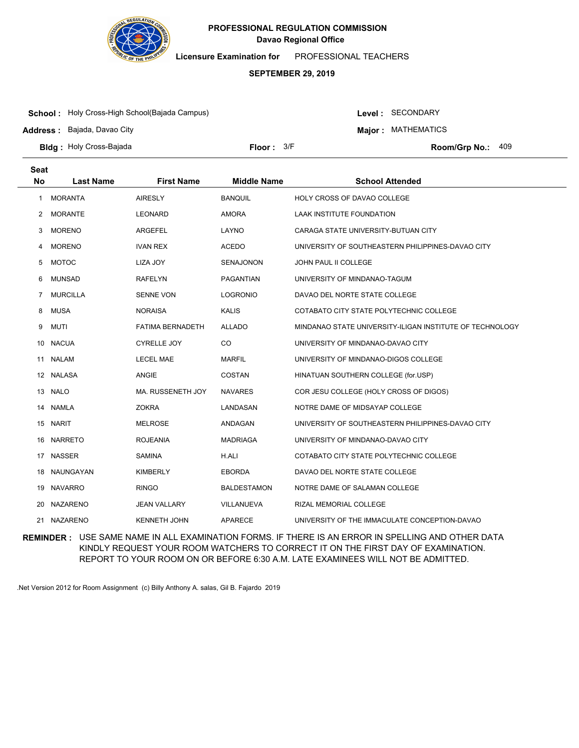**PROFESSIONAL REGULATION COMMISSION**
**Davao Regional Office**

**Licensure Examination for** PROFESSIONAL TEACHERS

**SEPTEMBER 29, 2019**

**School :** Holy Cross-High School(Bajada Campus)
**Address :** Bajada, Davao City
**Bldg :** Holy Cross-Bajada
**Floor :** 3/F
**Level :** SECONDARY
**Major :** MATHEMATICS
**Room/Grp No.:** 409

| Seat No | Last Name | First Name | Middle Name | School Attended |
|---|---|---|---|---|
| 1 | MORANTA | AIRESLY | BANQUIL | HOLY CROSS OF DAVAO COLLEGE |
| 2 | MORANTE | LEONARD | AMORA | LAAK INSTITUTE FOUNDATION |
| 3 | MORENO | ARGEFEL | LAYNO | CARAGA STATE UNIVERSITY-BUTUAN CITY |
| 4 | MORENO | IVAN REX | ACEDO | UNIVERSITY OF SOUTHEASTERN PHILIPPINES-DAVAO CITY |
| 5 | MOTOC | LIZA JOY | SENAJONON | JOHN PAUL II COLLEGE |
| 6 | MUNSAD | RAFELYN | PAGANTIAN | UNIVERSITY OF MINDANAO-TAGUM |
| 7 | MURCILLA | SENNE VON | LOGRONIO | DAVAO DEL NORTE STATE COLLEGE |
| 8 | MUSA | NORAISA | KALIS | COTABATO CITY STATE POLYTECHNIC COLLEGE |
| 9 | MUTI | FATIMA BERNADETH | ALLADO | MINDANAO STATE UNIVERSITY-ILIGAN INSTITUTE OF TECHNOLOGY |
| 10 | NACUA | CYRELLE JOY | CO | UNIVERSITY OF MINDANAO-DAVAO CITY |
| 11 | NALAM | LECEL MAE | MARFIL | UNIVERSITY OF MINDANAO-DIGOS COLLEGE |
| 12 | NALASA | ANGIE | COSTAN | HINATUAN SOUTHERN COLLEGE (for.USP) |
| 13 | NALO | MA. RUSSENETH JOY | NAVARES | COR JESU COLLEGE (HOLY CROSS OF DIGOS) |
| 14 | NAMLA | ZOKRA | LANDASAN | NOTRE DAME OF MIDSAYAP COLLEGE |
| 15 | NARIT | MELROSE | ANDAGAN | UNIVERSITY OF SOUTHEASTERN PHILIPPINES-DAVAO CITY |
| 16 | NARRETO | ROJEANIA | MADRIAGA | UNIVERSITY OF MINDANAO-DAVAO CITY |
| 17 | NASSER | SAMINA | H.ALI | COTABATO CITY STATE POLYTECHNIC COLLEGE |
| 18 | NAUNGAYAN | KIMBERLY | EBORDA | DAVAO DEL NORTE STATE COLLEGE |
| 19 | NAVARRO | RINGO | BALDESTAMON | NOTRE DAME OF SALAMAN COLLEGE |
| 20 | NAZARENO | JEAN VALLARY | VILLANUEVA | RIZAL MEMORIAL COLLEGE |
| 21 | NAZARENO | KENNETH JOHN | APARECE | UNIVERSITY OF THE IMMACULATE CONCEPTION-DAVAO |

**REMINDER :** USE SAME NAME IN ALL EXAMINATION FORMS. IF THERE IS AN ERROR IN SPELLING AND OTHER DATA KINDLY REQUEST YOUR ROOM WATCHERS TO CORRECT IT ON THE FIRST DAY OF EXAMINATION. REPORT TO YOUR ROOM ON OR BEFORE 6:30 A.M. LATE EXAMINEES WILL NOT BE ADMITTED.

.Net Version 2012 for Room Assignment (c) Billy Anthony A. salas, Gil B. Fajardo 2019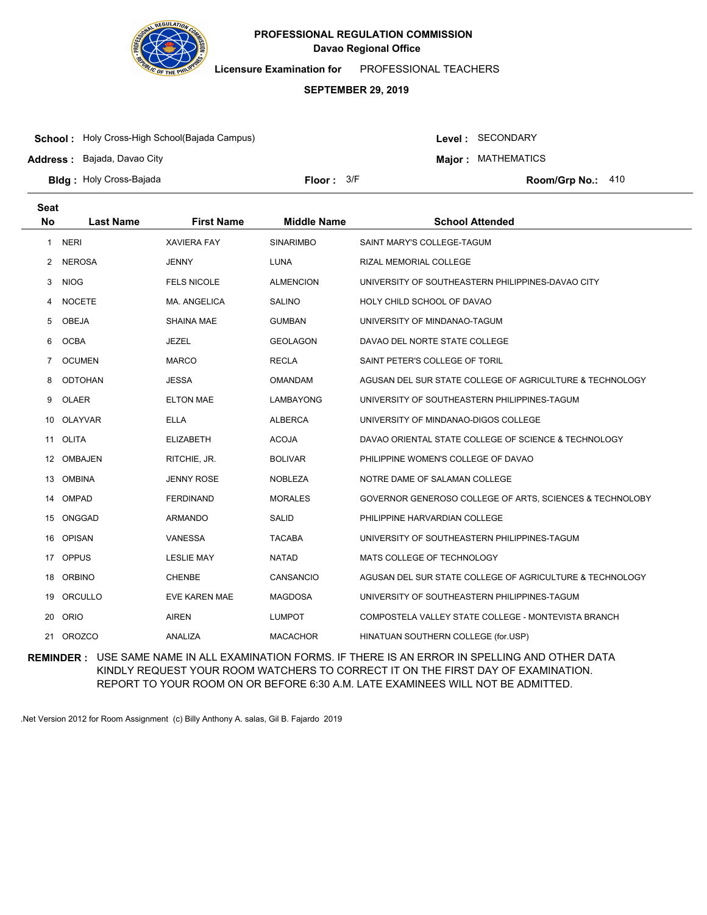**PROFESSIONAL REGULATION COMMISSION**
**Davao Regional Office**

**Licensure Examination for** PROFESSIONAL TEACHERS

**SEPTEMBER 29, 2019**

**School :** Holy Cross-High School(Bajada Campus) **Level :** SECONDARY

**Address :** Bajada, Davao City **Major :** MATHEMATICS

**Bldg :** Holy Cross-Bajada **Floor :** 3/F **Room/Grp No.:** 410

| Seat No | Last Name | First Name | Middle Name | School Attended |
|---|---|---|---|---|
| 1 | NERI | XAVIERA FAY | SINARIMBO | SAINT MARY'S COLLEGE-TAGUM |
| 2 | NEROSA | JENNY | LUNA | RIZAL MEMORIAL COLLEGE |
| 3 | NIOG | FELS NICOLE | ALMENCION | UNIVERSITY OF SOUTHEASTERN PHILIPPINES-DAVAO CITY |
| 4 | NOCETE | MA. ANGELICA | SALINO | HOLY CHILD SCHOOL OF DAVAO |
| 5 | OBEJA | SHAINA MAE | GUMBAN | UNIVERSITY OF MINDANAO-TAGUM |
| 6 | OCBA | JEZEL | GEOLAGON | DAVAO DEL NORTE STATE COLLEGE |
| 7 | OCUMEN | MARCO | RECLA | SAINT PETER'S COLLEGE OF TORIL |
| 8 | ODTOHAN | JESSA | OMANDAM | AGUSAN DEL SUR STATE COLLEGE OF AGRICULTURE & TECHNOLOGY |
| 9 | OLAER | ELTON MAE | LAMBAYONG | UNIVERSITY OF SOUTHEASTERN PHILIPPINES-TAGUM |
| 10 | OLAYVAR | ELLA | ALBERCA | UNIVERSITY OF MINDANAO-DIGOS COLLEGE |
| 11 | OLITA | ELIZABETH | ACOJA | DAVAO ORIENTAL STATE COLLEGE OF SCIENCE & TECHNOLOGY |
| 12 | OMBAJEN | RITCHIE, JR. | BOLIVAR | PHILIPPINE WOMEN'S COLLEGE OF DAVAO |
| 13 | OMBINA | JENNY ROSE | NOBLEZA | NOTRE DAME OF SALAMAN COLLEGE |
| 14 | OMPAD | FERDINAND | MORALES | GOVERNOR GENEROSO COLLEGE OF ARTS, SCIENCES & TECHNOLOBY |
| 15 | ONGGAD | ARMANDO | SALID | PHILIPPINE HARVARDIAN COLLEGE |
| 16 | OPISAN | VANESSA | TACABA | UNIVERSITY OF SOUTHEASTERN PHILIPPINES-TAGUM |
| 17 | OPPUS | LESLIE MAY | NATAD | MATS COLLEGE OF TECHNOLOGY |
| 18 | ORBINO | CHENBE | CANSANCIO | AGUSAN DEL SUR STATE COLLEGE OF AGRICULTURE & TECHNOLOGY |
| 19 | ORCULLO | EVE KAREN MAE | MAGDOSA | UNIVERSITY OF SOUTHEASTERN PHILIPPINES-TAGUM |
| 20 | ORIO | AIREN | LUMPOT | COMPOSTELA VALLEY STATE COLLEGE - MONTEVISTA BRANCH |
| 21 | OROZCO | ANALIZA | MACACHOR | HINATUAN SOUTHERN COLLEGE (for.USP) |

**REMINDER :** USE SAME NAME IN ALL EXAMINATION FORMS. IF THERE IS AN ERROR IN SPELLING AND OTHER DATA KINDLY REQUEST YOUR ROOM WATCHERS TO CORRECT IT ON THE FIRST DAY OF EXAMINATION. REPORT TO YOUR ROOM ON OR BEFORE 6:30 A.M. LATE EXAMINEES WILL NOT BE ADMITTED.

.Net Version 2012 for Room Assignment (c) Billy Anthony A. salas, Gil B. Fajardo 2019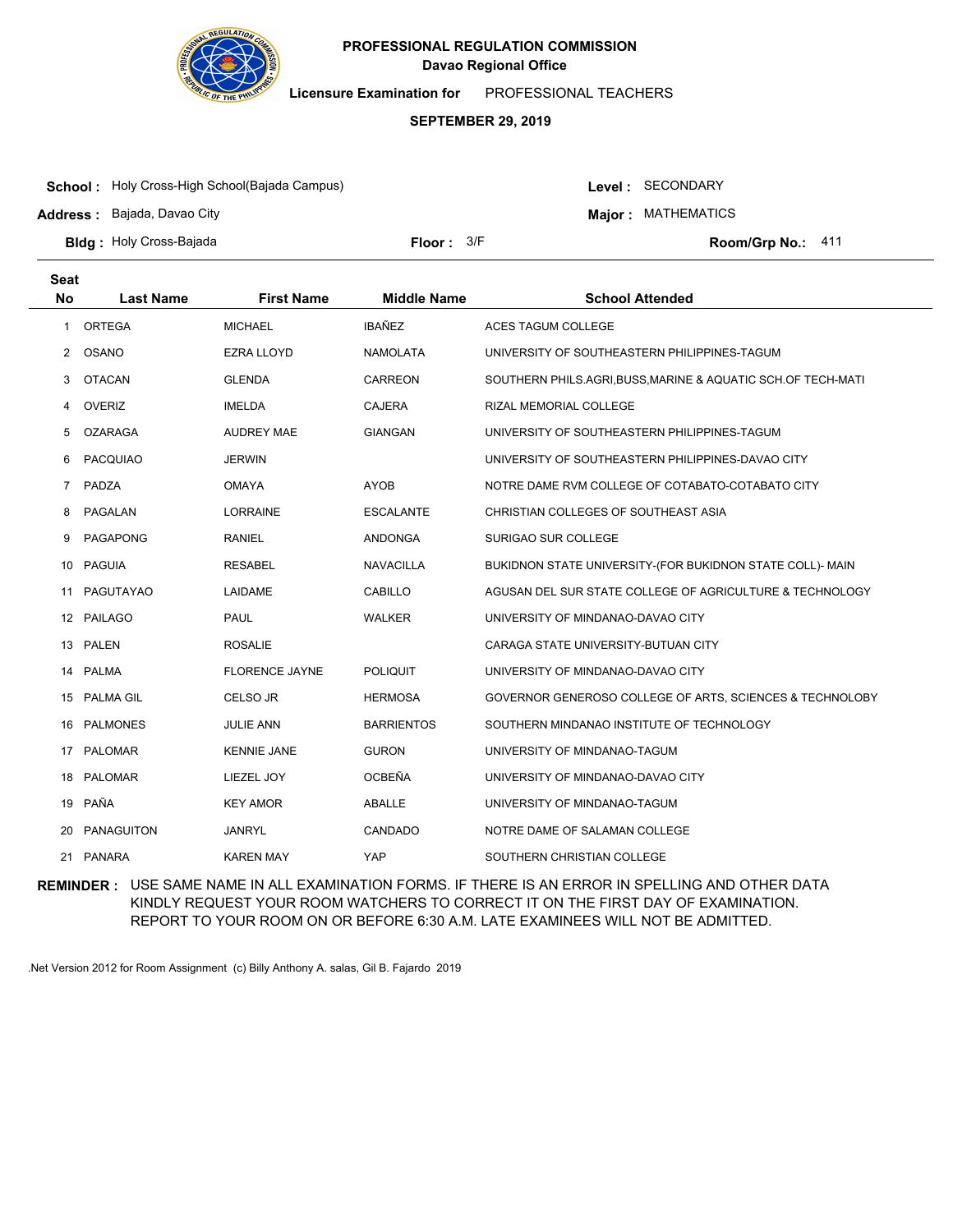**PROFESSIONAL REGULATION COMMISSION**
**Davao Regional Office**

**Licensure Examination for** PROFESSIONAL TEACHERS

**SEPTEMBER 29, 2019**

**School :** Holy Cross-High School(Bajada Campus)
**Address :** Bajada, Davao City
**Bldg :** Holy Cross-Bajada
**Floor :** 3/F
**Level :** SECONDARY
**Major :** MATHEMATICS
**Room/Grp No.:** 411

| Seat No | Last Name | First Name | Middle Name | School Attended |
|---|---|---|---|---|
| 1 | ORTEGA | MICHAEL | IBAÑEZ | ACES TAGUM COLLEGE |
| 2 | OSANO | EZRA LLOYD | NAMOLATA | UNIVERSITY OF SOUTHEASTERN PHILIPPINES-TAGUM |
| 3 | OTACAN | GLENDA | CARREON | SOUTHERN PHILS.AGRI,BUSS,MARINE & AQUATIC SCH.OF TECH-MATI |
| 4 | OVERIZ | IMELDA | CAJERA | RIZAL MEMORIAL COLLEGE |
| 5 | OZARAGA | AUDREY MAE | GIANGAN | UNIVERSITY OF SOUTHEASTERN PHILIPPINES-TAGUM |
| 6 | PACQUIAO | JERWIN | | UNIVERSITY OF SOUTHEASTERN PHILIPPINES-DAVAO CITY |
| 7 | PADZA | OMAYA | AYOB | NOTRE DAME RVM COLLEGE OF COTABATO-COTABATO CITY |
| 8 | PAGALAN | LORRAINE | ESCALANTE | CHRISTIAN COLLEGES OF SOUTHEAST ASIA |
| 9 | PAGAPONG | RANIEL | ANDONGA | SURIGAO SUR COLLEGE |
| 10 | PAGUIA | RESABEL | NAVACILLA | BUKIDNON STATE UNIVERSITY-(FOR BUKIDNON STATE COLL)- MAIN |
| 11 | PAGUTAYAO | LAIDAME | CABILLO | AGUSAN DEL SUR STATE COLLEGE OF AGRICULTURE & TECHNOLOGY |
| 12 | PAILAGO | PAUL | WALKER | UNIVERSITY OF MINDANAO-DAVAO CITY |
| 13 | PALEN | ROSALIE | | CARAGA STATE UNIVERSITY-BUTUAN CITY |
| 14 | PALMA | FLORENCE JAYNE | POLIQUIT | UNIVERSITY OF MINDANAO-DAVAO CITY |
| 15 | PALMA GIL | CELSO JR | HERMOSA | GOVERNOR GENEROSO COLLEGE OF ARTS, SCIENCES & TECHNOLOBY |
| 16 | PALMONES | JULIE ANN | BARRIENTOS | SOUTHERN MINDANAO INSTITUTE OF TECHNOLOGY |
| 17 | PALOMAR | KENNIE JANE | GURON | UNIVERSITY OF MINDANAO-TAGUM |
| 18 | PALOMAR | LIEZEL JOY | OCBEÑA | UNIVERSITY OF MINDANAO-DAVAO CITY |
| 19 | PAÑA | KEY AMOR | ABALLE | UNIVERSITY OF MINDANAO-TAGUM |
| 20 | PANAGUITON | JANRYL | CANDADO | NOTRE DAME OF SALAMAN COLLEGE |
| 21 | PANARA | KAREN MAY | YAP | SOUTHERN CHRISTIAN COLLEGE |

**REMINDER :** USE SAME NAME IN ALL EXAMINATION FORMS. IF THERE IS AN ERROR IN SPELLING AND OTHER DATA KINDLY REQUEST YOUR ROOM WATCHERS TO CORRECT IT ON THE FIRST DAY OF EXAMINATION. REPORT TO YOUR ROOM ON OR BEFORE 6:30 A.M. LATE EXAMINEES WILL NOT BE ADMITTED.

.Net Version 2012 for Room Assignment (c) Billy Anthony A. salas, Gil B. Fajardo 2019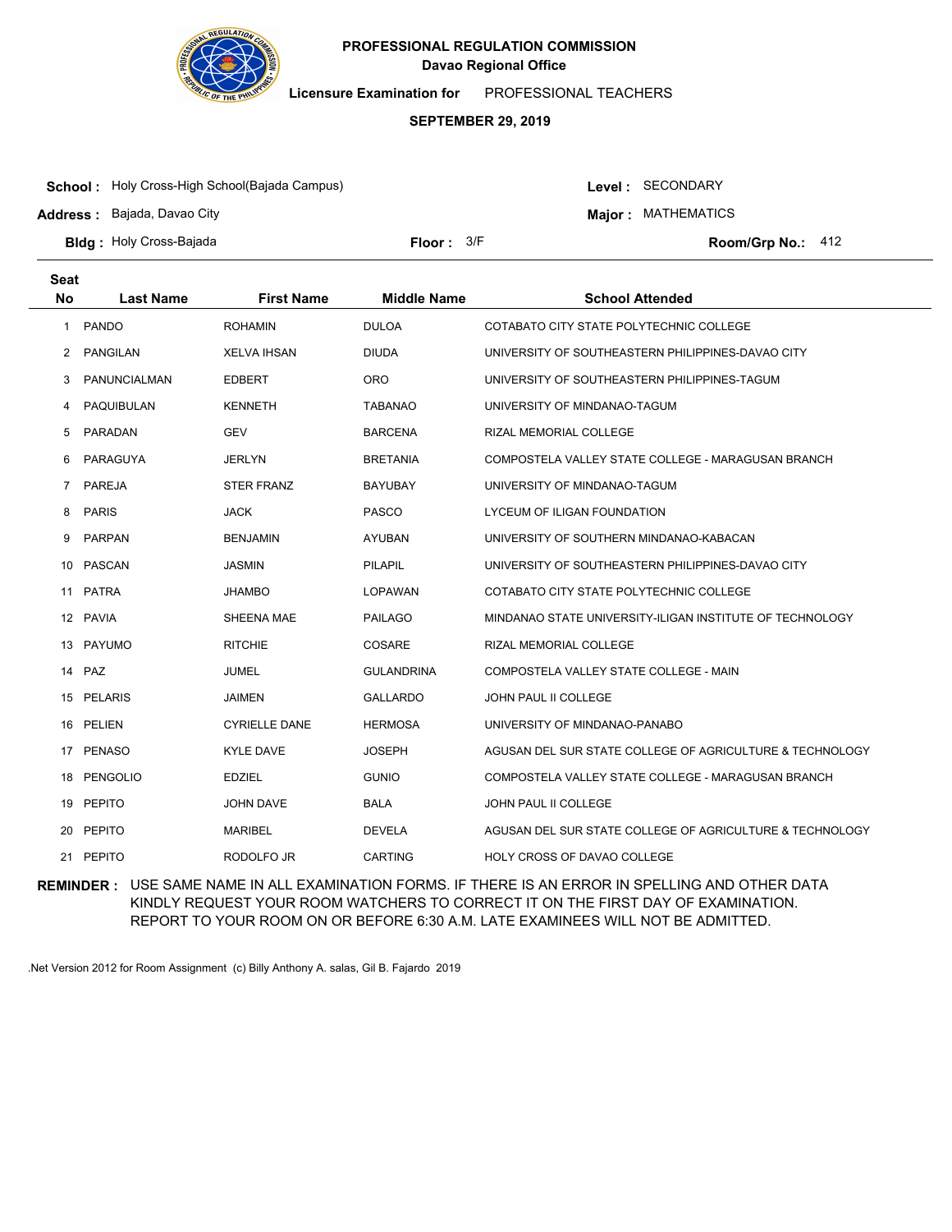**PROFESSIONAL REGULATION COMMISSION**
**Davao Regional Office**

**Licensure Examination for** PROFESSIONAL TEACHERS

**SEPTEMBER 29, 2019**

**School :** Holy Cross-High School(Bajada Campus) **Level :** SECONDARY

**Address :** Bajada, Davao City **Major :** MATHEMATICS

**Bldg :** Holy Cross-Bajada **Floor :** 3/F **Room/Grp No.:** 412

| Seat No | Last Name | First Name | Middle Name | School Attended |
|---|---|---|---|---|
| 1 | PANDO | ROHAMIN | DULOA | COTABATO CITY STATE POLYTECHNIC COLLEGE |
| 2 | PANGILAN | XELVA IHSAN | DIUDA | UNIVERSITY OF SOUTHEASTERN PHILIPPINES-DAVAO CITY |
| 3 | PANUNCIALMAN | EDBERT | ORO | UNIVERSITY OF SOUTHEASTERN PHILIPPINES-TAGUM |
| 4 | PAQUIBULAN | KENNETH | TABANAO | UNIVERSITY OF MINDANAO-TAGUM |
| 5 | PARADAN | GEV | BARCENA | RIZAL MEMORIAL COLLEGE |
| 6 | PARAGUYA | JERLYN | BRETANIA | COMPOSTELA VALLEY STATE COLLEGE - MARAGUSAN BRANCH |
| 7 | PAREJA | STER FRANZ | BAYUBAY | UNIVERSITY OF MINDANAO-TAGUM |
| 8 | PARIS | JACK | PASCO | LYCEUM OF ILIGAN FOUNDATION |
| 9 | PARPAN | BENJAMIN | AYUBAN | UNIVERSITY OF SOUTHERN MINDANAO-KABACAN |
| 10 | PASCAN | JASMIN | PILAPIL | UNIVERSITY OF SOUTHEASTERN PHILIPPINES-DAVAO CITY |
| 11 | PATRA | JHAMBO | LOPAWAN | COTABATO CITY STATE POLYTECHNIC COLLEGE |
| 12 | PAVIA | SHEENA MAE | PAILAGO | MINDANAO STATE UNIVERSITY-ILIGAN INSTITUTE OF TECHNOLOGY |
| 13 | PAYUMO | RITCHIE | COSARE | RIZAL MEMORIAL COLLEGE |
| 14 | PAZ | JUMEL | GULANDRINA | COMPOSTELA VALLEY STATE COLLEGE - MAIN |
| 15 | PELARIS | JAIMEN | GALLARDO | JOHN PAUL II COLLEGE |
| 16 | PELIEN | CYRIELLE DANE | HERMOSA | UNIVERSITY OF MINDANAO-PANABO |
| 17 | PENASO | KYLE DAVE | JOSEPH | AGUSAN DEL SUR STATE COLLEGE OF AGRICULTURE & TECHNOLOGY |
| 18 | PENGOLIO | EDZIEL | GUNIO | COMPOSTELA VALLEY STATE COLLEGE - MARAGUSAN BRANCH |
| 19 | PEPITO | JOHN DAVE | BALA | JOHN PAUL II COLLEGE |
| 20 | PEPITO | MARIBEL | DEVELA | AGUSAN DEL SUR STATE COLLEGE OF AGRICULTURE & TECHNOLOGY |
| 21 | PEPITO | RODOLFO JR | CARTING | HOLY CROSS OF DAVAO COLLEGE |

**REMINDER :** USE SAME NAME IN ALL EXAMINATION FORMS. IF THERE IS AN ERROR IN SPELLING AND OTHER DATA KINDLY REQUEST YOUR ROOM WATCHERS TO CORRECT IT ON THE FIRST DAY OF EXAMINATION. REPORT TO YOUR ROOM ON OR BEFORE 6:30 A.M. LATE EXAMINEES WILL NOT BE ADMITTED.

.Net Version 2012 for Room Assignment (c) Billy Anthony A. salas, Gil B. Fajardo 2019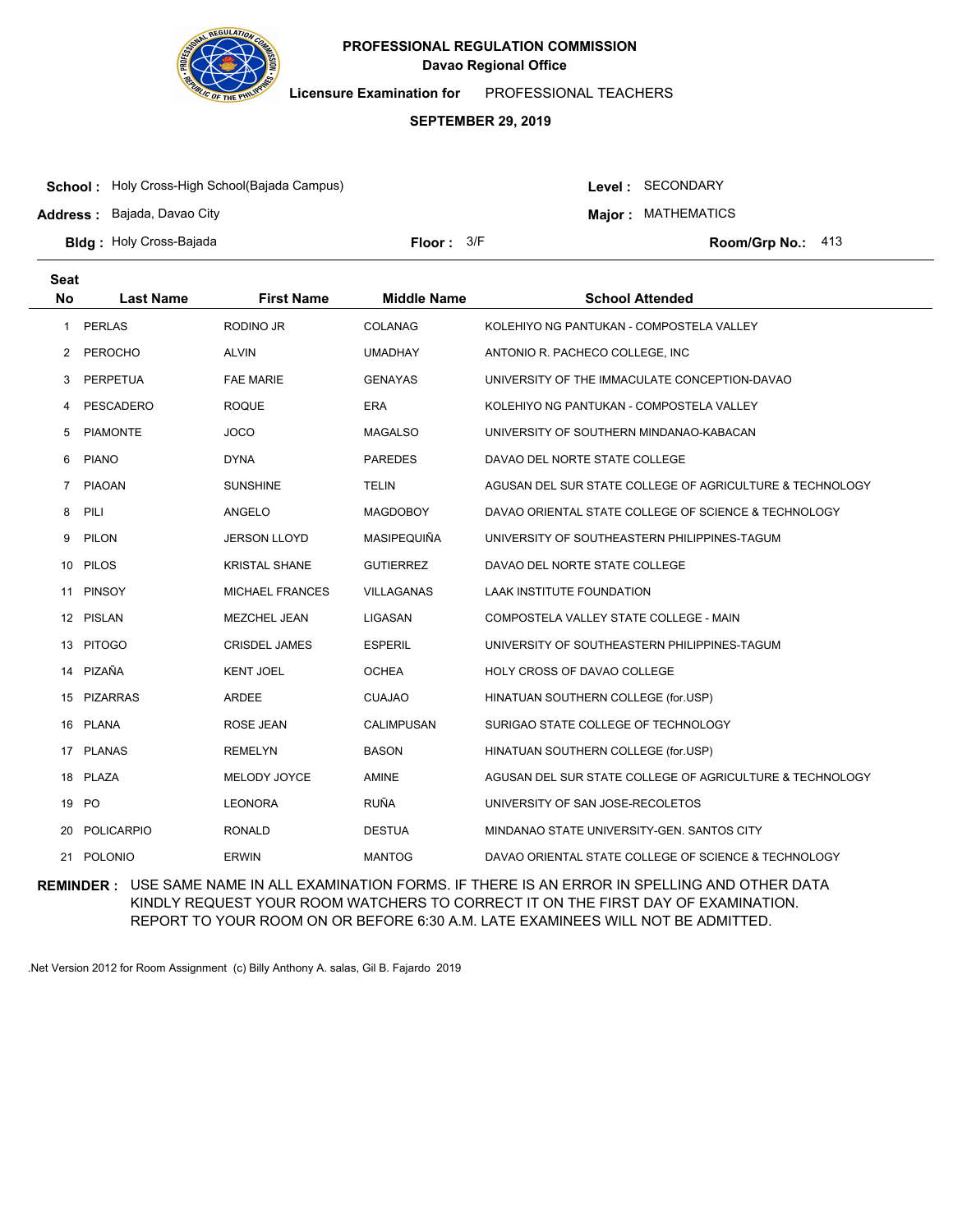**PROFESSIONAL REGULATION COMMISSION**
**Davao Regional Office**

**Licensure Examination for** PROFESSIONAL TEACHERS

**SEPTEMBER 29, 2019**

**School :** Holy Cross-High School(Bajada Campus)
**Address :** Bajada, Davao City
**Bldg :** Holy Cross-Bajada
**Floor :** 3/F

**Level :** SECONDARY
**Major :** MATHEMATICS
**Room/Grp No.:** 413

| Seat No | Last Name | First Name | Middle Name | School Attended |
|---|---|---|---|---|
| 1 | PERLAS | RODINO JR | COLANAG | KOLEHIYO NG PANTUKAN - COMPOSTELA VALLEY |
| 2 | PEROCHO | ALVIN | UMADHAY | ANTONIO R. PACHECO COLLEGE, INC |
| 3 | PERPETUA | FAE MARIE | GENAYAS | UNIVERSITY OF THE IMMACULATE CONCEPTION-DAVAO |
| 4 | PESCADERO | ROQUE | ERA | KOLEHIYO NG PANTUKAN - COMPOSTELA VALLEY |
| 5 | PIAMONTE | JOCO | MAGALSO | UNIVERSITY OF SOUTHERN MINDANAO-KABACAN |
| 6 | PIANO | DYNA | PAREDES | DAVAO DEL NORTE STATE COLLEGE |
| 7 | PIAOAN | SUNSHINE | TELIN | AGUSAN DEL SUR STATE COLLEGE OF AGRICULTURE & TECHNOLOGY |
| 8 | PILI | ANGELO | MAGDOBOY | DAVAO ORIENTAL STATE COLLEGE OF SCIENCE & TECHNOLOGY |
| 9 | PILON | JERSON LLOYD | MASIPEQUIÑA | UNIVERSITY OF SOUTHEASTERN PHILIPPINES-TAGUM |
| 10 | PILOS | KRISTAL SHANE | GUTIERREZ | DAVAO DEL NORTE STATE COLLEGE |
| 11 | PINSOY | MICHAEL FRANCES | VILLAGANAS | LAAK INSTITUTE FOUNDATION |
| 12 | PISLAN | MEZCHEL JEAN | LIGASAN | COMPOSTELA VALLEY STATE COLLEGE - MAIN |
| 13 | PITOGO | CRISDEL JAMES | ESPERIL | UNIVERSITY OF SOUTHEASTERN PHILIPPINES-TAGUM |
| 14 | PIZAÑA | KENT JOEL | OCHEA | HOLY CROSS OF DAVAO COLLEGE |
| 15 | PIZARRAS | ARDEE | CUAJAO | HINATUAN SOUTHERN COLLEGE (for.USP) |
| 16 | PLANA | ROSE JEAN | CALIMPUSAN | SURIGAO STATE COLLEGE OF TECHNOLOGY |
| 17 | PLANAS | REMELYN | BASON | HINATUAN SOUTHERN COLLEGE (for.USP) |
| 18 | PLAZA | MELODY JOYCE | AMINE | AGUSAN DEL SUR STATE COLLEGE OF AGRICULTURE & TECHNOLOGY |
| 19 | PO | LEONORA | RUÑA | UNIVERSITY OF SAN JOSE-RECOLETOS |
| 20 | POLICARPIO | RONALD | DESTUA | MINDANAO STATE UNIVERSITY-GEN. SANTOS CITY |
| 21 | POLONIO | ERWIN | MANTOG | DAVAO ORIENTAL STATE COLLEGE OF SCIENCE & TECHNOLOGY |

**REMINDER :** USE SAME NAME IN ALL EXAMINATION FORMS. IF THERE IS AN ERROR IN SPELLING AND OTHER DATA KINDLY REQUEST YOUR ROOM WATCHERS TO CORRECT IT ON THE FIRST DAY OF EXAMINATION. REPORT TO YOUR ROOM ON OR BEFORE 6:30 A.M. LATE EXAMINEES WILL NOT BE ADMITTED.

.Net Version 2012 for Room Assignment (c) Billy Anthony A. salas, Gil B. Fajardo 2019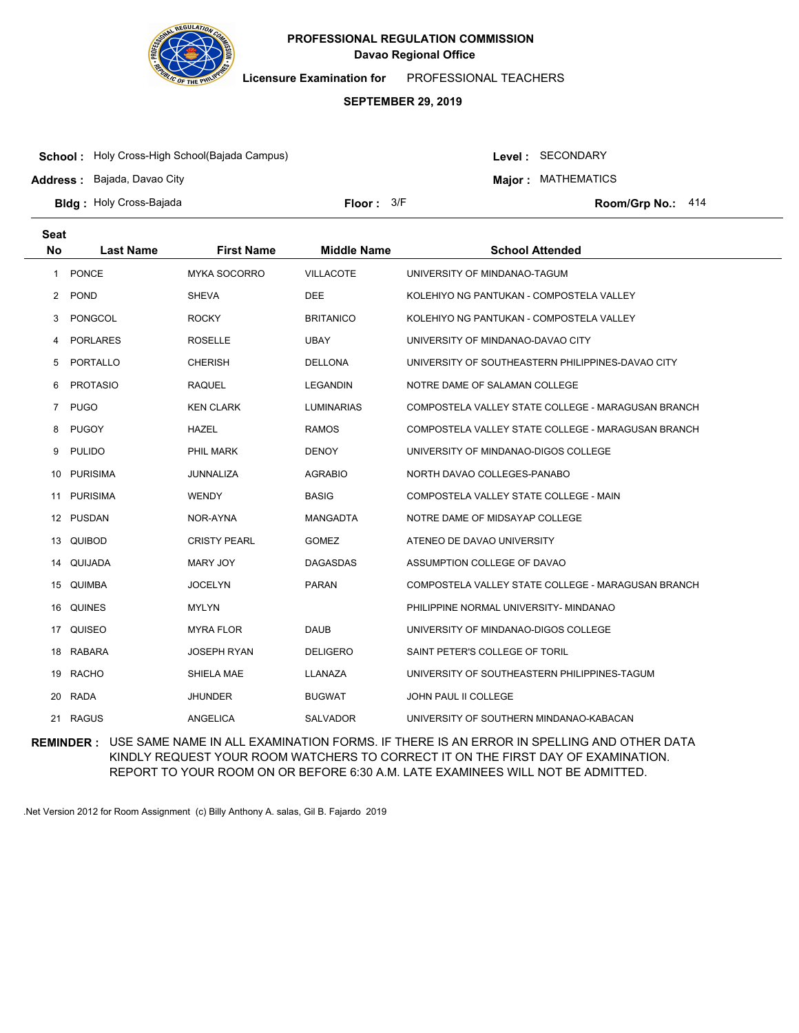**PROFESSIONAL REGULATION COMMISSION**
**Davao Regional Office**

**Licensure Examination for** PROFESSIONAL TEACHERS

**SEPTEMBER 29, 2019**

**School :** Holy Cross-High School(Bajada Campus)
**Address :** Bajada, Davao City
**Bldg :** Holy Cross-Bajada
**Floor :** 3/F

**Level :** SECONDARY
**Major :** MATHEMATICS
**Room/Grp No.:** 414

| Seat No | Last Name | First Name | Middle Name | School Attended |
|---|---|---|---|---|
| 1 | PONCE | MYKA SOCORRO | VILLACOTE | UNIVERSITY OF MINDANAO-TAGUM |
| 2 | POND | SHEVA | DEE | KOLEHIYO NG PANTUKAN - COMPOSTELA VALLEY |
| 3 | PONGCOL | ROCKY | BRITANICO | KOLEHIYO NG PANTUKAN - COMPOSTELA VALLEY |
| 4 | PORLARES | ROSELLE | UBAY | UNIVERSITY OF MINDANAO-DAVAO CITY |
| 5 | PORTALLO | CHERISH | DELLONA | UNIVERSITY OF SOUTHEASTERN PHILIPPINES-DAVAO CITY |
| 6 | PROTASIO | RAQUEL | LEGANDIN | NOTRE DAME OF SALAMAN COLLEGE |
| 7 | PUGO | KEN CLARK | LUMINARIAS | COMPOSTELA VALLEY STATE COLLEGE - MARAGUSAN BRANCH |
| 8 | PUGOY | HAZEL | RAMOS | COMPOSTELA VALLEY STATE COLLEGE - MARAGUSAN BRANCH |
| 9 | PULIDO | PHIL MARK | DENOY | UNIVERSITY OF MINDANAO-DIGOS COLLEGE |
| 10 | PURISIMA | JUNNALIZA | AGRABIO | NORTH DAVAO COLLEGES-PANABO |
| 11 | PURISIMA | WENDY | BASIG | COMPOSTELA VALLEY STATE COLLEGE - MAIN |
| 12 | PUSDAN | NOR-AYNA | MANGADTA | NOTRE DAME OF MIDSAYAP COLLEGE |
| 13 | QUIBOD | CRISTY PEARL | GOMEZ | ATENEO DE DAVAO UNIVERSITY |
| 14 | QUIJADA | MARY JOY | DAGASDAS | ASSUMPTION COLLEGE OF DAVAO |
| 15 | QUIMBA | JOCELYN | PARAN | COMPOSTELA VALLEY STATE COLLEGE - MARAGUSAN BRANCH |
| 16 | QUINES | MYLYN | | PHILIPPINE NORMAL UNIVERSITY- MINDANAO |
| 17 | QUISEO | MYRA FLOR | DAUB | UNIVERSITY OF MINDANAO-DIGOS COLLEGE |
| 18 | RABARA | JOSEPH RYAN | DELIGERO | SAINT PETER'S COLLEGE OF TORIL |
| 19 | RACHO | SHIELA MAE | LLANAZA | UNIVERSITY OF SOUTHEASTERN PHILIPPINES-TAGUM |
| 20 | RADA | JHUNDER | BUGWAT | JOHN PAUL II COLLEGE |
| 21 | RAGUS | ANGELICA | SALVADOR | UNIVERSITY OF SOUTHERN MINDANAO-KABACAN |

**REMINDER :** USE SAME NAME IN ALL EXAMINATION FORMS. IF THERE IS AN ERROR IN SPELLING AND OTHER DATA KINDLY REQUEST YOUR ROOM WATCHERS TO CORRECT IT ON THE FIRST DAY OF EXAMINATION. REPORT TO YOUR ROOM ON OR BEFORE 6:30 A.M. LATE EXAMINEES WILL NOT BE ADMITTED.

.Net Version 2012 for Room Assignment (c) Billy Anthony A. salas, Gil B. Fajardo 2019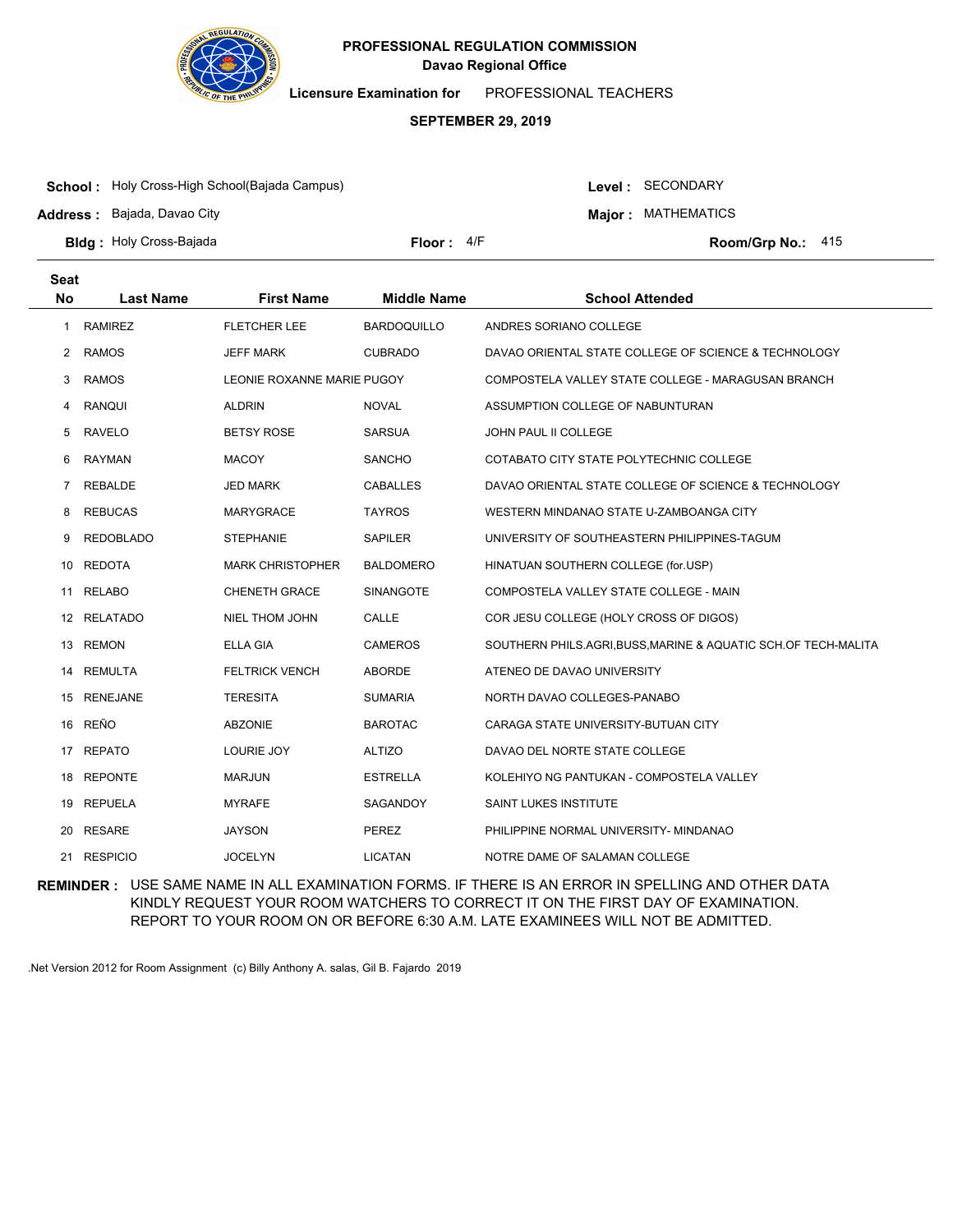**PROFESSIONAL REGULATION COMMISSION**
**Davao Regional Office**

**Licensure Examination for** PROFESSIONAL TEACHERS

**SEPTEMBER 29, 2019**

**School :** Holy Cross-High School(Bajada Campus)
**Address :** Bajada, Davao City
**Bldg :** Holy Cross-Bajada
**Floor :** 4/F

**Level :** SECONDARY
**Major :** MATHEMATICS
**Room/Grp No.:** 415

| Seat No | Last Name | First Name | Middle Name | School Attended |
|---|---|---|---|---|
| 1 | RAMIREZ | FLETCHER LEE | BARDOQUILLO | ANDRES SORIANO COLLEGE |
| 2 | RAMOS | JEFF MARK | CUBRADO | DAVAO ORIENTAL STATE COLLEGE OF SCIENCE & TECHNOLOGY |
| 3 | RAMOS | LEONIE ROXANNE MARIE | PUGOY | COMPOSTELA VALLEY STATE COLLEGE - MARAGUSAN BRANCH |
| 4 | RANQUI | ALDRIN | NOVAL | ASSUMPTION COLLEGE OF NABUNTURAN |
| 5 | RAVELO | BETSY ROSE | SARSUA | JOHN PAUL II COLLEGE |
| 6 | RAYMAN | MACOY | SANCHO | COTABATO CITY STATE POLYTECHNIC COLLEGE |
| 7 | REBALDE | JED MARK | CABALLES | DAVAO ORIENTAL STATE COLLEGE OF SCIENCE & TECHNOLOGY |
| 8 | REBUCAS | MARYGRACE | TAYROS | WESTERN MINDANAO STATE U-ZAMBOANGA CITY |
| 9 | REDOBLADO | STEPHANIE | SAPILER | UNIVERSITY OF SOUTHEASTERN PHILIPPINES-TAGUM |
| 10 | REDOTA | MARK CHRISTOPHER | BALDOMERO | HINATUAN SOUTHERN COLLEGE (for.USP) |
| 11 | RELABO | CHENETH GRACE | SINANGOTE | COMPOSTELA VALLEY STATE COLLEGE - MAIN |
| 12 | RELATADO | NIEL THOM JOHN | CALLE | COR JESU COLLEGE (HOLY CROSS OF DIGOS) |
| 13 | REMON | ELLA GIA | CAMEROS | SOUTHERN PHILS.AGRI,BUSS,MARINE & AQUATIC SCH.OF TECH-MALITA |
| 14 | REMULTA | FELTRICK VENCH | ABORDE | ATENEO DE DAVAO UNIVERSITY |
| 15 | RENEJANE | TERESITA | SUMARIA | NORTH DAVAO COLLEGES-PANABO |
| 16 | REÑO | ABZONIE | BAROTAC | CARAGA STATE UNIVERSITY-BUTUAN CITY |
| 17 | REPATO | LOURIE JOY | ALTIZO | DAVAO DEL NORTE STATE COLLEGE |
| 18 | REPONTE | MARJUN | ESTRELLA | KOLEHIYO NG PANTUKAN - COMPOSTELA VALLEY |
| 19 | REPUELA | MYRAFE | SAGANDOY | SAINT LUKES INSTITUTE |
| 20 | RESARE | JAYSON | PEREZ | PHILIPPINE NORMAL UNIVERSITY- MINDANAO |
| 21 | RESPICIO | JOCELYN | LICATAN | NOTRE DAME OF SALAMAN COLLEGE |

**REMINDER :** USE SAME NAME IN ALL EXAMINATION FORMS. IF THERE IS AN ERROR IN SPELLING AND OTHER DATA KINDLY REQUEST YOUR ROOM WATCHERS TO CORRECT IT ON THE FIRST DAY OF EXAMINATION. REPORT TO YOUR ROOM ON OR BEFORE 6:30 A.M. LATE EXAMINEES WILL NOT BE ADMITTED.

.Net Version 2012 for Room Assignment (c) Billy Anthony A. salas, Gil B. Fajardo 2019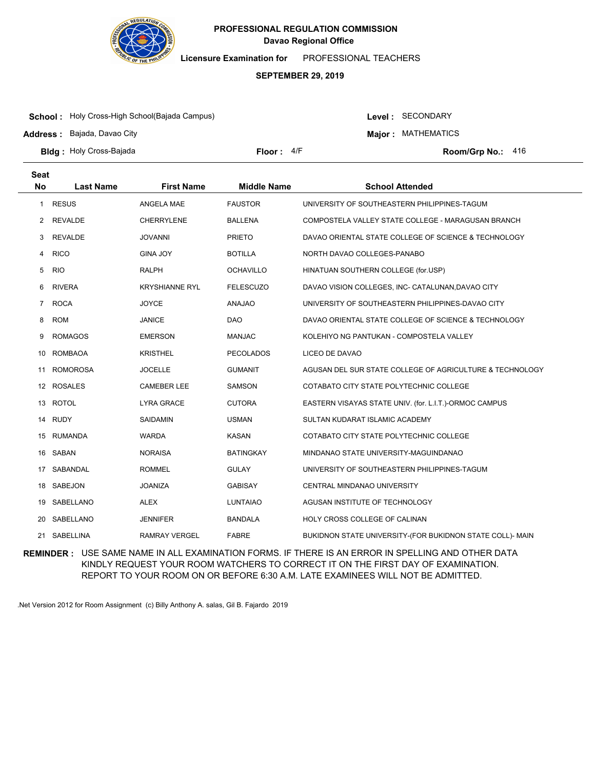**PROFESSIONAL REGULATION COMMISSION**
**Davao Regional Office**

**Licensure Examination for** PROFESSIONAL TEACHERS

**SEPTEMBER 29, 2019**

**School :** Holy Cross-High School(Bajada Campus)
**Address :** Bajada, Davao City
**Bldg :** Holy Cross-Bajada
**Floor :** 4/F
**Level :** SECONDARY
**Major :** MATHEMATICS
**Room/Grp No.:** 416

| Seat No | Last Name | First Name | Middle Name | School Attended |
|---|---|---|---|---|
| 1 | RESUS | ANGELA MAE | FAUSTOR | UNIVERSITY OF SOUTHEASTERN PHILIPPINES-TAGUM |
| 2 | REVALDE | CHERRYLENE | BALLENA | COMPOSTELA VALLEY STATE COLLEGE - MARAGUSAN BRANCH |
| 3 | REVALDE | JOVANNI | PRIETO | DAVAO ORIENTAL STATE COLLEGE OF SCIENCE & TECHNOLOGY |
| 4 | RICO | GINA JOY | BOTILLA | NORTH DAVAO COLLEGES-PANABO |
| 5 | RIO | RALPH | OCHAVILLO | HINATUAN SOUTHERN COLLEGE (for.USP) |
| 6 | RIVERA | KRYSHIANNE RYL | FELESCUZO | DAVAO VISION COLLEGES, INC- CATALUNAN,DAVAO CITY |
| 7 | ROCA | JOYCE | ANAJAO | UNIVERSITY OF SOUTHEASTERN PHILIPPINES-DAVAO CITY |
| 8 | ROM | JANICE | DAO | DAVAO ORIENTAL STATE COLLEGE OF SCIENCE & TECHNOLOGY |
| 9 | ROMAGOS | EMERSON | MANJAC | KOLEHIYO NG PANTUKAN - COMPOSTELA VALLEY |
| 10 | ROMBAOA | KRISTHEL | PECOLADOS | LICEO DE DAVAO |
| 11 | ROMOROSA | JOCELLE | GUMANIT | AGUSAN DEL SUR STATE COLLEGE OF AGRICULTURE & TECHNOLOGY |
| 12 | ROSALES | CAMEBER LEE | SAMSON | COTABATO CITY STATE POLYTECHNIC COLLEGE |
| 13 | ROTOL | LYRA GRACE | CUTORA | EASTERN VISAYAS STATE UNIV. (for. L.I.T.)-ORMOC CAMPUS |
| 14 | RUDY | SAIDAMIN | USMAN | SULTAN KUDARAT ISLAMIC ACADEMY |
| 15 | RUMANDA | WARDA | KASAN | COTABATO CITY STATE POLYTECHNIC COLLEGE |
| 16 | SABAN | NORAISA | BATINGKAY | MINDANAO STATE UNIVERSITY-MAGUINDANAO |
| 17 | SABANDAL | ROMMEL | GULAY | UNIVERSITY OF SOUTHEASTERN PHILIPPINES-TAGUM |
| 18 | SABEJON | JOANIZA | GABISAY | CENTRAL MINDANAO UNIVERSITY |
| 19 | SABELLANO | ALEX | LUNTAIAO | AGUSAN INSTITUTE OF TECHNOLOGY |
| 20 | SABELLANO | JENNIFER | BANDALA | HOLY CROSS COLLEGE OF CALINAN |
| 21 | SABELLINA | RAMRAY VERGEL | FABRE | BUKIDNON STATE UNIVERSITY-(FOR BUKIDNON STATE COLL)- MAIN |

**REMINDER :** USE SAME NAME IN ALL EXAMINATION FORMS. IF THERE IS AN ERROR IN SPELLING AND OTHER DATA KINDLY REQUEST YOUR ROOM WATCHERS TO CORRECT IT ON THE FIRST DAY OF EXAMINATION. REPORT TO YOUR ROOM ON OR BEFORE 6:30 A.M. LATE EXAMINEES WILL NOT BE ADMITTED.

.Net Version 2012 for Room Assignment (c) Billy Anthony A. salas, Gil B. Fajardo 2019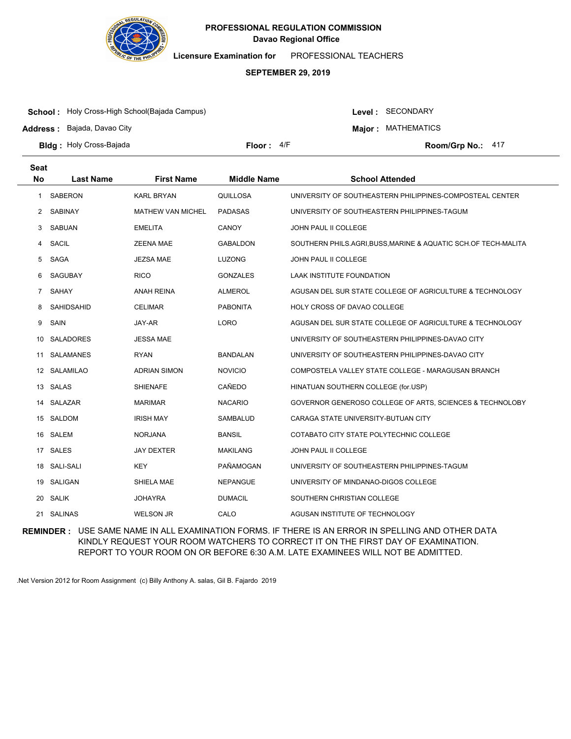**PROFESSIONAL REGULATION COMMISSION**
**Davao Regional Office**

**Licensure Examination for** PROFESSIONAL TEACHERS

**SEPTEMBER 29, 2019**

**School :** Holy Cross-High School(Bajada Campus) **Level :** SECONDARY

**Address :** Bajada, Davao City **Major :** MATHEMATICS

**Bldg :** Holy Cross-Bajada **Floor :** 4/F **Room/Grp No.:** 417

| Seat No | Last Name | First Name | Middle Name | School Attended |
|---|---|---|---|---|
| 1 | SABERON | KARL BRYAN | QUILLOSA | UNIVERSITY OF SOUTHEASTERN PHILIPPINES-COMPOSTEAL CENTER |
| 2 | SABINAY | MATHEW VAN MICHEL | PADASAS | UNIVERSITY OF SOUTHEASTERN PHILIPPINES-TAGUM |
| 3 | SABUAN | EMELITA | CANOY | JOHN PAUL II COLLEGE |
| 4 | SACIL | ZEENA MAE | GABALDON | SOUTHERN PHILS.AGRI,BUSS,MARINE & AQUATIC SCH.OF TECH-MALITA |
| 5 | SAGA | JEZSA MAE | LUZONG | JOHN PAUL II COLLEGE |
| 6 | SAGUBAY | RICO | GONZALES | LAAK INSTITUTE FOUNDATION |
| 7 | SAHAY | ANAH REINA | ALMEROL | AGUSAN DEL SUR STATE COLLEGE OF AGRICULTURE & TECHNOLOGY |
| 8 | SAHIDSAHID | CELIMAR | PABONITA | HOLY CROSS OF DAVAO COLLEGE |
| 9 | SAIN | JAY-AR | LORO | AGUSAN DEL SUR STATE COLLEGE OF AGRICULTURE & TECHNOLOGY |
| 10 | SALADORES | JESSA MAE | | UNIVERSITY OF SOUTHEASTERN PHILIPPINES-DAVAO CITY |
| 11 | SALAMANES | RYAN | BANDALAN | UNIVERSITY OF SOUTHEASTERN PHILIPPINES-DAVAO CITY |
| 12 | SALAMILAO | ADRIAN SIMON | NOVICIO | COMPOSTELA VALLEY STATE COLLEGE - MARAGUSAN BRANCH |
| 13 | SALAS | SHIENAFE | CAÑEDO | HINATUAN SOUTHERN COLLEGE (for.USP) |
| 14 | SALAZAR | MARIMAR | NACARIO | GOVERNOR GENEROSO COLLEGE OF ARTS, SCIENCES & TECHNOLOBY |
| 15 | SALDOM | IRISH MAY | SAMBALUD | CARAGA STATE UNIVERSITY-BUTUAN CITY |
| 16 | SALEM | NORJANA | BANSIL | COTABATO CITY STATE POLYTECHNIC COLLEGE |
| 17 | SALES | JAY DEXTER | MAKILANG | JOHN PAUL II COLLEGE |
| 18 | SALI-SALI | KEY | PAÑAMOGAN | UNIVERSITY OF SOUTHEASTERN PHILIPPINES-TAGUM |
| 19 | SALIGAN | SHIELA MAE | NEPANGUE | UNIVERSITY OF MINDANAO-DIGOS COLLEGE |
| 20 | SALIK | JOHAYRA | DUMACIL | SOUTHERN CHRISTIAN COLLEGE |
| 21 | SALINAS | WELSON JR | CALO | AGUSAN INSTITUTE OF TECHNOLOGY |

**REMINDER :** USE SAME NAME IN ALL EXAMINATION FORMS. IF THERE IS AN ERROR IN SPELLING AND OTHER DATA KINDLY REQUEST YOUR ROOM WATCHERS TO CORRECT IT ON THE FIRST DAY OF EXAMINATION. REPORT TO YOUR ROOM ON OR BEFORE 6:30 A.M. LATE EXAMINEES WILL NOT BE ADMITTED.

.Net Version 2012 for Room Assignment (c) Billy Anthony A. salas, Gil B. Fajardo 2019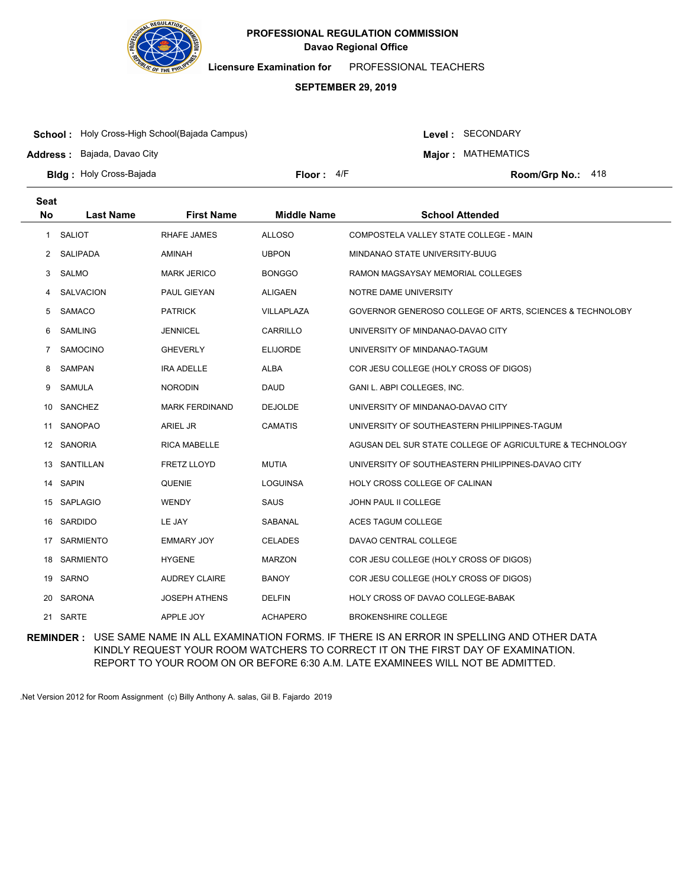**PROFESSIONAL REGULATION COMMISSION**
**Davao Regional Office**

**Licensure Examination for** PROFESSIONAL TEACHERS

**SEPTEMBER 29, 2019**

**School :** Holy Cross-High School(Bajada Campus)
**Address :** Bajada, Davao City
**Bldg :** Holy Cross-Bajada
**Floor :** 4/F
**Level :** SECONDARY
**Major :** MATHEMATICS
**Room/Grp No.:** 418

| Seat No | Last Name | First Name | Middle Name | School Attended |
|---|---|---|---|---|
| 1 | SALIOT | RHAFE JAMES | ALLOSO | COMPOSTELA VALLEY STATE COLLEGE - MAIN |
| 2 | SALIPADA | AMINAH | UBPON | MINDANAO STATE UNIVERSITY-BUUG |
| 3 | SALMO | MARK JERICO | BONGGO | RAMON MAGSAYSAY MEMORIAL COLLEGES |
| 4 | SALVACION | PAUL GIEYAN | ALIGAEN | NOTRE DAME UNIVERSITY |
| 5 | SAMACO | PATRICK | VILLAPLAZA | GOVERNOR GENEROSO COLLEGE OF ARTS, SCIENCES & TECHNOLOBY |
| 6 | SAMLING | JENNICEL | CARRILLO | UNIVERSITY OF MINDANAO-DAVAO CITY |
| 7 | SAMOCINO | GHEVERLY | ELIJORDE | UNIVERSITY OF MINDANAO-TAGUM |
| 8 | SAMPAN | IRA ADELLE | ALBA | COR JESU COLLEGE (HOLY CROSS OF DIGOS) |
| 9 | SAMULA | NORODIN | DAUD | GANI L. ABPI COLLEGES, INC. |
| 10 | SANCHEZ | MARK FERDINAND | DEJOLDE | UNIVERSITY OF MINDANAO-DAVAO CITY |
| 11 | SANOPAO | ARIEL JR | CAMATIS | UNIVERSITY OF SOUTHEASTERN PHILIPPINES-TAGUM |
| 12 | SANORIA | RICA MABELLE | | AGUSAN DEL SUR STATE COLLEGE OF AGRICULTURE & TECHNOLOGY |
| 13 | SANTILLAN | FRETZ LLOYD | MUTIA | UNIVERSITY OF SOUTHEASTERN PHILIPPINES-DAVAO CITY |
| 14 | SAPIN | QUENIE | LOGUINSA | HOLY CROSS COLLEGE OF CALINAN |
| 15 | SAPLAGIO | WENDY | SAUS | JOHN PAUL II COLLEGE |
| 16 | SARDIDO | LE JAY | SABANAL | ACES TAGUM COLLEGE |
| 17 | SARMIENTO | EMMARY JOY | CELADES | DAVAO CENTRAL COLLEGE |
| 18 | SARMIENTO | HYGENE | MARZON | COR JESU COLLEGE (HOLY CROSS OF DIGOS) |
| 19 | SARNO | AUDREY CLAIRE | BANOY | COR JESU COLLEGE (HOLY CROSS OF DIGOS) |
| 20 | SARONA | JOSEPH ATHENS | DELFIN | HOLY CROSS OF DAVAO COLLEGE-BABAK |
| 21 | SARTE | APPLE JOY | ACHAPERO | BROKENSHIRE COLLEGE |

**REMINDER :** USE SAME NAME IN ALL EXAMINATION FORMS. IF THERE IS AN ERROR IN SPELLING AND OTHER DATA KINDLY REQUEST YOUR ROOM WATCHERS TO CORRECT IT ON THE FIRST DAY OF EXAMINATION. REPORT TO YOUR ROOM ON OR BEFORE 6:30 A.M. LATE EXAMINEES WILL NOT BE ADMITTED.

.Net Version 2012 for Room Assignment (c) Billy Anthony A. salas, Gil B. Fajardo 2019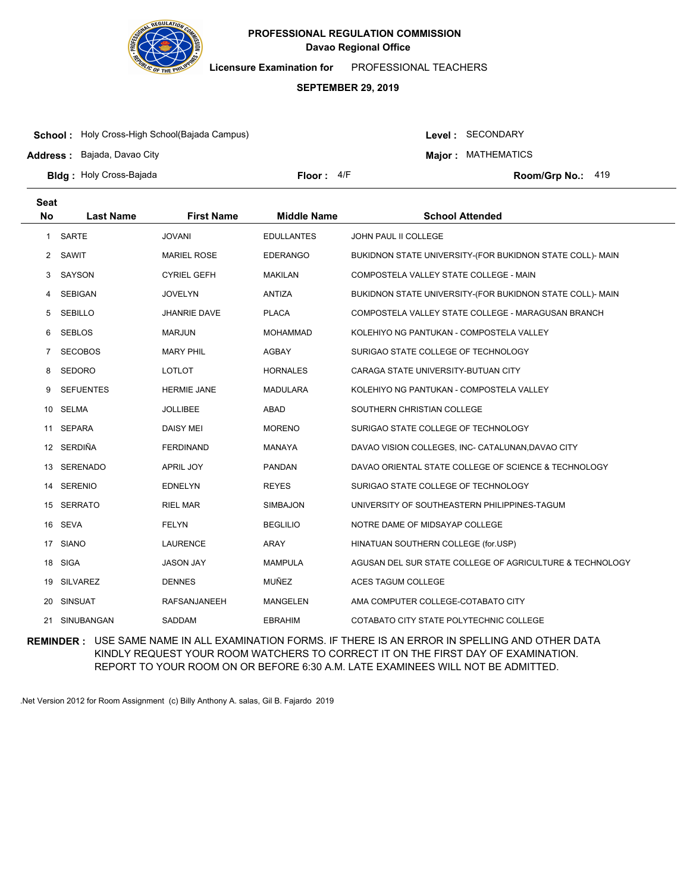**PROFESSIONAL REGULATION COMMISSION**
**Davao Regional Office**

**Licensure Examination for** PROFESSIONAL TEACHERS

**SEPTEMBER 29, 2019**

**School :** Holy Cross-High School(Bajada Campus)
**Address :** Bajada, Davao City
**Bldg :** Holy Cross-Bajada
**Floor :** 4/F
**Level :** SECONDARY
**Major :** MATHEMATICS
**Room/Grp No.:** 419

| Seat No | Last Name | First Name | Middle Name | School Attended |
|---|---|---|---|---|
| 1 | SARTE | JOVANI | EDULLANTES | JOHN PAUL II COLLEGE |
| 2 | SAWIT | MARIEL ROSE | EDERANGO | BUKIDNON STATE UNIVERSITY-(FOR BUKIDNON STATE COLL)- MAIN |
| 3 | SAYSON | CYRIEL GEFH | MAKILAN | COMPOSTELA VALLEY STATE COLLEGE - MAIN |
| 4 | SEBIGAN | JOVELYN | ANTIZA | BUKIDNON STATE UNIVERSITY-(FOR BUKIDNON STATE COLL)- MAIN |
| 5 | SEBILLO | JHANRIE DAVE | PLACA | COMPOSTELA VALLEY STATE COLLEGE - MARAGUSAN BRANCH |
| 6 | SEBLOS | MARJUN | MOHAMMAD | KOLEHIYO NG PANTUKAN - COMPOSTELA VALLEY |
| 7 | SECOBOS | MARY PHIL | AGBAY | SURIGAO STATE COLLEGE OF TECHNOLOGY |
| 8 | SEDORO | LOTLOT | HORNALES | CARAGA STATE UNIVERSITY-BUTUAN CITY |
| 9 | SEFUENTES | HERMIE JANE | MADULARA | KOLEHIYO NG PANTUKAN - COMPOSTELA VALLEY |
| 10 | SELMA | JOLLIBEE | ABAD | SOUTHERN CHRISTIAN COLLEGE |
| 11 | SEPARA | DAISY MEI | MORENO | SURIGAO STATE COLLEGE OF TECHNOLOGY |
| 12 | SERDIÑA | FERDINAND | MANAYA | DAVAO VISION COLLEGES, INC- CATALUNAN,DAVAO CITY |
| 13 | SERENADO | APRIL JOY | PANDAN | DAVAO ORIENTAL STATE COLLEGE OF SCIENCE & TECHNOLOGY |
| 14 | SERENIO | EDNELYN | REYES | SURIGAO STATE COLLEGE OF TECHNOLOGY |
| 15 | SERRATO | RIEL MAR | SIMBAJON | UNIVERSITY OF SOUTHEASTERN PHILIPPINES-TAGUM |
| 16 | SEVA | FELYN | BEGLILIO | NOTRE DAME OF MIDSAYAP COLLEGE |
| 17 | SIANO | LAURENCE | ARAY | HINATUAN SOUTHERN COLLEGE (for.USP) |
| 18 | SIGA | JASON JAY | MAMPULA | AGUSAN DEL SUR STATE COLLEGE OF AGRICULTURE & TECHNOLOGY |
| 19 | SILVAREZ | DENNES | MUÑEZ | ACES TAGUM COLLEGE |
| 20 | SINSUAT | RAFSANJANEEH | MANGELEN | AMA COMPUTER COLLEGE-COTABATO CITY |
| 21 | SINUBANGAN | SADDAM | EBRAHIM | COTABATO CITY STATE POLYTECHNIC COLLEGE |

**REMINDER :** USE SAME NAME IN ALL EXAMINATION FORMS. IF THERE IS AN ERROR IN SPELLING AND OTHER DATA KINDLY REQUEST YOUR ROOM WATCHERS TO CORRECT IT ON THE FIRST DAY OF EXAMINATION. REPORT TO YOUR ROOM ON OR BEFORE 6:30 A.M. LATE EXAMINEES WILL NOT BE ADMITTED.

.Net Version 2012 for Room Assignment (c) Billy Anthony A. salas, Gil B. Fajardo 2019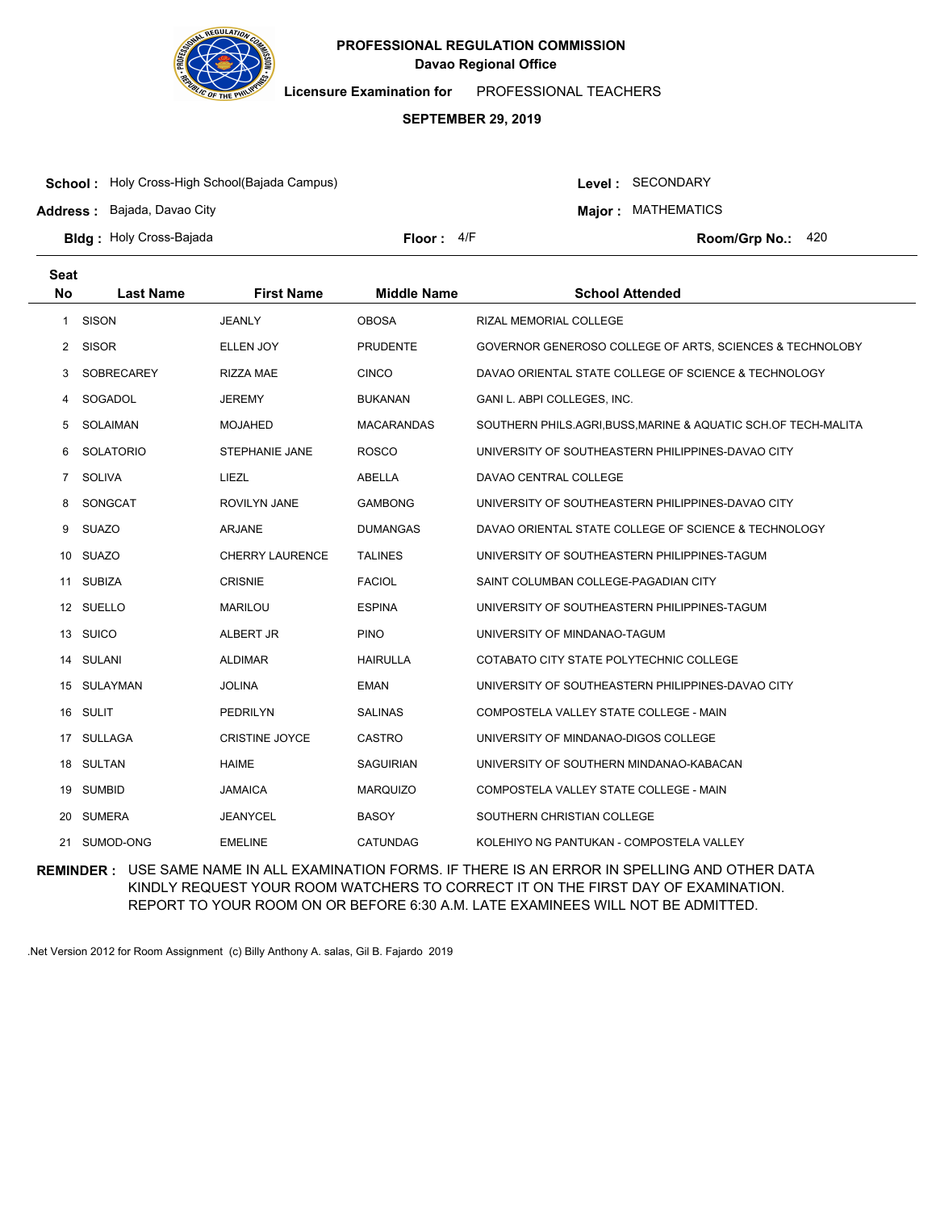# PROFESSIONAL REGULATION COMMISSION
## Davao Regional Office

**Licensure Examination for** PROFESSIONAL TEACHERS

**SEPTEMBER 29, 2019**

**School :** Holy Cross-High School(Bajada Campus)
**Level :** SECONDARY

**Address :** Bajada, Davao City
**Major :** MATHEMATICS

**Bldg :** Holy Cross-Bajada
**Floor :** 4/F
**Room/Grp No.:** 420

| Seat No | Last Name | First Name | Middle Name | School Attended |
|---|---|---|---|---|
| 1 | SISON | JEANLY | OBOSA | RIZAL MEMORIAL COLLEGE |
| 2 | SISOR | ELLEN JOY | PRUDENTE | GOVERNOR GENEROSO COLLEGE OF ARTS, SCIENCES & TECHNOLOBY |
| 3 | SOBRECAREY | RIZZA MAE | CINCO | DAVAO ORIENTAL STATE COLLEGE OF SCIENCE & TECHNOLOGY |
| 4 | SOGADOL | JEREMY | BUKANAN | GANI L. ABPI COLLEGES, INC. |
| 5 | SOLAIMAN | MOJAHED | MACARANDAS | SOUTHERN PHILS.AGRI,BUSS,MARINE & AQUATIC SCH.OF TECH-MALITA |
| 6 | SOLATORIO | STEPHANIE JANE | ROSCO | UNIVERSITY OF SOUTHEASTERN PHILIPPINES-DAVAO CITY |
| 7 | SOLIVA | LIEZL | ABELLA | DAVAO CENTRAL COLLEGE |
| 8 | SONGCAT | ROVILYN JANE | GAMBONG | UNIVERSITY OF SOUTHEASTERN PHILIPPINES-DAVAO CITY |
| 9 | SUAZO | ARJANE | DUMANGAS | DAVAO ORIENTAL STATE COLLEGE OF SCIENCE & TECHNOLOGY |
| 10 | SUAZO | CHERRY LAURENCE | TALINES | UNIVERSITY OF SOUTHEASTERN PHILIPPINES-TAGUM |
| 11 | SUBIZA | CRISNIE | FACIOL | SAINT COLUMBAN COLLEGE-PAGADIAN CITY |
| 12 | SUELLO | MARILOU | ESPINA | UNIVERSITY OF SOUTHEASTERN PHILIPPINES-TAGUM |
| 13 | SUICO | ALBERT JR | PINO | UNIVERSITY OF MINDANAO-TAGUM |
| 14 | SULANI | ALDIMAR | HAIRULLA | COTABATO CITY STATE POLYTECHNIC COLLEGE |
| 15 | SULAYMAN | JOLINA | EMAN | UNIVERSITY OF SOUTHEASTERN PHILIPPINES-DAVAO CITY |
| 16 | SULIT | PEDRILYN | SALINAS | COMPOSTELA VALLEY STATE COLLEGE - MAIN |
| 17 | SULLAGA | CRISTINE JOYCE | CASTRO | UNIVERSITY OF MINDANAO-DIGOS COLLEGE |
| 18 | SULTAN | HAIME | SAGUIRIAN | UNIVERSITY OF SOUTHERN MINDANAO-KABACAN |
| 19 | SUMBID | JAMAICA | MARQUIZO | COMPOSTELA VALLEY STATE COLLEGE - MAIN |
| 20 | SUMERA | JEANYCEL | BASOY | SOUTHERN CHRISTIAN COLLEGE |
| 21 | SUMOD-ONG | EMELINE | CATUNDAG | KOLEHIYO NG PANTUKAN - COMPOSTELA VALLEY |

**REMINDER :** USE SAME NAME IN ALL EXAMINATION FORMS. IF THERE IS AN ERROR IN SPELLING AND OTHER DATA KINDLY REQUEST YOUR ROOM WATCHERS TO CORRECT IT ON THE FIRST DAY OF EXAMINATION. REPORT TO YOUR ROOM ON OR BEFORE 6:30 A.M. LATE EXAMINEES WILL NOT BE ADMITTED.

.Net Version 2012 for Room Assignment (c) Billy Anthony A. salas, Gil B. Fajardo 2019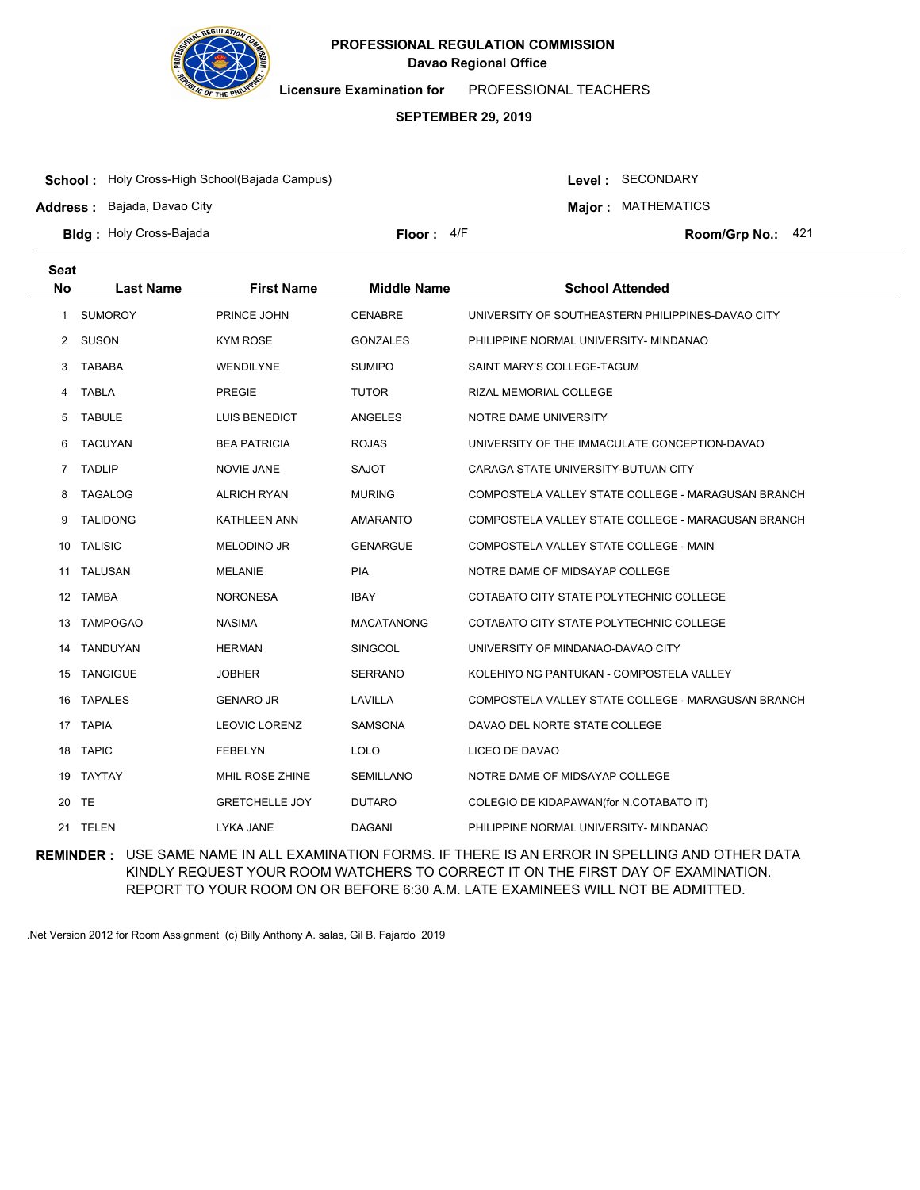**PROFESSIONAL REGULATION COMMISSION**
**Davao Regional Office**

**Licensure Examination for** PROFESSIONAL TEACHERS

**SEPTEMBER 29, 2019**

**School :** Holy Cross-High School(Bajada Campus) **Level :** SECONDARY

**Address :** Bajada, Davao City **Major :** MATHEMATICS

**Bldg :** Holy Cross-Bajada **Floor :** 4/F **Room/Grp No.:** 421

| Seat No | Last Name | First Name | Middle Name | School Attended |
|---|---|---|---|---|
| 1 | SUMOROY | PRINCE JOHN | CENABRE | UNIVERSITY OF SOUTHEASTERN PHILIPPINES-DAVAO CITY |
| 2 | SUSON | KYM ROSE | GONZALES | PHILIPPINE NORMAL UNIVERSITY- MINDANAO |
| 3 | TABABA | WENDILYNE | SUMIPO | SAINT MARY'S COLLEGE-TAGUM |
| 4 | TABLA | PREGIE | TUTOR | RIZAL MEMORIAL COLLEGE |
| 5 | TABULE | LUIS BENEDICT | ANGELES | NOTRE DAME UNIVERSITY |
| 6 | TACUYAN | BEA PATRICIA | ROJAS | UNIVERSITY OF THE IMMACULATE CONCEPTION-DAVAO |
| 7 | TADLIP | NOVIE JANE | SAJOT | CARAGA STATE UNIVERSITY-BUTUAN CITY |
| 8 | TAGALOG | ALRICH RYAN | MURING | COMPOSTELA VALLEY STATE COLLEGE - MARAGUSAN BRANCH |
| 9 | TALIDONG | KATHLEEN ANN | AMARANTO | COMPOSTELA VALLEY STATE COLLEGE - MARAGUSAN BRANCH |
| 10 | TALISIC | MELODINO JR | GENARGUE | COMPOSTELA VALLEY STATE COLLEGE - MAIN |
| 11 | TALUSAN | MELANIE | PIA | NOTRE DAME OF MIDSAYAP COLLEGE |
| 12 | TAMBA | NORONESA | IBAY | COTABATO CITY STATE POLYTECHNIC COLLEGE |
| 13 | TAMPOGAO | NASIMA | MACATANONG | COTABATO CITY STATE POLYTECHNIC COLLEGE |
| 14 | TANDUYAN | HERMAN | SINGCOL | UNIVERSITY OF MINDANAO-DAVAO CITY |
| 15 | TANGIGUE | JOBHER | SERRANO | KOLEHIYO NG PANTUKAN - COMPOSTELA VALLEY |
| 16 | TAPALES | GENARO JR | LAVILLA | COMPOSTELA VALLEY STATE COLLEGE - MARAGUSAN BRANCH |
| 17 | TAPIA | LEOVIC LORENZ | SAMSONA | DAVAO DEL NORTE STATE COLLEGE |
| 18 | TAPIC | FEBELYN | LOLO | LICEO DE DAVAO |
| 19 | TAYTAY | MHIL ROSE ZHINE | SEMILLANO | NOTRE DAME OF MIDSAYAP COLLEGE |
| 20 | TE | GRETCHELLE JOY | DUTARO | COLEGIO DE KIDAPAWAN(for N.COTABATO IT) |
| 21 | TELEN | LYKA JANE | DAGANI | PHILIPPINE NORMAL UNIVERSITY- MINDANAO |

**REMINDER :** USE SAME NAME IN ALL EXAMINATION FORMS. IF THERE IS AN ERROR IN SPELLING AND OTHER DATA KINDLY REQUEST YOUR ROOM WATCHERS TO CORRECT IT ON THE FIRST DAY OF EXAMINATION. REPORT TO YOUR ROOM ON OR BEFORE 6:30 A.M. LATE EXAMINEES WILL NOT BE ADMITTED.

.Net Version 2012 for Room Assignment (c) Billy Anthony A. salas, Gil B. Fajardo 2019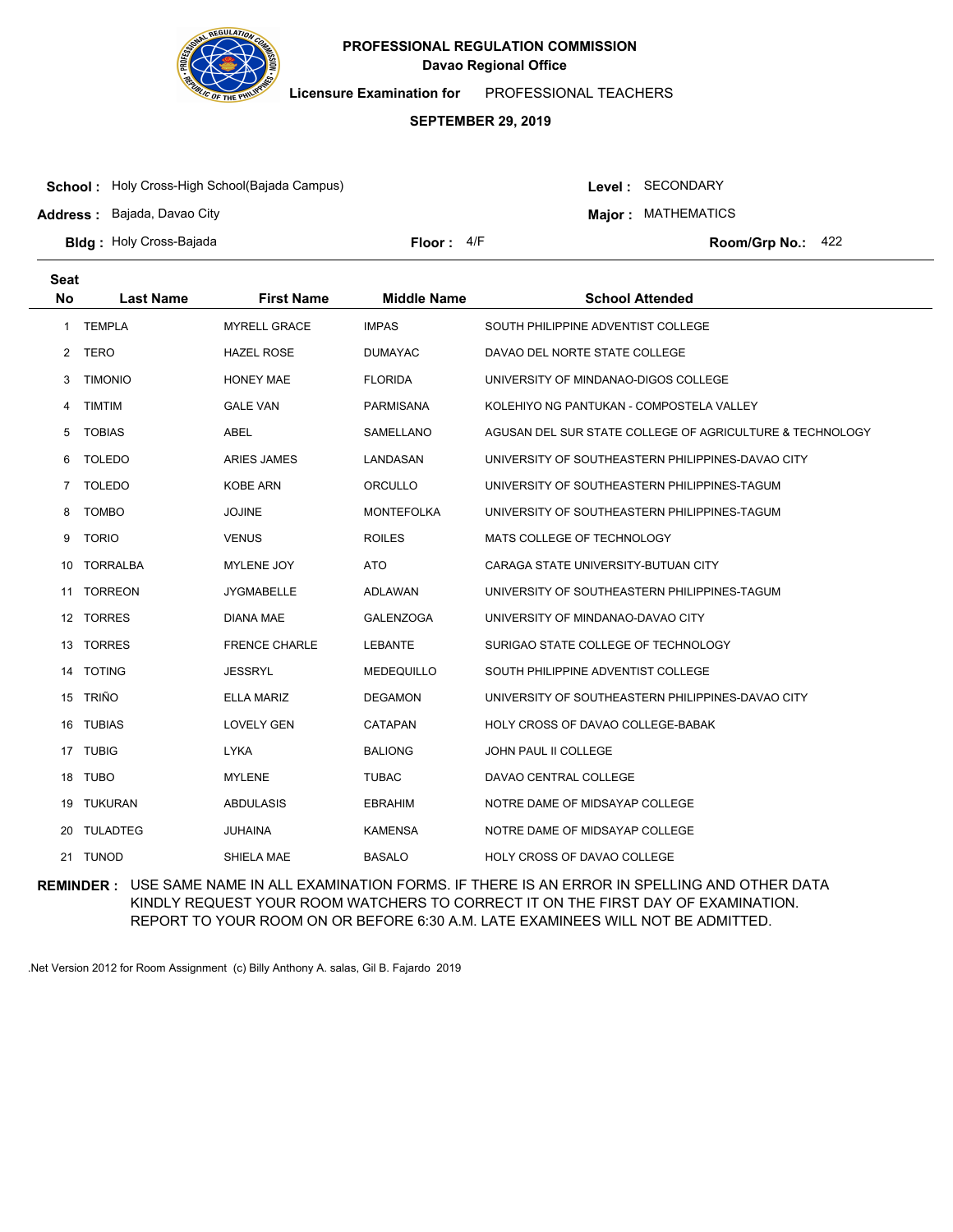**PROFESSIONAL REGULATION COMMISSION**
**Davao Regional Office**

**Licensure Examination for** PROFESSIONAL TEACHERS

**SEPTEMBER 29, 2019**

**School :** Holy Cross-High School(Bajada Campus)
**Address :** Bajada, Davao City
**Bldg :** Holy Cross-Bajada
**Floor :** 4/F

**Level :** SECONDARY
**Major :** MATHEMATICS
**Room/Grp No.:** 422

| Seat No | Last Name | First Name | Middle Name | School Attended |
|---|---|---|---|---|
| 1 | TEMPLA | MYRELL GRACE | IMPAS | SOUTH PHILIPPINE ADVENTIST COLLEGE |
| 2 | TERO | HAZEL ROSE | DUMAYAC | DAVAO DEL NORTE STATE COLLEGE |
| 3 | TIMONIO | HONEY MAE | FLORIDA | UNIVERSITY OF MINDANAO-DIGOS COLLEGE |
| 4 | TIMTIM | GALE VAN | PARMISANA | KOLEHIYO NG PANTUKAN - COMPOSTELA VALLEY |
| 5 | TOBIAS | ABEL | SAMELLANO | AGUSAN DEL SUR STATE COLLEGE OF AGRICULTURE & TECHNOLOGY |
| 6 | TOLEDO | ARIES JAMES | LANDASAN | UNIVERSITY OF SOUTHEASTERN PHILIPPINES-DAVAO CITY |
| 7 | TOLEDO | KOBE ARN | ORCULLO | UNIVERSITY OF SOUTHEASTERN PHILIPPINES-TAGUM |
| 8 | TOMBO | JOJINE | MONTEFOLKA | UNIVERSITY OF SOUTHEASTERN PHILIPPINES-TAGUM |
| 9 | TORIO | VENUS | ROILES | MATS COLLEGE OF TECHNOLOGY |
| 10 | TORRALBA | MYLENE JOY | ATO | CARAGA STATE UNIVERSITY-BUTUAN CITY |
| 11 | TORREON | JYGMABELLE | ADLAWAN | UNIVERSITY OF SOUTHEASTERN PHILIPPINES-TAGUM |
| 12 | TORRES | DIANA MAE | GALENZOGA | UNIVERSITY OF MINDANAO-DAVAO CITY |
| 13 | TORRES | FRENCE CHARLE | LEBANTE | SURIGAO STATE COLLEGE OF TECHNOLOGY |
| 14 | TOTING | JESSRYL | MEDEQUILLO | SOUTH PHILIPPINE ADVENTIST COLLEGE |
| 15 | TRIÑO | ELLA MARIZ | DEGAMON | UNIVERSITY OF SOUTHEASTERN PHILIPPINES-DAVAO CITY |
| 16 | TUBIAS | LOVELY GEN | CATAPAN | HOLY CROSS OF DAVAO COLLEGE-BABAK |
| 17 | TUBIG | LYKA | BALIONG | JOHN PAUL II COLLEGE |
| 18 | TUBO | MYLENE | TUBAC | DAVAO CENTRAL COLLEGE |
| 19 | TUKURAN | ABDULASIS | EBRAHIM | NOTRE DAME OF MIDSAYAP COLLEGE |
| 20 | TULADTEG | JUHAINA | KAMENSA | NOTRE DAME OF MIDSAYAP COLLEGE |
| 21 | TUNOD | SHIELA MAE | BASALO | HOLY CROSS OF DAVAO COLLEGE |

**REMINDER :** USE SAME NAME IN ALL EXAMINATION FORMS. IF THERE IS AN ERROR IN SPELLING AND OTHER DATA KINDLY REQUEST YOUR ROOM WATCHERS TO CORRECT IT ON THE FIRST DAY OF EXAMINATION. REPORT TO YOUR ROOM ON OR BEFORE 6:30 A.M. LATE EXAMINEES WILL NOT BE ADMITTED.

.Net Version 2012 for Room Assignment (c) Billy Anthony A. salas, Gil B. Fajardo 2019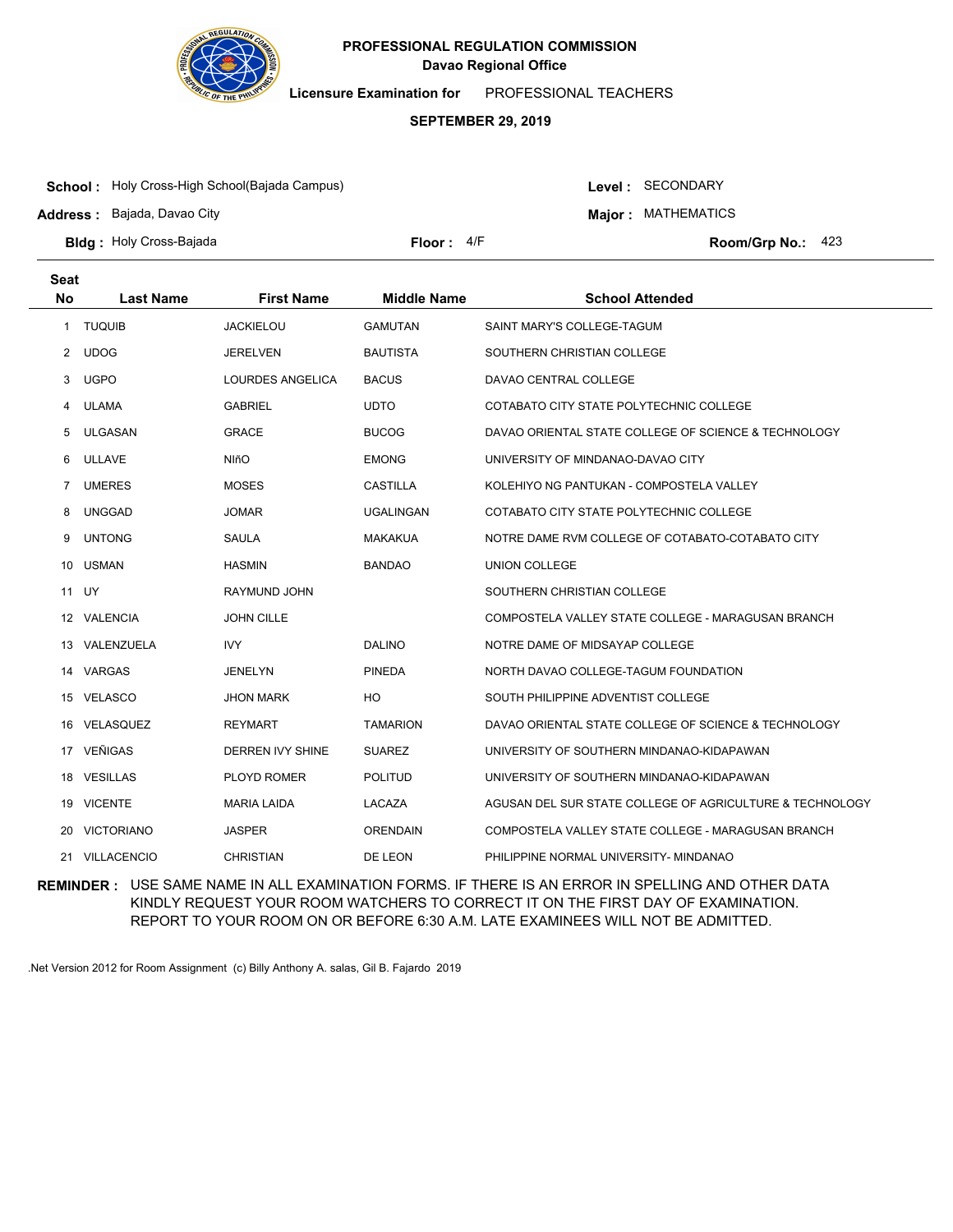**PROFESSIONAL REGULATION COMMISSION**
**Davao Regional Office**

**Licensure Examination for** PROFESSIONAL TEACHERS

**SEPTEMBER 29, 2019**

**School :** Holy Cross-High School(Bajada Campus)
**Address :** Bajada, Davao City
**Bldg :** Holy Cross-Bajada
**Floor :** 4/F

**Level :** SECONDARY
**Major :** MATHEMATICS
**Room/Grp No.:** 423

| Seat No | Last Name | First Name | Middle Name | School Attended |
|---|---|---|---|---|
| 1 | TUQUIB | JACKIELOU | GAMUTAN | SAINT MARY'S COLLEGE-TAGUM |
| 2 | UDOG | JERELVEN | BAUTISTA | SOUTHERN CHRISTIAN COLLEGE |
| 3 | UGPO | LOURDES ANGELICA | BACUS | DAVAO CENTRAL COLLEGE |
| 4 | ULAMA | GABRIEL | UDTO | COTABATO CITY STATE POLYTECHNIC COLLEGE |
| 5 | ULGASAN | GRACE | BUCOG | DAVAO ORIENTAL STATE COLLEGE OF SCIENCE & TECHNOLOGY |
| 6 | ULLAVE | NIñO | EMONG | UNIVERSITY OF MINDANAO-DAVAO CITY |
| 7 | UMERES | MOSES | CASTILLA | KOLEHIYO NG PANTUKAN - COMPOSTELA VALLEY |
| 8 | UNGGAD | JOMAR | UGALINGAN | COTABATO CITY STATE POLYTECHNIC COLLEGE |
| 9 | UNTONG | SAULA | MAKAKUA | NOTRE DAME RVM COLLEGE OF COTABATO-COTABATO CITY |
| 10 | USMAN | HASMIN | BANDAO | UNION COLLEGE |
| 11 | UY | RAYMUND JOHN | | SOUTHERN CHRISTIAN COLLEGE |
| 12 | VALENCIA | JOHN CILLE | | COMPOSTELA VALLEY STATE COLLEGE - MARAGUSAN BRANCH |
| 13 | VALENZUELA | IVY | DALINO | NOTRE DAME OF MIDSAYAP COLLEGE |
| 14 | VARGAS | JENELYN | PINEDA | NORTH DAVAO COLLEGE-TAGUM FOUNDATION |
| 15 | VELASCO | JHON MARK | HO | SOUTH PHILIPPINE ADVENTIST COLLEGE |
| 16 | VELASQUEZ | REYMART | TAMARION | DAVAO ORIENTAL STATE COLLEGE OF SCIENCE & TECHNOLOGY |
| 17 | VEÑIGAS | DERREN IVY SHINE | SUAREZ | UNIVERSITY OF SOUTHERN MINDANAO-KIDAPAWAN |
| 18 | VESILLAS | PLOYD ROMER | POLITUD | UNIVERSITY OF SOUTHERN MINDANAO-KIDAPAWAN |
| 19 | VICENTE | MARIA LAIDA | LACAZA | AGUSAN DEL SUR STATE COLLEGE OF AGRICULTURE & TECHNOLOGY |
| 20 | VICTORIANO | JASPER | ORENDAIN | COMPOSTELA VALLEY STATE COLLEGE - MARAGUSAN BRANCH |
| 21 | VILLACENCIO | CHRISTIAN | DE LEON | PHILIPPINE NORMAL UNIVERSITY- MINDANAO |

**REMINDER :** USE SAME NAME IN ALL EXAMINATION FORMS. IF THERE IS AN ERROR IN SPELLING AND OTHER DATA KINDLY REQUEST YOUR ROOM WATCHERS TO CORRECT IT ON THE FIRST DAY OF EXAMINATION. REPORT TO YOUR ROOM ON OR BEFORE 6:30 A.M. LATE EXAMINEES WILL NOT BE ADMITTED.

.Net Version 2012 for Room Assignment (c) Billy Anthony A. salas, Gil B. Fajardo 2019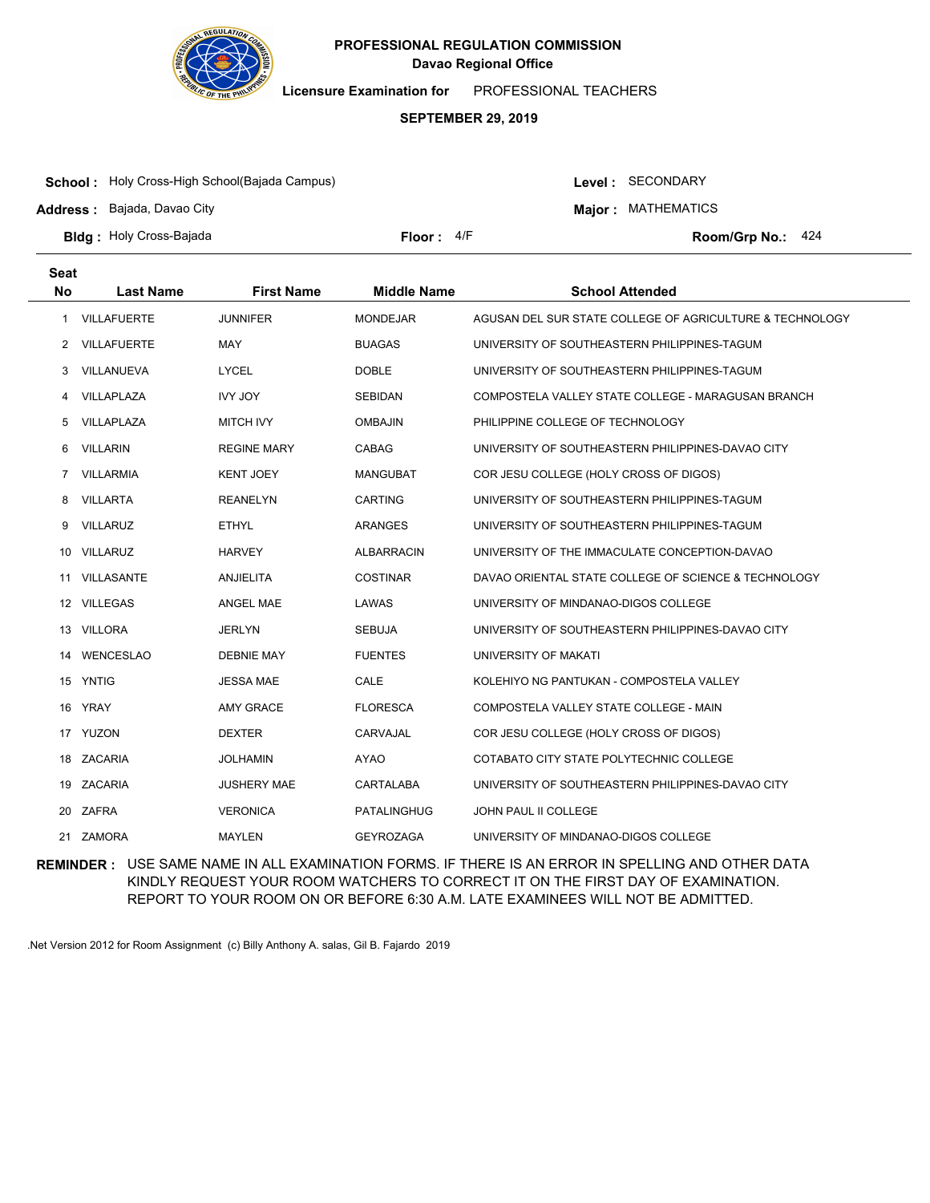**PROFESSIONAL REGULATION COMMISSION**
**Davao Regional Office**

**Licensure Examination for** PROFESSIONAL TEACHERS

**SEPTEMBER 29, 2019**

**School :** Holy Cross-High School(Bajada Campus)
**Address :** Bajada, Davao City
**Bldg :** Holy Cross-Bajada
**Floor :** 4/F

**Level :** SECONDARY
**Major :** MATHEMATICS
**Room/Grp No.:** 424

| Seat No | Last Name | First Name | Middle Name | School Attended |
|---|---|---|---|---|
| 1 | VILLAFUERTE | JUNNIFER | MONDEJAR | AGUSAN DEL SUR STATE COLLEGE OF AGRICULTURE & TECHNOLOGY |
| 2 | VILLAFUERTE | MAY | BUAGAS | UNIVERSITY OF SOUTHEASTERN PHILIPPINES-TAGUM |
| 3 | VILLANUEVA | LYCEL | DOBLE | UNIVERSITY OF SOUTHEASTERN PHILIPPINES-TAGUM |
| 4 | VILLAPLAZA | IVY JOY | SEBIDAN | COMPOSTELA VALLEY STATE COLLEGE - MARAGUSAN BRANCH |
| 5 | VILLAPLAZA | MITCH IVY | OMBAJIN | PHILIPPINE COLLEGE OF TECHNOLOGY |
| 6 | VILLARIN | REGINE MARY | CABAG | UNIVERSITY OF SOUTHEASTERN PHILIPPINES-DAVAO CITY |
| 7 | VILLARMIA | KENT JOEY | MANGUBAT | COR JESU COLLEGE (HOLY CROSS OF DIGOS) |
| 8 | VILLARTA | REANELYN | CARTING | UNIVERSITY OF SOUTHEASTERN PHILIPPINES-TAGUM |
| 9 | VILLARUZ | ETHYL | ARANGES | UNIVERSITY OF SOUTHEASTERN PHILIPPINES-TAGUM |
| 10 | VILLARUZ | HARVEY | ALBARRACIN | UNIVERSITY OF THE IMMACULATE CONCEPTION-DAVAO |
| 11 | VILLASANTE | ANJIELITA | COSTINAR | DAVAO ORIENTAL STATE COLLEGE OF SCIENCE & TECHNOLOGY |
| 12 | VILLEGAS | ANGEL MAE | LAWAS | UNIVERSITY OF MINDANAO-DIGOS COLLEGE |
| 13 | VILLORA | JERLYN | SEBUJA | UNIVERSITY OF SOUTHEASTERN PHILIPPINES-DAVAO CITY |
| 14 | WENCESLAO | DEBNIE MAY | FUENTES | UNIVERSITY OF MAKATI |
| 15 | YNTIG | JESSA MAE | CALE | KOLEHIYO NG PANTUKAN - COMPOSTELA VALLEY |
| 16 | YRAY | AMY GRACE | FLORESCA | COMPOSTELA VALLEY STATE COLLEGE - MAIN |
| 17 | YUZON | DEXTER | CARVAJAL | COR JESU COLLEGE (HOLY CROSS OF DIGOS) |
| 18 | ZACARIA | JOLHAMIN | AYAO | COTABATO CITY STATE POLYTECHNIC COLLEGE |
| 19 | ZACARIA | JUSHERY MAE | CARTALABA | UNIVERSITY OF SOUTHEASTERN PHILIPPINES-DAVAO CITY |
| 20 | ZAFRA | VERONICA | PATALINGHUG | JOHN PAUL II COLLEGE |
| 21 | ZAMORA | MAYLEN | GEYROZAGA | UNIVERSITY OF MINDANAO-DIGOS COLLEGE |

**REMINDER :** USE SAME NAME IN ALL EXAMINATION FORMS. IF THERE IS AN ERROR IN SPELLING AND OTHER DATA KINDLY REQUEST YOUR ROOM WATCHERS TO CORRECT IT ON THE FIRST DAY OF EXAMINATION. REPORT TO YOUR ROOM ON OR BEFORE 6:30 A.M. LATE EXAMINEES WILL NOT BE ADMITTED.

.Net Version 2012 for Room Assignment (c) Billy Anthony A. salas, Gil B. Fajardo 2019